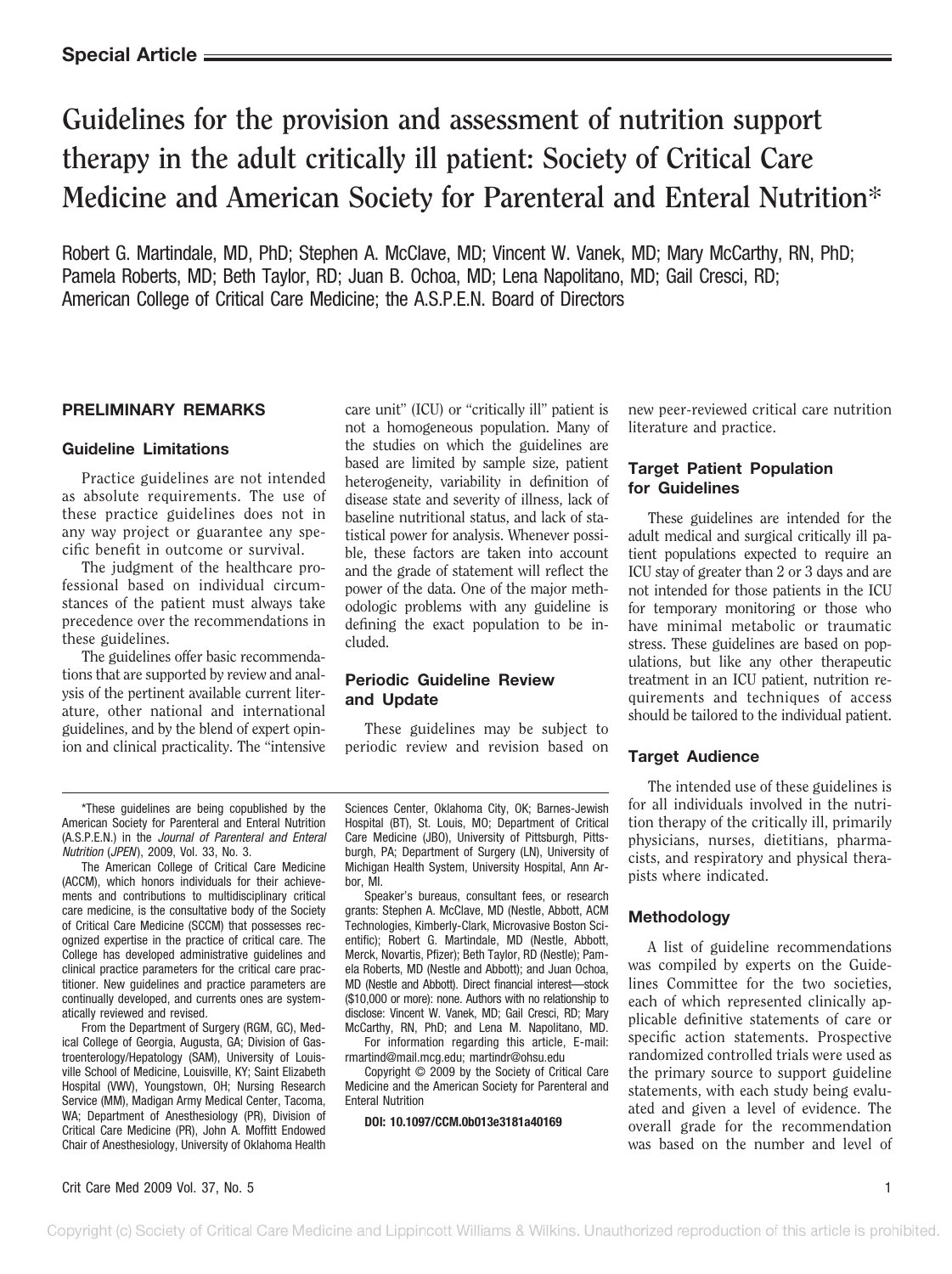**Special Article**

# Guidelines for the provision and assessment of nutrition support therapy in the adult critically ill patient: Society of Critical Care Medicine and American Society for Parenteral and Enteral Nutrition*

Robert G. Martindale, MD, PhD; Stephen A. McClave, MD; Vincent W. Vanek, MD; Mary McCarthy, RN, PhD; Pamela Roberts, MD; Beth Taylor, RD; Juan B. Ochoa, MD; Lena Napolitano, MD; Gail Cresci, RD; American College of Critical Care Medicine; the A.S.P.E.N. Board of Directors

## PRELIMINARY REMARKS

### Guideline Limitations

Practice guidelines are not intended as absolute requirements. The use of these practice guidelines does not in any way project or guarantee any specific benefit in outcome or survival.

The judgment of the healthcare professional based on individual circumstances of the patient must always take precedence over the recommendations in these guidelines.

The guidelines offer basic recommendations that are supported by review and analysis of the pertinent available current literature, other national and international guidelines, and by the blend of expert opinion and clinical practicality. The "intensive care unit" (ICU) or "critically ill" patient is not a homogeneous population. Many of the studies on which the guidelines are based are limited by sample size, patient heterogeneity, variability in definition of disease state and severity of illness, lack of baseline nutritional status, and lack of statistical power for analysis. Whenever possible, these factors are taken into account and the grade of statement will reflect the power of the data. One of the major methodologic problems with any guideline is defining the exact population to be included.

### Periodic Guideline Review and Update

These guidelines may be subject to periodic review and revision based on new peer-reviewed critical care nutrition literature and practice.

### Target Patient Population for Guidelines

These guidelines are intended for the adult medical and surgical critically ill patient populations expected to require an ICU stay of greater than 2 or 3 days and are not intended for those patients in the ICU for temporary monitoring or those who have minimal metabolic or traumatic stress. These guidelines are based on populations, but like any other therapeutic treatment in an ICU patient, nutrition requirements and techniques of access should be tailored to the individual patient.

### Target Audience

The intended use of these guidelines is for all individuals involved in the nutrition therapy of the critically ill, primarily physicians, nurses, dietitians, pharmacists, and respiratory and physical therapists where indicated.

### Methodology

A list of guideline recommendations was compiled by experts on the Guidelines Committee for the two societies, each of which represented clinically applicable definitive statements of care or specific action statements. Prospective randomized controlled trials were used as the primary source to support guideline statements, with each study being evaluated and given a level of evidence. The overall grade for the recommendation was based on the number and level of

---

*These guidelines are being copublished by the American Society for Parenteral and Enteral Nutrition (A.S.P.E.N.) in the *Journal of Parenteral and Enteral Nutrition* (*JPEN*), 2009, Vol. 33, No. 3.

The American College of Critical Care Medicine (ACCM), which honors individuals for their achievements and contributions to multidisciplinary critical care medicine, is the consultative body of the Society of Critical Care Medicine (SCCM) that possesses recognized expertise in the practice of critical care. The College has developed administrative guidelines and clinical practice parameters for the critical care practitioner. New guidelines and practice parameters are continually developed, and currents ones are systematically reviewed and revised.

From the Department of Surgery (RGM, GC), Medical College of Georgia, Augusta, GA; Division of Gastroenterology/Hepatology (SAM), University of Louisville School of Medicine, Louisville, KY; Saint Elizabeth Hospital (VWV), Youngstown, OH; Nursing Research Service (MM), Madigan Army Medical Center, Tacoma, WA; Department of Anesthesiology (PR), Division of Critical Care Medicine (PR), John A. Moffitt Endowed Chair of Anesthesiology, University of Oklahoma Health Sciences Center, Oklahoma City, OK; Barnes-Jewish Hospital (BT), St. Louis, MO; Department of Critical Care Medicine (JBO), University of Pittsburgh, Pittsburgh, PA; Department of Surgery (LN), University of Michigan Health System, University Hospital, Ann Arbor, MI.

Speaker's bureaus, consultant fees, or research grants: Stephen A. McClave, MD (Nestle, Abbott, ACM Technologies, Kimberly-Clark, Microvasive Boston Scientific); Robert G. Martindale, MD (Nestle, Abbott, Merck, Novartis, Pfizer); Beth Taylor, RD (Nestle); Pamela Roberts, MD (Nestle and Abbott); and Juan Ochoa, MD (Nestle and Abbott). Direct financial interest—stock ($10,000 or more): none. Authors with no relationship to disclose: Vincent W. Vanek, MD; Gail Cresci, RD; Mary McCarthy, RN, PhD; and Lena M. Napolitano, MD.

For information regarding this article, E-mail: rmartind@mail.mcg.edu; martindr@ohsu.edu

Copyright © 2009 by the Society of Critical Care Medicine and the American Society for Parenteral and Enteral Nutrition

**DOI: 10.1097/CCM.0b013e3181a40169**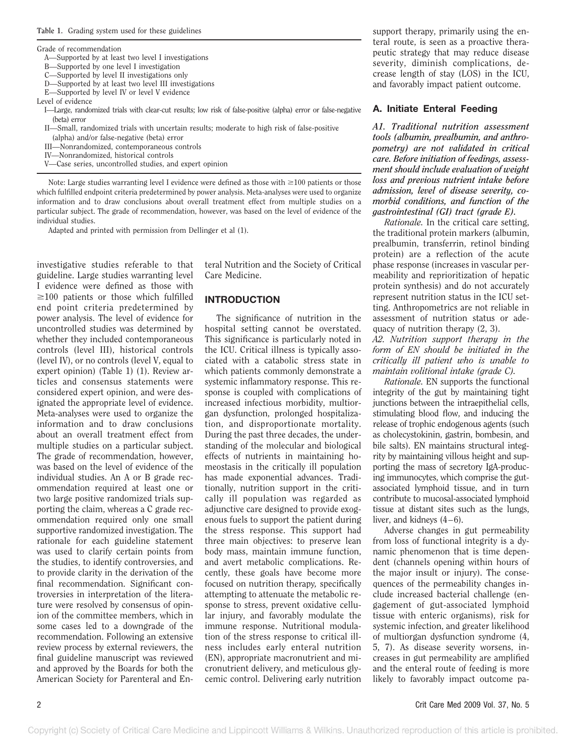**Table 1.** Grading system used for these guidelines

Grade of recommendation
- A—Supported by at least two level I investigations
- B—Supported by one level I investigation
- C—Supported by level II investigations only
- D—Supported by at least two level III investigations
- E—Supported by level IV or level V evidence

Level of evidence
- I—Large, randomized trials with clear-cut results; low risk of false-positive (alpha) error or false-negative (beta) error
- II—Small, randomized trials with uncertain results; moderate to high risk of false-positive (alpha) and/or false-negative (beta) error
- III—Nonrandomized, contemporaneous controls
- IV—Nonrandomized, historical controls
- V—Case series, uncontrolled studies, and expert opinion

Note: Large studies warranting level I evidence were defined as those with ≥100 patients or those which fulfilled endpoint criteria predetermined by power analysis. Meta-analyses were used to organize information and to draw conclusions about overall treatment effect from multiple studies on a particular subject. The grade of recommendation, however, was based on the level of evidence of the individual studies.

Adapted and printed with permission from Dellinger et al (1).

investigative studies referable to that guideline. Large studies warranting level I evidence were defined as those with ≥100 patients or those which fulfilled end point criteria predetermined by power analysis. The level of evidence for uncontrolled studies was determined by whether they included contemporaneous controls (level III), historical controls (level IV), or no controls (level V, equal to expert opinion) (Table 1) (1). Review articles and consensus statements were considered expert opinion, and were designated the appropriate level of evidence. Meta-analyses were used to organize the information and to draw conclusions about an overall treatment effect from multiple studies on a particular subject. The grade of recommendation, however, was based on the level of evidence of the individual studies. An A or B grade recommendation required at least one or two large positive randomized trials supporting the claim, whereas a C grade recommendation required only one small supportive randomized investigation. The rationale for each guideline statement was used to clarify certain points from the studies, to identify controversies, and to provide clarity in the derivation of the final recommendation. Significant controversies in interpretation of the literature were resolved by consensus of opinion of the committee members, which in some cases led to a downgrade of the recommendation. Following an extensive review process by external reviewers, the final guideline manuscript was reviewed and approved by the Boards for both the American Society for Parenteral and Enteral Nutrition and the Society of Critical Care Medicine.

## INTRODUCTION

The significance of nutrition in the hospital setting cannot be overstated. This significance is particularly noted in the ICU. Critical illness is typically associated with a catabolic stress state in which patients commonly demonstrate a systemic inflammatory response. This response is coupled with complications of increased infectious morbidity, multiorgan dysfunction, prolonged hospitalization, and disproportionate mortality. During the past three decades, the understanding of the molecular and biological effects of nutrients in maintaining homeostasis in the critically ill population has made exponential advances. Traditionally, nutrition support in the critically ill population was regarded as adjunctive care designed to provide exogenous fuels to support the patient during the stress response. This support had three main objectives: to preserve lean body mass, maintain immune function, and avert metabolic complications. Recently, these goals have become more focused on nutrition therapy, specifically attempting to attenuate the metabolic response to stress, prevent oxidative cellular injury, and favorably modulate the immune response. Nutritional modulation of the stress response to critical illness includes early enteral nutrition (EN), appropriate macronutrient and micronutrient delivery, and meticulous glycemic control. Delivering early nutrition support therapy, primarily using the enteral route, is seen as a proactive therapeutic strategy that may reduce disease severity, diminish complications, decrease length of stay (LOS) in the ICU, and favorably impact patient outcome.

### A. Initiate Enteral Feeding

***A1. Traditional nutrition assessment tools (albumin, prealbumin, and anthropometry) are not validated in critical care. Before initiation of feedings, assessment should include evaluation of weight loss and previous nutrient intake before admission, level of disease severity, comorbid conditions, and function of the gastrointestinal (GI) tract (grade E).***

*Rationale.* In the critical care setting, the traditional protein markers (albumin, prealbumin, transferrin, retinol binding protein) are a reflection of the acute phase response (increases in vascular permeability and reprioritization of hepatic protein synthesis) and do not accurately represent nutrition status in the ICU setting. Anthropometrics are not reliable in assessment of nutrition status or adequacy of nutrition therapy (2, 3).

***A2. Nutrition support therapy in the form of EN should be initiated in the critically ill patient who is unable to maintain volitional intake (grade C).***

*Rationale.* EN supports the functional integrity of the gut by maintaining tight junctions between the intraepithelial cells, stimulating blood flow, and inducing the release of trophic endogenous agents (such as cholecystokinin, gastrin, bombesin, and bile salts). EN maintains structural integrity by maintaining villous height and supporting the mass of secretory IgA-producing immunocytes, which comprise the gut-associated lymphoid tissue, and in turn contribute to mucosal-associated lymphoid tissue at distant sites such as the lungs, liver, and kidneys (4–6).

Adverse changes in gut permeability from loss of functional integrity is a dynamic phenomenon that is time dependent (channels opening within hours of the major insult or injury). The consequences of the permeability changes include increased bacterial challenge (engagement of gut-associated lymphoid tissue with enteric organisms), risk for systemic infection, and greater likelihood of multiorgan dysfunction syndrome (4, 5, 7). As disease severity worsens, increases in gut permeability are amplified and the enteral route of feeding is more likely to favorably impact outcome pa-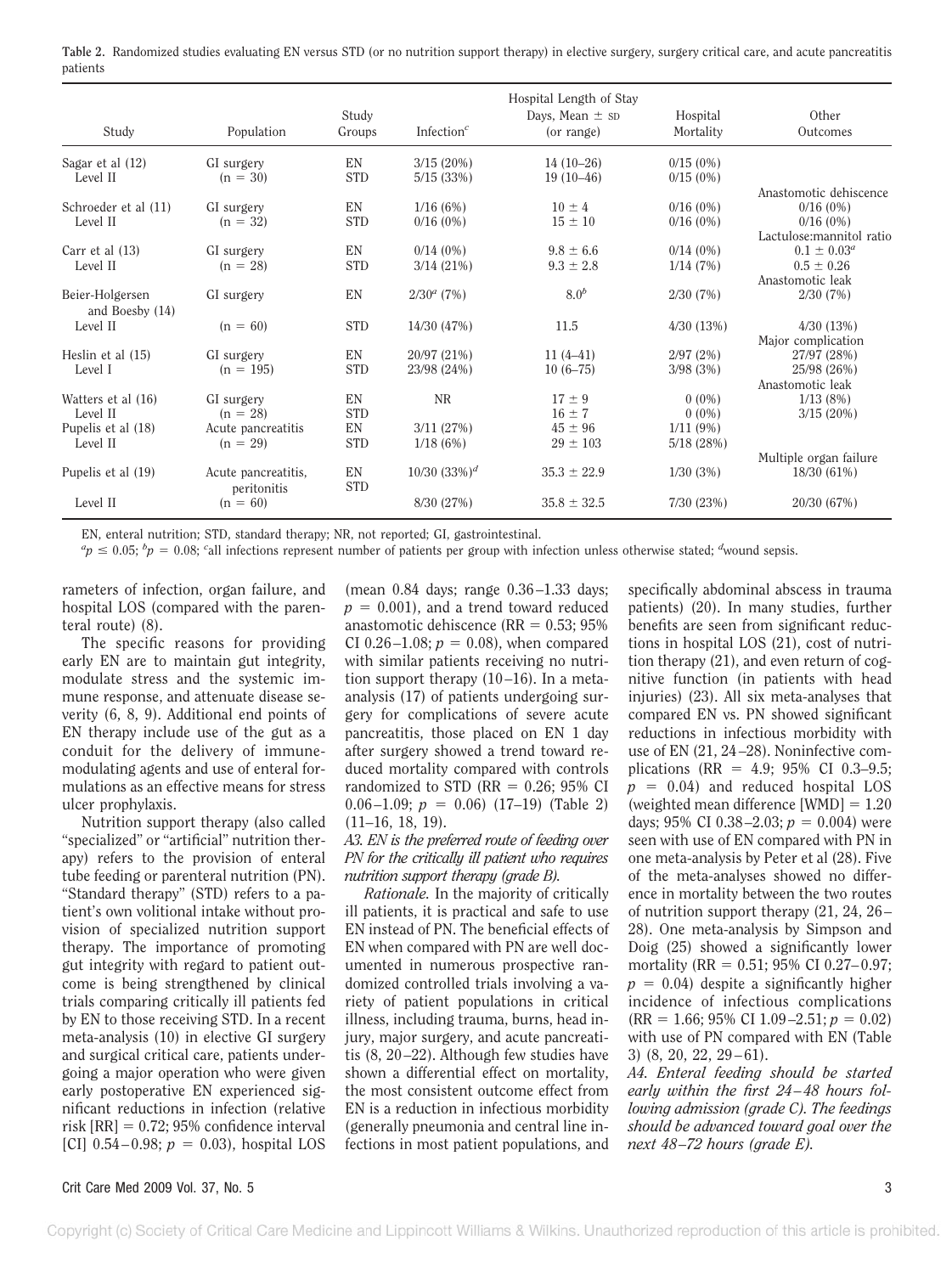**Table 2.** Randomized studies evaluating EN versus STD (or no nutrition support therapy) in elective surgery, surgery critical care, and acute pancreatitis patients

| Study | Population | Study Groups | Infection[c] | Hospital Length of Stay Days, Mean ± SD (or range) | Hospital Mortality | Other Outcomes |
|---|---|---|---|---|---|---|
| Sagar et al (12) Level II | GI surgery (n = 30) | EN | 3/15 (20%) | 14 (10–26) | 0/15 (0%) | |
| | | STD | 5/15 (33%) | 19 (10–46) | 0/15 (0%) | |
| Schroeder et al (11) Level II | GI surgery (n = 32) | EN | 1/16 (6%) | 10 ± 4 | 0/16 (0%) | Anastomotic dehiscence 0/16 (0%) |
| | | STD | 0/16 (0%) | 15 ± 10 | 0/16 (0%) | 0/16 (0%) |
| Carr et al (13) Level II | GI surgery (n = 28) | EN | 0/14 (0%) | 9.8 ± 6.6 | 0/14 (0%) | Lactulose:mannitol ratio $0.1 \pm 0.03^{a}$ |
| | | STD | 3/14 (21%) | 9.3 ± 2.8 | 1/14 (7%) | 0.5 ± 0.26 |
| Beier-Holgersen and Boesby (14) Level II | GI surgery (n = 60) | EN | $2/30^{a}$ (7%) | $8.0^{b}$ | 2/30 (7%) | Anastomotic leak 2/30 (7%) |
| | | STD | 14/30 (47%) | 11.5 | 4/30 (13%) | 4/30 (13%) |
| Heslin et al (15) Level I | GI surgery (n = 195) | EN | 20/97 (21%) | 11 (4–41) | 2/97 (2%) | Major complication 27/97 (28%) |
| | | STD | 23/98 (24%) | 10 (6–75) | 3/98 (3%) | 25/98 (26%) |
| Watters et al (16) Level II | GI surgery (n = 28) | EN | NR | 17 ± 9 | 0 (0%) | Anastomotic leak 1/13 (8%) |
| | | STD | | 16 ± 7 | 0 (0%) | 3/15 (20%) |
| Pupelis et al (18) Level II | Acute pancreatitis (n = 29) | EN | 3/11 (27%) | 45 ± 96 | 1/11 (9%) | |
| | | STD | 1/18 (6%) | 29 ± 103 | 5/18 (28%) | |
| Pupelis et al (19) Level II | Acute pancreatitis, peritonitis (n = 60) | EN | 10/30 (33%)[d] | 35.3 ± 22.9 | 1/30 (3%) | Multiple organ failure 18/30 (61%) |
| | | STD | 8/30 (27%) | 35.8 ± 32.5 | 7/30 (23%) | 20/30 (67%) |

EN, enteral nutrition; STD, standard therapy; NR, not reported; GI, gastrointestinal.

[a] $p \leq 0.05$; [b] $p = 0.08$; [c] all infections represent number of patients per group with infection unless otherwise stated; [d] wound sepsis.

rameters of infection, organ failure, and hospital LOS (compared with the parenteral route) (8).

The specific reasons for providing early EN are to maintain gut integrity, modulate stress and the systemic immune response, and attenuate disease severity (6, 8, 9). Additional end points of EN therapy include use of the gut as a conduit for the delivery of immune-modulating agents and use of enteral formulations as an effective means for stress ulcer prophylaxis.

Nutrition support therapy (also called "specialized" or "artificial" nutrition therapy) refers to the provision of enteral tube feeding or parenteral nutrition (PN). "Standard therapy" (STD) refers to a patient's own volitional intake without provision of specialized nutrition support therapy. The importance of promoting gut integrity with regard to patient outcome is being strengthened by clinical trials comparing critically ill patients fed by EN to those receiving STD. In a recent meta-analysis (10) in elective GI surgery and surgical critical care, patients undergoing a major operation who were given early postoperative EN experienced significant reductions in infection (relative risk [RR] = 0.72; 95% confidence interval [CI] 0.54–0.98; $p = 0.03$), hospital LOS (mean 0.84 days; range 0.36–1.33 days; $p = 0.001$), and a trend toward reduced anastomotic dehiscence (RR = 0.53; 95% CI 0.26–1.08; $p = 0.08$), when compared with similar patients receiving no nutrition support therapy (10–16). In a meta-analysis (17) of patients undergoing surgery for complications of severe acute pancreatitis, those placed on EN 1 day after surgery showed a trend toward reduced mortality compared with controls randomized to STD (RR = 0.26; 95% CI 0.06–1.09; $p = 0.06$) (17–19) (Table 2) (11–16, 18, 19).

*A3. EN is the preferred route of feeding over PN for the critically ill patient who requires nutrition support therapy (grade B).*

*Rationale.* In the majority of critically ill patients, it is practical and safe to use EN instead of PN. The beneficial effects of EN when compared with PN are well documented in numerous prospective randomized controlled trials involving a variety of patient populations in critical illness, including trauma, burns, head injury, major surgery, and acute pancreatitis (8, 20–22). Although few studies have shown a differential effect on mortality, the most consistent outcome effect from EN is a reduction in infectious morbidity (generally pneumonia and central line infections in most patient populations, and specifically abdominal abscess in trauma patients) (20). In many studies, further benefits are seen from significant reductions in hospital LOS (21), cost of nutrition therapy (21), and even return of cognitive function (in patients with head injuries) (23). All six meta-analyses that compared EN vs. PN showed significant reductions in infectious morbidity with use of EN (21, 24–28). Noninfective complications (RR = 4.9; 95% CI 0.3–9.5; $p = 0.04$) and reduced hospital LOS (weighted mean difference [WMD] = 1.20 days; 95% CI 0.38–2.03; $p = 0.004$) were seen with use of EN compared with PN in one meta-analysis by Peter et al (28). Five of the meta-analyses showed no difference in mortality between the two routes of nutrition support therapy (21, 24, 26–28). One meta-analysis by Simpson and Doig (25) showed a significantly lower mortality (RR = 0.51; 95% CI 0.27–0.97; $p = 0.04$) despite a significantly higher incidence of infectious complications (RR = 1.66; 95% CI 1.09–2.51; $p = 0.02$) with use of PN compared with EN (Table 3) (8, 20, 22, 29–61).

*A4. Enteral feeding should be started early within the first 24–48 hours following admission (grade C). The feedings should be advanced toward goal over the next 48–72 hours (grade E).*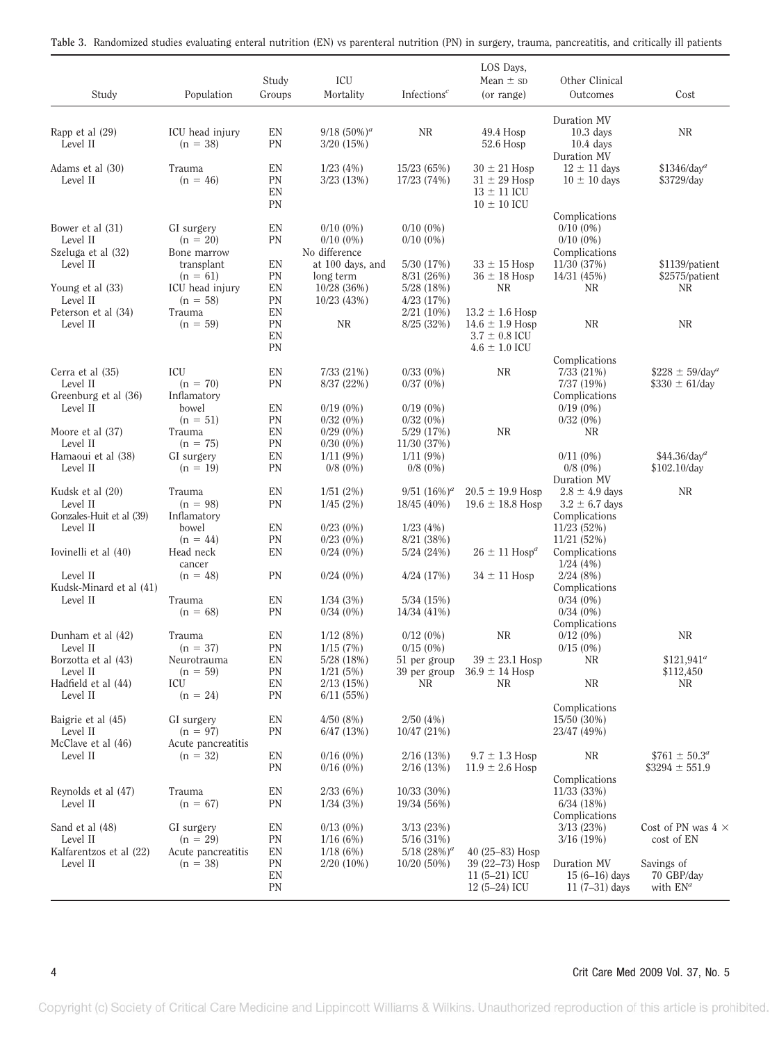**Table 3.** Randomized studies evaluating enteral nutrition (EN) vs parenteral nutrition (PN) in surgery, trauma, pancreatitis, and critically ill patients

| Study | Population | Study Groups | ICU Mortality | Infections[c] | LOS Days, Mean ± SD (or range) | Other Clinical Outcomes | Cost |
|---|---|---|---|---|---|---|---|
| Rapp et al (29) Level II | ICU head injury (n = 38) | EN | 9/18 (50%)[a] | NR | 49.4 Hosp | Duration MV 10.3 days | NR |
| | | PN | 3/20 (15%) | | 52.6 Hosp | 10.4 days | |
| Adams et al (30) Level II | Trauma (n = 46) | EN | 1/23 (4%) | 15/23 (65%) | 30 ± 21 Hosp | Duration MV 12 ± 11 days | $1346/day[a] |
| | | PN | 3/23 (13%) | 17/23 (74%) | 31 ± 29 Hosp | 10 ± 10 days | $3729/day |
| | | EN | | | 13 ± 11 ICU | | |
| | | PN | | | 10 ± 10 ICU | | |
| Bower et al (31) Level II | GI surgery (n = 20) | EN | 0/10 (0%) | 0/10 (0%) | | Complications 0/10 (0%) | |
| | | PN | 0/10 (0%) | 0/10 (0%) | | 0/10 (0%) | |
| Szeluga et al (32) Level II | Bone marrow transplant (n = 61) | EN | No difference at 100 days, and long term | 5/30 (17%) | 33 ± 15 Hosp | Complications 11/30 (37%) | $1139/patient |
| | | PN | | 8/31 (26%) | 36 ± 18 Hosp | 14/31 (45%) | $2575/patient |
| Young et al (33) Level II | ICU head injury (n = 58) | EN | 10/28 (36%) | 5/28 (18%) | NR | NR | NR |
| | | PN | 10/23 (43%) | 4/23 (17%) | | | |
| Peterson et al (34) Level II | Trauma (n = 59) | EN | NR | 2/21 (10%) | 13.2 ± 1.6 Hosp | NR | NR |
| | | PN | | 8/25 (32%) | 14.6 ± 1.9 Hosp | | |
| | | EN | | | 3.7 ± 0.8 ICU | | |
| | | PN | | | 4.6 ± 1.0 ICU | | |
| Cerra et al (35) Level II | ICU (n = 70) | EN | 7/33 (21%) | 0/33 (0%) | NR | Complications 7/33 (21%) | $228 ± 59/day[a] |
| | | PN | 8/37 (22%) | 0/37 (0%) | | 7/37 (19%) | $330 ± 61/day |
| Greenburg et al (36) Level II | Inflamatory bowel (n = 51) | EN | 0/19 (0%) | 0/19 (0%) | | Complications 0/19 (0%) | |
| | | PN | 0/32 (0%) | 0/32 (0%) | | 0/32 (0%) | |
| Moore et al (37) Level II | Trauma (n = 75) | EN | 0/29 (0%) | 5/29 (17%) | NR | NR | |
| | | PN | 0/30 (0%) | 11/30 (37%) | | | |
| Hamaoui et al (38) Level II | GI surgery (n = 19) | EN | 1/11 (9%) | 1/11 (9%) | | 0/11 (0%) | $44.36/day[a] |
| | | PN | 0/8 (0%) | 0/8 (0%) | | 0/8 (0%) | $102.10/day |
| Kudsk et al (20) Level II | Trauma (n = 98) | EN | 1/51 (2%) | 9/51 (16%)[a] | 20.5 ± 19.9 Hosp | Duration MV 2.8 ± 4.9 days | NR |
| | | PN | 1/45 (2%) | 18/45 (40%) | 19.6 ± 18.8 Hosp | 3.2 ± 6.7 days | |
| Gonzales-Huit et al (39) Level II | Inflamatory bowel (n = 44) | EN | 0/23 (0%) | 1/23 (4%) | | Complications 11/23 (52%) | |
| | | PN | 0/23 (0%) | 8/21 (38%) | | 11/21 (52%) | |
| Iovinelli et al (40) Level II | Head neck cancer (n = 48) | EN | 0/24 (0%) | 5/24 (24%) | 26 ± 11 Hosp[a] | Complications 1/24 (4%) | |
| | | PN | 0/24 (0%) | 4/24 (17%) | 34 ± 11 Hosp | 2/24 (8%) | |
| Kudsk-Minard et al (41) Level II | Trauma (n = 68) | EN | 1/34 (3%) | 5/34 (15%) | | Complications 0/34 (0%) | |
| | | PN | 0/34 (0%) | 14/34 (41%) | | 0/34 (0%) | |
| Dunham et al (42) Level II | Trauma (n = 37) | EN | 1/12 (8%) | 0/12 (0%) | NR | Complications 0/12 (0%) | NR |
| | | PN | 1/15 (7%) | 0/15 (0%) | | 0/15 (0%) | |
| Borzotta et al (43) Level II | Neurotrauma (n = 59) | EN | 5/28 (18%) | 51 per group | 39 ± 23.1 Hosp | NR | $121,941[a] |
| | | PN | 1/21 (5%) | 39 per group | 36.9 ± 14 Hosp | | $112,450 |
| Hadfield et al (44) Level II | ICU (n = 24) | EN | 2/13 (15%) | NR | NR | NR | NR |
| | | PN | 6/11 (55%) | | | | |
| Baigrie et al (45) Level II | GI surgery (n = 97) | EN | 4/50 (8%) | 2/50 (4%) | | Complications 15/50 (30%) | |
| | | PN | 6/47 (13%) | 10/47 (21%) | | 23/47 (49%) | |
| McClave et al (46) Level II | Acute pancreatitis (n = 32) | EN | 0/16 (0%) | 2/16 (13%) | 9.7 ± 1.3 Hosp | NR | $761 ± 50.3[a] |
| | | PN | 0/16 (0%) | 2/16 (13%) | 11.9 ± 2.6 Hosp | | $3294 ± 551.9 |
| Reynolds et al (47) Level II | Trauma (n = 67) | EN | 2/33 (6%) | 10/33 (30%) | | Complications 11/33 (33%) | |
| | | PN | 1/34 (3%) | 19/34 (56%) | | 6/34 (18%) | |
| Sand et al (48) Level II | GI surgery (n = 29) | EN | 0/13 (0%) | 3/13 (23%) | | Complications 3/13 (23%) | Cost of PN was 4 × cost of EN |
| | | PN | 1/16 (6%) | 5/16 (31%) | | 3/16 (19%) | |
| Kalfarentzos et al (22) Level II | Acute pancreatitis (n = 38) | EN | 1/18 (6%) | 5/18 (28%)[a] | 40 (25–83) Hosp | Duration MV | Savings of 70 GBP/day with EN[a] |
| | | PN | 2/20 (10%) | 10/20 (50%) | 39 (22–73) Hosp | 15 (6–16) days | |
| | | EN | | | 11 (5–21) ICU | 11 (7–31) days | |
| | | PN | | | 12 (5–24) ICU | | |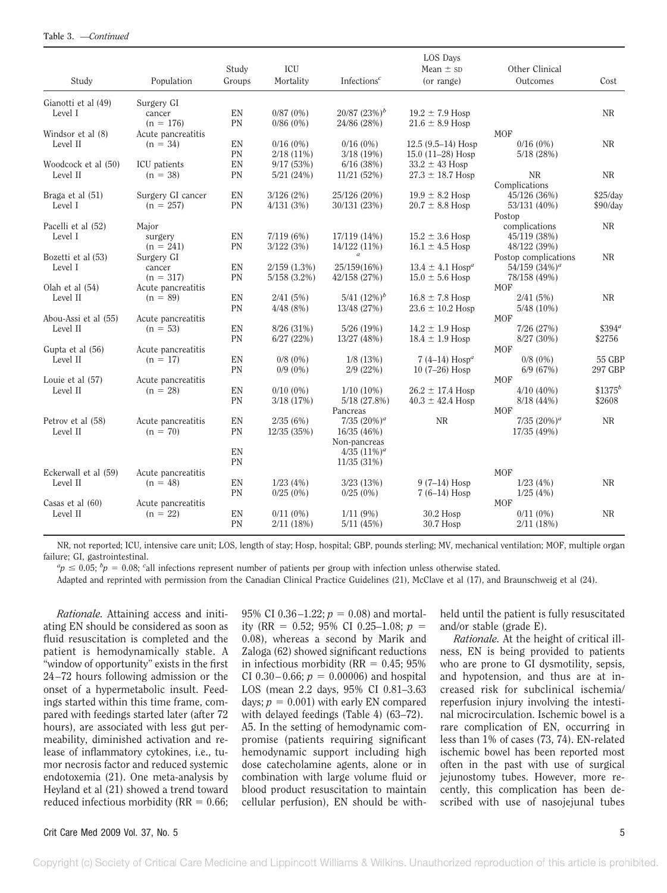**Table 3.** —*Continued*

| Study | Population | Study Groups | ICU Mortality | Infections[c] | LOS Days Mean ± SD (or range) | Other Clinical Outcomes | Cost |
|---|---|---|---|---|---|---|---|
| Gianotti et al (49) Level I | Surgery GI cancer (n = 176) | EN | 0/87 (0%) | 20/87 (23%)[b] | 19.2 ± 7.9 Hosp | | NR |
| | | PN | 0/86 (0%) | 24/86 (28%) | 21.6 ± 8.9 Hosp | | |
| Windsor et al (8) Level II | Acute pancreatitis (n = 34) | EN | 0/16 (0%) | 0/16 (0%) | 12.5 (9.5–14) Hosp | MOF 0/16 (0%) | NR |
| | | PN | 2/18 (11%) | 3/18 (19%) | 15.0 (11–28) Hosp | 5/18 (28%) | |
| Woodcock et al (50) Level II | ICU patients (n = 38) | EN | 9/17 (53%) | 6/16 (38%) | 33.2 ± 43 Hosp | | |
| | | PN | 5/21 (24%) | 11/21 (52%) | 27.3 ± 18.7 Hosp | NR | NR |
| Braga et al (51) Level I | Surgery GI cancer (n = 257) | EN | 3/126 (2%) | 25/126 (20%) | 19.9 ± 8.2 Hosp | Complications 45/126 (36%) | $25/day |
| | | PN | 4/131 (3%) | 30/131 (23%) | 20.7 ± 8.8 Hosp | 53/131 (40%) | $90/day |
| Pacelli et al (52) Level I | Major surgery (n = 241) | EN | 7/119 (6%) | 17/119 (14%) | 15.2 ± 3.6 Hosp | Postop complications 45/119 (38%) | NR |
| | | PN | 3/122 (3%) | 14/122 (11%) | 16.1 ± 4.5 Hosp | 48/122 (39%) | |
| Bozetti et al (53) Level I | Surgery GI cancer (n = 317) | EN | 2/159 (1.3%) | [a] 25/159(16%) | 13.4 ± 4.1 Hosp[a] | Postop complications 54/159 (34%)[a] | NR |
| | | PN | 5/158 (3.2%) | 42/158 (27%) | 15.0 ± 5.6 Hosp | 78/158 (49%) | |
| Olah et al (54) Level II | Acute pancreatitis (n = 89) | EN | 2/41 (5%) | 5/41 (12%)[b] | 16.8 ± 7.8 Hosp | MOF 2/41 (5%) | NR |
| | | PN | 4/48 (8%) | 13/48 (27%) | 23.6 ± 10.2 Hosp | 5/48 (10%) | |
| Abou-Assi et al (55) Level II | Acute pancreatitis (n = 53) | EN | 8/26 (31%) | 5/26 (19%) | 14.2 ± 1.9 Hosp | MOF 7/26 (27%) | $394[a] |
| | | PN | 6/27 (22%) | 13/27 (48%) | 18.4 ± 1.9 Hosp | 8/27 (30%) | $2756 |
| Gupta et al (56) Level II | Acute pancreatitis (n = 17) | EN | 0/8 (0%) | 1/8 (13%) | 7 (4–14) Hosp[a] | MOF 0/8 (0%) | 55 GBP |
| | | PN | 0/9 (0%) | 2/9 (22%) | 10 (7–26) Hosp | 6/9 (67%) | 297 GBP |
| Louie et al (57) Level II | Acute pancreatitis (n = 28) | EN | 0/10 (0%) | 1/10 (10%) | 26.2 ± 17.4 Hosp | MOF 4/10 (40%) | $1375[b] |
| | | PN | 3/18 (17%) | 5/18 (27.8%) | 40.3 ± 42.4 Hosp | 8/18 (44%) | $2608 |
| Petrov et al (58) Level II | Acute pancreatitis (n = 70) | EN | 2/35 (6%) | Pancreas 7/35 (20%)[a] | NR | MOF 7/35 (20%)[a] | NR |
| | | PN | 12/35 (35%) | 16/35 (46%) | | 17/35 (49%) | |
| | | EN | | Non-pancreas 4/35 (11%)[a] | | | |
| | | PN | | 11/35 (31%) | | | |
| Eckerwall et al (59) Level II | Acute pancreatitis (n = 48) | EN | 1/23 (4%) | 3/23 (13%) | 9 (7–14) Hosp | MOF 1/23 (4%) | NR |
| | | PN | 0/25 (0%) | 0/25 (0%) | 7 (6–14) Hosp | 1/25 (4%) | |
| Casas et al (60) Level II | Acute pancreatitis (n = 22) | EN | 0/11 (0%) | 1/11 (9%) | 30.2 Hosp | MOF 0/11 (0%) | NR |
| | | PN | 2/11 (18%) | 5/11 (45%) | 30.7 Hosp | 2/11 (18%) | |

NR, not reported; ICU, intensive care unit; LOS, length of stay; Hosp, hospital; GBP, pounds sterling; MV, mechanical ventilation; MOF, multiple organ failure; GI, gastrointestinal.

[a]$p \leq 0.05$; [b]$p = 0.08$; [c]all infections represent number of patients per group with infection unless otherwise stated.

Adapted and reprinted with permission from the Canadian Clinical Practice Guidelines (21), McClave et al (17), and Braunschweig et al (24).

*Rationale.* Attaining access and initiating EN should be considered as soon as fluid resuscitation is completed and the patient is hemodynamically stable. A "window of opportunity" exists in the first 24–72 hours following admission or the onset of a hypermetabolic insult. Feedings started within this time frame, compared with feedings started later (after 72 hours), are associated with less gut permeability, diminished activation and release of inflammatory cytokines, i.e., tumor necrosis factor and reduced systemic endotoxemia (21). One meta-analysis by Heyland et al (21) showed a trend toward reduced infectious morbidity (RR = 0.66; 95% CI 0.36–1.22; $p = 0.08$) and mortality (RR = 0.52; 95% CI 0.25–1.08; $p = 0.08$), whereas a second by Marik and Zaloga (62) showed significant reductions in infectious morbidity (RR = 0.45; 95% CI 0.30–0.66; $p = 0.00006$) and hospital LOS (mean 2.2 days, 95% CI 0.81–3.63 days; $p = 0.001$) with early EN compared with delayed feedings (Table 4) (63–72).

A5. In the setting of hemodynamic compromise (patients requiring significant hemodynamic support including high dose catecholamine agents, alone or in combination with large volume fluid or blood product resuscitation to maintain cellular perfusion), EN should be withheld until the patient is fully resuscitated and/or stable (grade E).

*Rationale.* At the height of critical illness, EN is being provided to patients who are prone to GI dysmotility, sepsis, and hypotension, and thus are at increased risk for subclinical ischemia/reperfusion injury involving the intestinal microcirculation. Ischemic bowel is a rare complication of EN, occurring in less than 1% of cases (73, 74). EN-related ischemic bowel has been reported most often in the past with use of surgical jejunostomy tubes. However, more recently, this complication has been described with use of nasojejunal tubes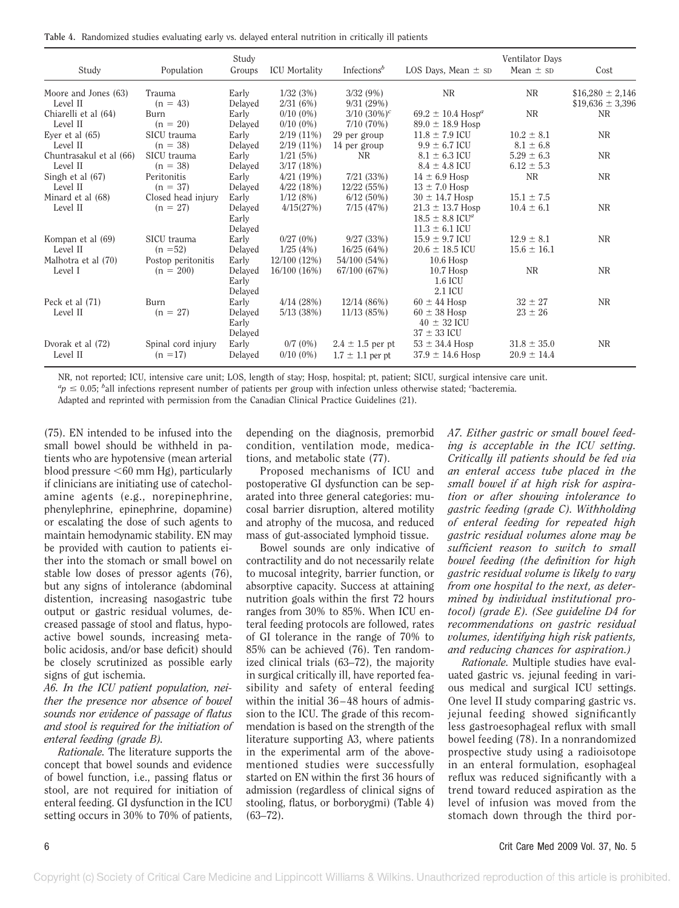**Table 4.** Randomized studies evaluating early vs. delayed enteral nutrition in critically ill patients

| Study | Population | Study Groups | ICU Mortality | Infections[b] | LOS Days, Mean ± SD | Ventilator Days Mean ± SD | Cost |
|---|---|---|---|---|---|---|---|
| Moore and Jones (63) | Trauma | Early | 1/32 (3%) | 3/32 (9%) | NR | NR | $16,280 ± 2,146 |
| Level II | (n = 43) | Delayed | 2/31 (6%) | 9/31 (29%) | | | $19,636 ± 3,396 |
| Chiarelli et al (64) | Burn | Early | 0/10 (0%) | 3/10 (30%)[c] | 69.2 ± 10.4 Hosp[a] | NR | NR |
| Level II | (n = 20) | Delayed | 0/10 (0%) | 7/10 (70%) | 89.0 ± 18.9 Hosp | | |
| Eyer et al (65) | SICU trauma | Early | 2/19 (11%) | 29 per group | 11.8 ± 7.9 ICU | 10.2 ± 8.1 | NR |
| Level II | (n = 38) | Delayed | 2/19 (11%) | 14 per group | 9.9 ± 6.7 ICU | 8.1 ± 6.8 | |
| Chuntrasakul et al (66) | SICU trauma | Early | 1/21 (5%) | NR | 8.1 ± 6.3 ICU | 5.29 ± 6.3 | NR |
| Level II | (n = 38) | Delayed | 3/17 (18%) | | 8.4 ± 4.8 ICU | 6.12 ± 5.3 | |
| Singh et al (67) | Peritonitis | Early | 4/21 (19%) | 7/21 (33%) | 14 ± 6.9 Hosp | NR | NR |
| Level II | (n = 37) | Delayed | 4/22 (18%) | 12/22 (55%) | 13 ± 7.0 Hosp | | |
| Minard et al (68) | Closed head injury | Early | 1/12 (8%) | 6/12 (50%) | 30 ± 14.7 Hosp | 15.1 ± 7.5 | |
| Level II | (n = 27) | Delayed | 4/15(27%) | 7/15 (47%) | 21.3 ± 13.7 Hosp | 10.4 ± 6.1 | NR |
| | | Early | | | 18.5 ± 8.8 ICU[a] | | |
| | | Delayed | | | 11.3 ± 6.1 ICU | | |
| Kompan et al (69) | SICU trauma | Early | 0/27 (0%) | 9/27 (33%) | 15.9 ± 9.7 ICU | 12.9 ± 8.1 | NR |
| Level II | (n =52) | Delayed | 1/25 (4%) | 16/25 (64%) | 20.6 ± 18.5 ICU | 15.6 ± 16.1 | |
| Malhotra et al (70) | Postop peritonitis | Early | 12/100 (12%) | 54/100 (54%) | 10.6 Hosp | | |
| Level I | (n = 200) | Delayed | 16/100 (16%) | 67/100 (67%) | 10.7 Hosp | NR | NR |
| | | Early | | | 1.6 ICU | | |
| | | Delayed | | | 2.1 ICU | | |
| Peck et al (71) | Burn | Early | 4/14 (28%) | 12/14 (86%) | 60 ± 44 Hosp | 32 ± 27 | NR |
| Level II | (n = 27) | Delayed | 5/13 (38%) | 11/13 (85%) | 60 ± 38 Hosp | 23 ± 26 | |
| | | Early | | | 40 ± 32 ICU | | |
| | | Delayed | | | 37 ± 33 ICU | | |
| Dvorak et al (72) | Spinal cord injury | Early | 0/7 (0%) | 2.4 ± 1.5 per pt | 53 ± 34.4 Hosp | 31.8 ± 35.0 | NR |
| Level II | (n =17) | Delayed | 0/10 (0%) | 1.7 ± 1.1 per pt | 37.9 ± 14.6 Hosp | 20.9 ± 14.4 | |

NR, not reported; ICU, intensive care unit; LOS, length of stay; Hosp, hospital; pt, patient; SICU, surgical intensive care unit.

[a] $p \leq 0.05$; [b] all infections represent number of patients per group with infection unless otherwise stated; [c] bacteremia.

Adapted and reprinted with permission from the Canadian Clinical Practice Guidelines (21).

(75). EN intended to be infused into the small bowel should be withheld in patients who are hypotensive (mean arterial blood pressure <60 mm Hg), particularly if clinicians are initiating use of catecholamine agents (e.g., norepinephrine, phenylephrine, epinephrine, dopamine) or escalating the dose of such agents to maintain hemodynamic stability. EN may be provided with caution to patients either into the stomach or small bowel on stable low doses of pressor agents (76), but any signs of intolerance (abdominal distention, increasing nasogastric tube output or gastric residual volumes, decreased passage of stool and flatus, hypoactive bowel sounds, increasing metabolic acidosis, and/or base deficit) should be closely scrutinized as possible early signs of gut ischemia.

*A6. In the ICU patient population, neither the presence nor absence of bowel sounds nor evidence of passage of flatus and stool is required for the initiation of enteral feeding (grade B).*

*Rationale.* The literature supports the concept that bowel sounds and evidence of bowel function, i.e., passing flatus or stool, are not required for initiation of enteral feeding. GI dysfunction in the ICU setting occurs in 30% to 70% of patients, depending on the diagnosis, premorbid condition, ventilation mode, medications, and metabolic state (77).

Proposed mechanisms of ICU and postoperative GI dysfunction can be separated into three general categories: mucosal barrier disruption, altered motility and atrophy of the mucosa, and reduced mass of gut-associated lymphoid tissue.

Bowel sounds are only indicative of contractility and do not necessarily relate to mucosal integrity, barrier function, or absorptive capacity. Success at attaining nutrition goals within the first 72 hours ranges from 30% to 85%. When ICU enteral feeding protocols are followed, rates of GI tolerance in the range of 70% to 85% can be achieved (76). Ten randomized clinical trials (63–72), the majority in surgical critically ill, have reported feasibility and safety of enteral feeding within the initial 36–48 hours of admission to the ICU. The grade of this recommendation is based on the strength of the literature supporting A3, where patients in the experimental arm of the abovementioned studies were successfully started on EN within the first 36 hours of admission (regardless of clinical signs of stooling, flatus, or borborygmi) (Table 4) (63–72).

*A7. Either gastric or small bowel feeding is acceptable in the ICU setting. Critically ill patients should be fed via an enteral access tube placed in the small bowel if at high risk for aspiration or after showing intolerance to gastric feeding (grade C). Withholding of enteral feeding for repeated high gastric residual volumes alone may be sufficient reason to switch to small bowel feeding (the definition for high gastric residual volume is likely to vary from one hospital to the next, as determined by individual institutional protocol) (grade E). (See guideline D4 for recommendations on gastric residual volumes, identifying high risk patients, and reducing chances for aspiration.)*

*Rationale.* Multiple studies have evaluated gastric vs. jejunal feeding in various medical and surgical ICU settings. One level II study comparing gastric vs. jejunal feeding showed significantly less gastroesophageal reflux with small bowel feeding (78). In a nonrandomized prospective study using a radioisotope in an enteral formulation, esophageal reflux was reduced significantly with a trend toward reduced aspiration as the level of infusion was moved from the stomach down through the third por-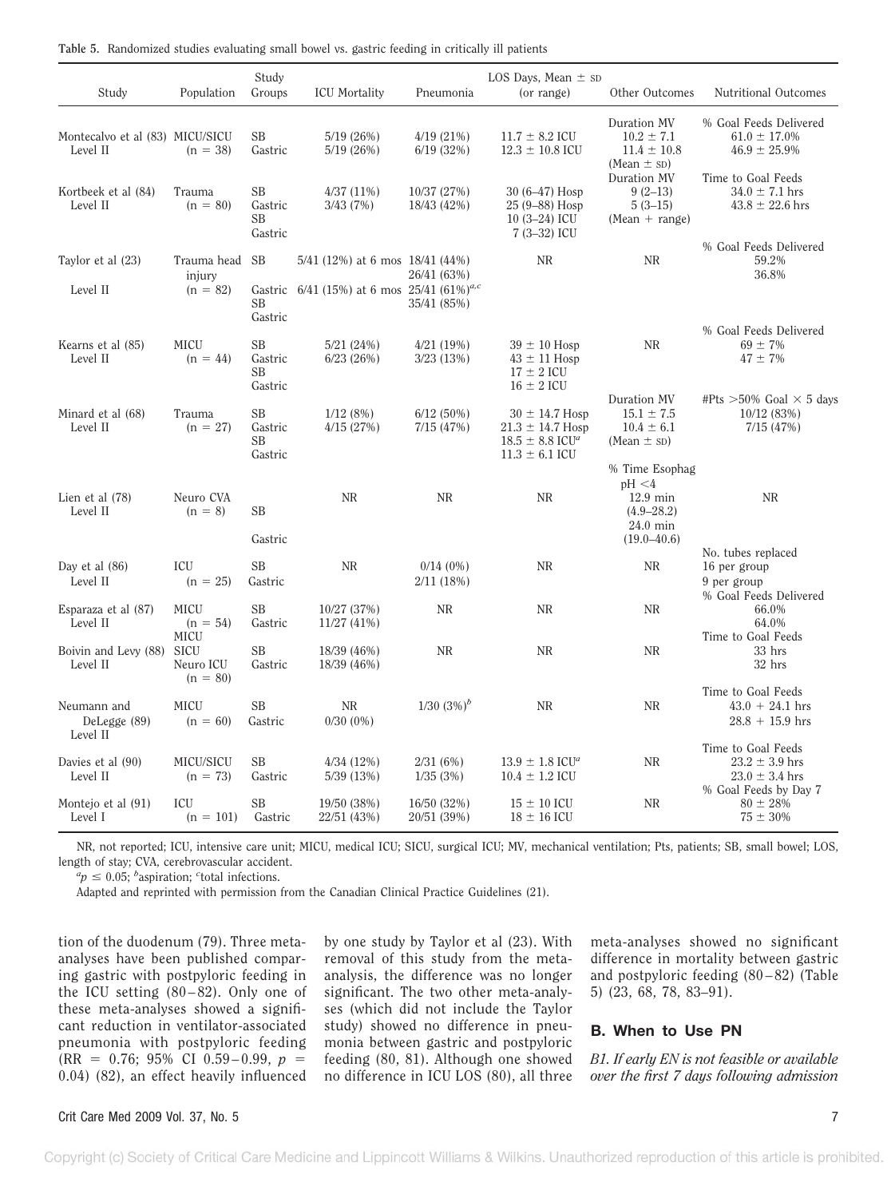**Table 5.** Randomized studies evaluating small bowel vs. gastric feeding in critically ill patients

| Study | Population | Study Groups | ICU Mortality | Pneumonia | LOS Days, Mean ± SD (or range) | Other Outcomes | Nutritional Outcomes |
|---|---|---|---|---|---|---|---|
| Montecalvo et al (83) Level II | MICU/SICU (n = 38) | SB<br>Gastric | 5/19 (26%)<br>5/19 (26%) | 4/19 (21%)<br>6/19 (32%) | 11.7 ± 8.2 ICU<br>12.3 ± 10.8 ICU | Duration MV<br>10.2 ± 7.1<br>11.4 ± 10.8<br>(Mean ± SD) | % Goal Feeds Delivered<br>61.0 ± 17.0%<br>46.9 ± 25.9% |
| Kortbeek et al (84) Level II | Trauma (n = 80) | SB<br>Gastric<br>SB<br>Gastric | 4/37 (11%)<br>3/43 (7%) | 10/37 (27%)<br>18/43 (42%) | 30 (6–47) Hosp<br>25 (9–88) Hosp<br>10 (3–24) ICU<br>7 (3–32) ICU | Duration MV<br>9 (2–13)<br>5 (3–15)<br>(Mean + range) | Time to Goal Feeds<br>34.0 ± 7.1 hrs<br>43.8 ± 22.6 hrs |
| Taylor et al (23) Level II | Trauma head injury (n = 82) | SB<br>Gastric<br>SB<br>Gastric | 5/41 (12%) at 6 mos<br>6/41 (15%) at 6 mos | 18/41 (44%)<br>26/41 (63%)<br>25/41 (61%)[a,c]<br>35/41 (85%) | NR | NR | % Goal Feeds Delivered<br>59.2%<br>36.8% |
| Kearns et al (85) Level II | MICU (n = 44) | SB<br>Gastric<br>SB<br>Gastric | 5/21 (24%)<br>6/23 (26%) | 4/21 (19%)<br>3/23 (13%) | 39 ± 10 Hosp<br>43 ± 11 Hosp<br>17 ± 2 ICU<br>16 ± 2 ICU | NR | % Goal Feeds Delivered<br>69 ± 7%<br>47 ± 7% |
| Minard et al (68) Level II | Trauma (n = 27) | SB<br>Gastric<br>SB<br>Gastric | 1/12 (8%)<br>4/15 (27%) | 6/12 (50%)<br>7/15 (47%) | 30 ± 14.7 Hosp<br>21.3 ± 14.7 Hosp<br>18.5 ± 8.8 ICU[a]<br>11.3 ± 6.1 ICU | Duration MV<br>15.1 ± 7.5<br>10.4 ± 6.1<br>(Mean ± SD) | #Pts >50% Goal × 5 days<br>10/12 (83%)<br>7/15 (47%) |
| Lien et al (78) Level II | Neuro CVA (n = 8) | SB<br>Gastric | NR | NR | NR | % Time Esophag pH <4<br>12.9 min (4.9–28.2)<br>24.0 min (19.0–40.6) | NR |
| Day et al (86) Level II | ICU (n = 25) | SB<br>Gastric | NR | 0/14 (0%)<br>2/11 (18%) | NR | NR | No. tubes replaced<br>16 per group<br>9 per group |
| Esparaza et al (87) Level II | MICU (n = 54) | SB<br>Gastric | 10/27 (37%)<br>11/27 (41%) | NR | NR | NR | % Goal Feeds Delivered<br>66.0%<br>64.0% |
| Boivin and Levy (88) Level II | MICU SICU Neuro ICU (n = 80) | SB<br>Gastric | 18/39 (46%)<br>18/39 (46%) | NR | NR | NR | Time to Goal Feeds<br>33 hrs<br>32 hrs |
| Neumann and DeLegge (89) Level II | MICU (n = 60) | SB<br>Gastric | NR<br>0/30 (0%) | 1/30 (3%)[b] | NR | NR | Time to Goal Feeds<br>43.0 + 24.1 hrs<br>28.8 + 15.9 hrs |
| Davies et al (90) Level II | MICU/SICU (n = 73) | SB<br>Gastric | 4/34 (12%)<br>5/39 (13%) | 2/31 (6%)<br>1/35 (3%) | 13.9 ± 1.8 ICU[a]<br>10.4 ± 1.2 ICU | NR | Time to Goal Feeds<br>23.2 ± 3.9 hrs<br>23.0 ± 3.4 hrs |
| Montejo et al (91) Level I | ICU (n = 101) | SB<br>Gastric | 19/50 (38%)<br>22/51 (43%) | 16/50 (32%)<br>20/51 (39%) | 15 ± 10 ICU<br>18 ± 16 ICU | NR | % Goal Feeds by Day 7<br>80 ± 28%<br>75 ± 30% |

NR, not reported; ICU, intensive care unit; MICU, medical ICU; SICU, surgical ICU; MV, mechanical ventilation; Pts, patients; SB, small bowel; LOS, length of stay; CVA, cerebrovascular accident.

[a]$p \le 0.05$; [b]aspiration; [c]total infections.

Adapted and reprinted with permission from the Canadian Clinical Practice Guidelines (21).

tion of the duodenum (79). Three meta-analyses have been published comparing gastric with postpyloric feeding in the ICU setting (80–82). Only one of these meta-analyses showed a significant reduction in ventilator-associated pneumonia with postpyloric feeding (RR = 0.76; 95% CI 0.59–0.99, $p$ = 0.04) (82), an effect heavily influenced by one study by Taylor et al (23). With removal of this study from the meta-analysis, the difference was no longer significant. The two other meta-analyses (which did not include the Taylor study) showed no difference in pneumonia between gastric and postpyloric feeding (80, 81). Although one showed no difference in ICU LOS (80), all three meta-analyses showed no significant difference in mortality between gastric and postpyloric feeding (80–82) (Table 5) (23, 68, 78, 83–91).

### B. When to Use PN

*B1. If early EN is not feasible or available over the first 7 days following admission*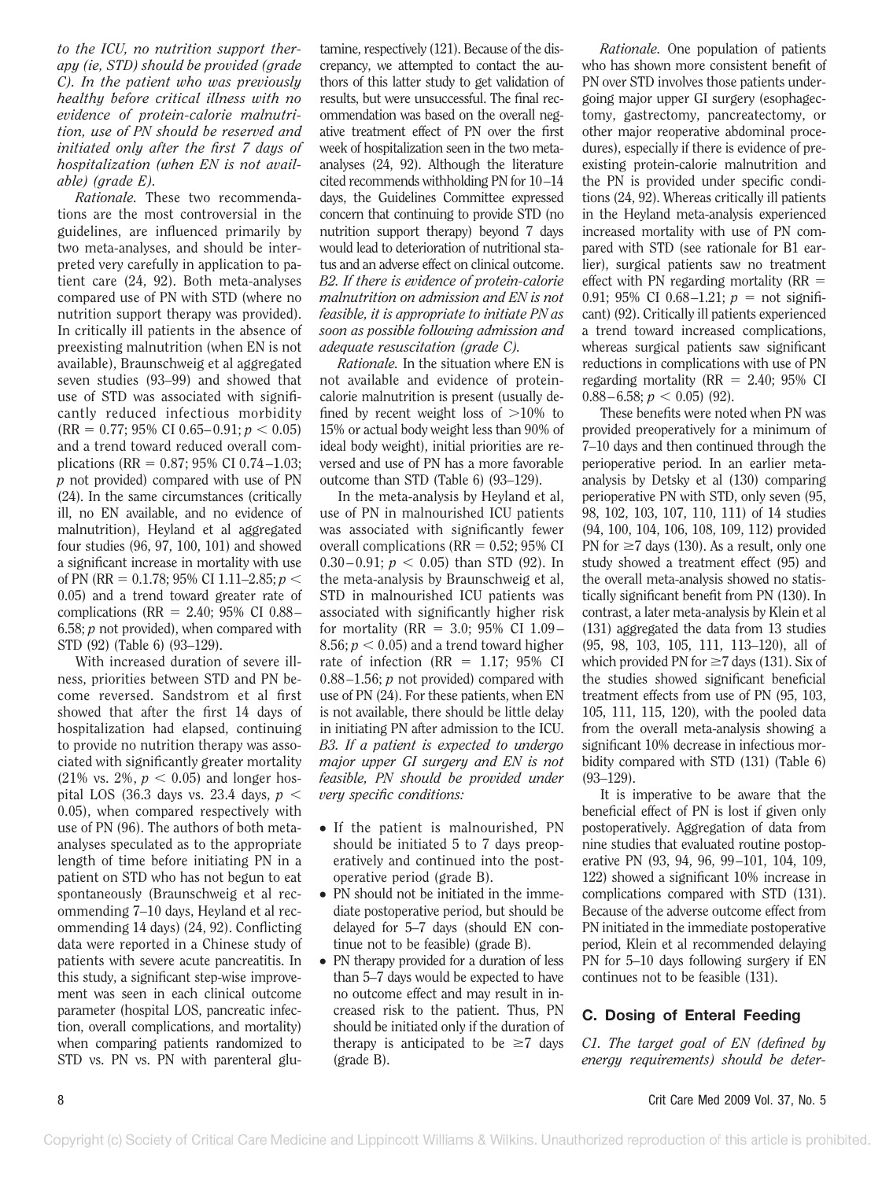*to the ICU, no nutrition support therapy (ie, STD) should be provided (grade C). In the patient who was previously healthy before critical illness with no evidence of protein-calorie malnutrition, use of PN should be reserved and initiated only after the first 7 days of hospitalization (when EN is not available) (grade E).*

*Rationale.* These two recommendations are the most controversial in the guidelines, are influenced primarily by two meta-analyses, and should be interpreted very carefully in application to patient care (24, 92). Both meta-analyses compared use of PN with STD (where no nutrition support therapy was provided). In critically ill patients in the absence of preexisting malnutrition (when EN is not available), Braunschweig et al aggregated seven studies (93–99) and showed that use of STD was associated with significantly reduced infectious morbidity (RR = 0.77; 95% CI 0.65–0.91; $p < 0.05$) and a trend toward reduced overall complications (RR = 0.87; 95% CI 0.74–1.03; $p$ not provided) compared with use of PN (24). In the same circumstances (critically ill, no EN available, and no evidence of malnutrition), Heyland et al aggregated four studies (96, 97, 100, 101) and showed a significant increase in mortality with use of PN (RR = 0.1.78; 95% CI 1.11–2.85; $p < 0.05$) and a trend toward greater rate of complications (RR = 2.40; 95% CI 0.88–6.58; $p$ not provided), when compared with STD (92) (Table 6) (93–129).

With increased duration of severe illness, priorities between STD and PN become reversed. Sandstrom et al first showed that after the first 14 days of hospitalization had elapsed, continuing to provide no nutrition therapy was associated with significantly greater mortality (21% vs. 2%, $p < 0.05$) and longer hospital LOS (36.3 days vs. 23.4 days, $p < 0.05$), when compared respectively with use of PN (96). The authors of both meta-analyses speculated as to the appropriate length of time before initiating PN in a patient on STD who has not begun to eat spontaneously (Braunschweig et al recommending 7–10 days, Heyland et al recommending 14 days) (24, 92). Conflicting data were reported in a Chinese study of patients with severe acute pancreatitis. In this study, a significant step-wise improvement was seen in each clinical outcome parameter (hospital LOS, pancreatic infection, overall complications, and mortality) when comparing patients randomized to STD vs. PN vs. PN with parenteral glutamine, respectively (121). Because of the discrepancy, we attempted to contact the authors of this latter study to get validation of results, but were unsuccessful. The final recommendation was based on the overall negative treatment effect of PN over the first week of hospitalization seen in the two meta-analyses (24, 92). Although the literature cited recommends withholding PN for 10–14 days, the Guidelines Committee expressed concern that continuing to provide STD (no nutrition support therapy) beyond 7 days would lead to deterioration of nutritional status and an adverse effect on clinical outcome.

*B2. If there is evidence of protein-calorie malnutrition on admission and EN is not feasible, it is appropriate to initiate PN as soon as possible following admission and adequate resuscitation (grade C).*

*Rationale.* In the situation where EN is not available and evidence of protein-calorie malnutrition is present (usually defined by recent weight loss of >10% to 15% or actual body weight less than 90% of ideal body weight), initial priorities are reversed and use of PN has a more favorable outcome than STD (Table 6) (93–129).

In the meta-analysis by Heyland et al, use of PN in malnourished ICU patients was associated with significantly fewer overall complications (RR = 0.52; 95% CI 0.30–0.91; $p < 0.05$) than STD (92). In the meta-analysis by Braunschweig et al, STD in malnourished ICU patients was associated with significantly higher risk for mortality (RR = 3.0; 95% CI 1.09–8.56; $p < 0.05$) and a trend toward higher rate of infection (RR = 1.17; 95% CI 0.88–1.56; $p$ not provided) compared with use of PN (24). For these patients, when EN is not available, there should be little delay in initiating PN after admission to the ICU.

*B3. If a patient is expected to undergo major upper GI surgery and EN is not feasible, PN should be provided under very specific conditions:*

- If the patient is malnourished, PN should be initiated 5 to 7 days preoperatively and continued into the postoperative period (grade B).
- PN should not be initiated in the immediate postoperative period, but should be delayed for 5–7 days (should EN continue not to be feasible) (grade B).
- PN therapy provided for a duration of less than 5–7 days would be expected to have no outcome effect and may result in increased risk to the patient. Thus, PN should be initiated only if the duration of therapy is anticipated to be ≥7 days (grade B).

*Rationale.* One population of patients who has shown more consistent benefit of PN over STD involves those patients undergoing major upper GI surgery (esophagectomy, gastrectomy, pancreatectomy, or other major reoperative abdominal procedures), especially if there is evidence of preexisting protein-calorie malnutrition and the PN is provided under specific conditions (24, 92). Whereas critically ill patients in the Heyland meta-analysis experienced increased mortality with use of PN compared with STD (see rationale for B1 earlier), surgical patients saw no treatment effect with PN regarding mortality (RR = 0.91; 95% CI 0.68–1.21; $p$ = not significant) (92). Critically ill patients experienced a trend toward increased complications, whereas surgical patients saw significant reductions in complications with use of PN regarding mortality (RR = 2.40; 95% CI 0.88–6.58; $p < 0.05$) (92).

These benefits were noted when PN was provided preoperatively for a minimum of 7–10 days and then continued through the perioperative period. In an earlier meta-analysis by Detsky et al (130) comparing perioperative PN with STD, only seven (95, 98, 102, 103, 107, 110, 111) of 14 studies (94, 100, 104, 106, 108, 109, 112) provided PN for ≥7 days (130). As a result, only one study showed a treatment effect (95) and the overall meta-analysis showed no statistically significant benefit from PN (130). In contrast, a later meta-analysis by Klein et al (131) aggregated the data from 13 studies (95, 98, 103, 105, 111, 113–120), all of which provided PN for ≥7 days (131). Six of the studies showed significant beneficial treatment effects from use of PN (95, 103, 105, 111, 115, 120), with the pooled data from the overall meta-analysis showing a significant 10% decrease in infectious morbidity compared with STD (131) (Table 6) (93–129).

It is imperative to be aware that the beneficial effect of PN is lost if given only postoperatively. Aggregation of data from nine studies that evaluated routine postoperative PN (93, 94, 96, 99–101, 104, 109, 122) showed a significant 10% increase in complications compared with STD (131). Because of the adverse outcome effect from PN initiated in the immediate postoperative period, Klein et al recommended delaying PN for 5–10 days following surgery if EN continues not to be feasible (131).

## C. Dosing of Enteral Feeding

*C1. The target goal of EN (defined by energy requirements) should be deter-*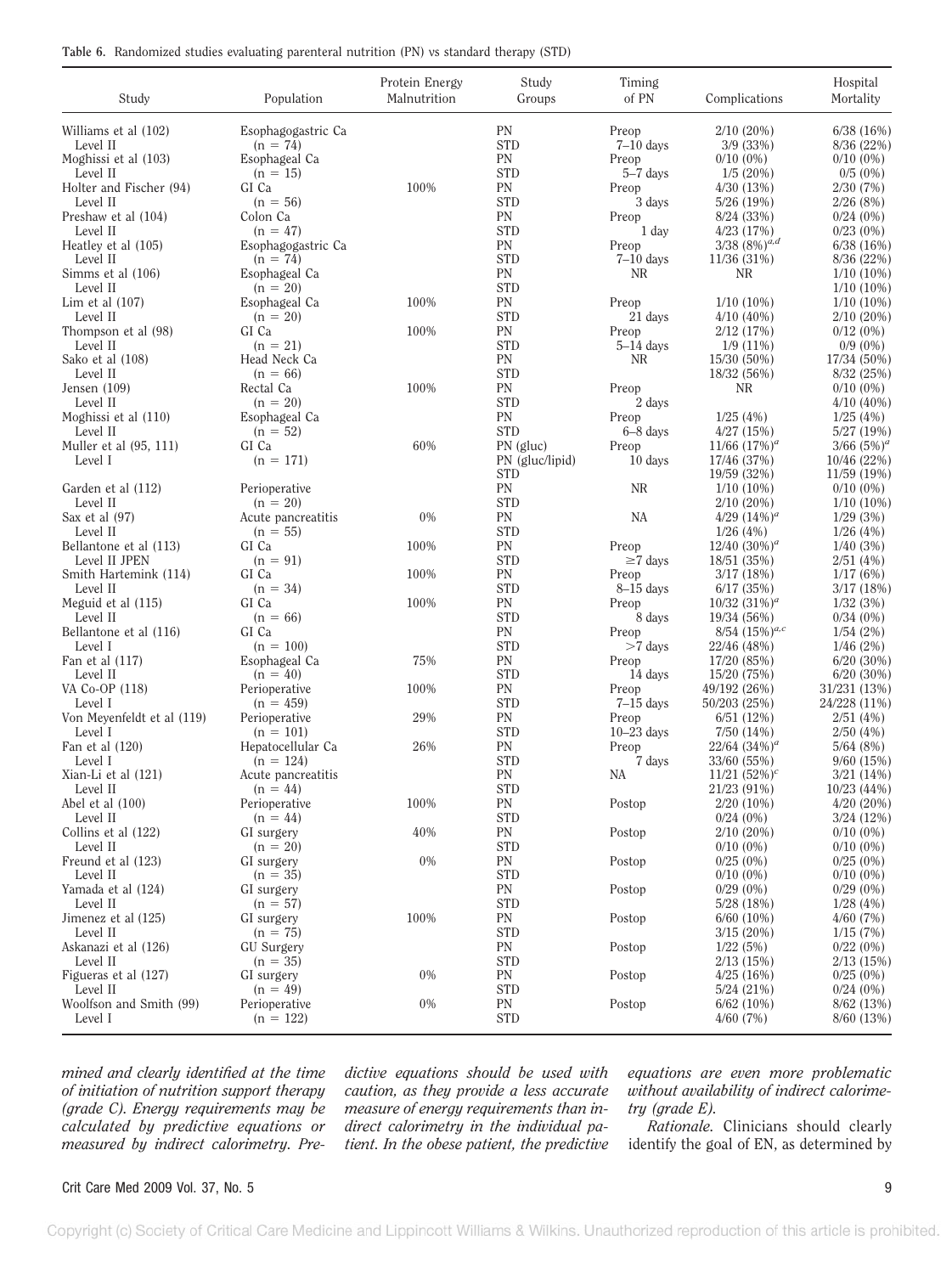**Table 6.** Randomized studies evaluating parenteral nutrition (PN) vs standard therapy (STD)

| Study | Population | Protein Energy Malnutrition | Study Groups | Timing of PN | Complications | Hospital Mortality |
|---|---|---|---|---|---|---|
| Williams et al (102) | Esophagogastric Ca | | PN | Preop | 2/10 (20%) | 6/38 (16%) |
| Level II | (n = 74) | | STD | 7–10 days | 3/9 (33%) | 8/36 (22%) |
| Moghissi et al (103) | Esophageal Ca | | PN | Preop | 0/10 (0%) | 0/10 (0%) |
| Level II | (n = 15) | | STD | 5–7 days | 1/5 (20%) | 0/5 (0%) |
| Holter and Fischer (94) | GI Ca | 100% | PN | Preop | 4/30 (13%) | 2/30 (7%) |
| Level II | (n = 56) | | STD | 3 days | 5/26 (19%) | 2/26 (8%) |
| Preshaw et al (104) | Colon Ca | | PN | Preop | 8/24 (33%) | 0/24 (0%) |
| Level II | (n = 47) | | STD | 1 day | 4/23 (17%) | 0/23 (0%) |
| Heatley et al (105) | Esophagogastric Ca | | PN | Preop | 3/38 (8%)[a,d] | 6/38 (16%) |
| Level II | (n = 74) | | STD | 7–10 days | 11/36 (31%) | 8/36 (22%) |
| Simms et al (106) | Esophageal Ca | | PN | NR | NR | 1/10 (10%) |
| Level II | (n = 20) | | STD | | | 1/10 (10%) |
| Lim et al (107) | Esophageal Ca | 100% | PN | Preop | 1/10 (10%) | 1/10 (10%) |
| Level II | (n = 20) | | STD | 21 days | 4/10 (40%) | 2/10 (20%) |
| Thompson et al (98) | GI Ca | 100% | PN | Preop | 2/12 (17%) | 0/12 (0%) |
| Level II | (n = 21) | | STD | 5–14 days | 1/9 (11%) | 0/9 (0%) |
| Sako et al (108) | Head Neck Ca | | PN | NR | 15/30 (50%) | 17/34 (50%) |
| Level II | (n = 66) | | STD | | 18/32 (56%) | 8/32 (25%) |
| Jensen (109) | Rectal Ca | 100% | PN | Preop | NR | 0/10 (0%) |
| Level II | (n = 20) | | STD | 2 days | | 4/10 (40%) |
| Moghissi et al (110) | Esophageal Ca | | PN | Preop | 1/25 (4%) | 1/25 (4%) |
| Level II | (n = 52) | | STD | 6–8 days | 4/27 (15%) | 5/27 (19%) |
| Muller et al (95, 111) | GI Ca | 60% | PN (gluc) | Preop | 11/66 (17%)[a] | 3/66 (5%)[a] |
| Level I | (n = 171) | | PN (gluc/lipid) | 10 days | 17/46 (37%) | 10/46 (22%) |
| | | | STD | | 19/59 (32%) | 11/59 (19%) |
| Garden et al (112) | Perioperative | | PN | NR | 1/10 (10%) | 0/10 (0%) |
| Level II | (n = 20) | | STD | | 2/10 (20%) | 1/10 (10%) |
| Sax et al (97) | Acute pancreatitis | 0% | PN | NA | 4/29 (14%)[a] | 1/29 (3%) |
| Level II | (n = 55) | | STD | | 1/26 (4%) | 1/26 (4%) |
| Bellantone et al (113) | GI Ca | 100% | PN | Preop | 12/40 (30%)[a] | 1/40 (3%) |
| Level II JPEN | (n = 91) | | STD | ≥7 days | 18/51 (35%) | 2/51 (4%) |
| Smith Hartemink (114) | GI Ca | 100% | PN | Preop | 3/17 (18%) | 1/17 (6%) |
| Level II | (n = 34) | | STD | 8–15 days | 6/17 (35%) | 3/17 (18%) |
| Meguid et al (115) | GI Ca | 100% | PN | Preop | 10/32 (31%)[a] | 1/32 (3%) |
| Level II | (n = 66) | | STD | 8 days | 19/34 (56%) | 0/34 (0%) |
| Bellantone et al (116) | GI Ca | | PN | Preop | 8/54 (15%)[a,c] | 1/54 (2%) |
| Level I | (n = 100) | | STD | >7 days | 22/46 (48%) | 1/46 (2%) |
| Fan et al (117) | Esophageal Ca | 75% | PN | Preop | 17/20 (85%) | 6/20 (30%) |
| Level II | (n = 40) | | STD | 14 days | 15/20 (75%) | 6/20 (30%) |
| VA Co-OP (118) | Perioperative | 100% | PN | Preop | 49/192 (26%) | 31/231 (13%) |
| Level I | (n = 459) | | STD | 7–15 days | 50/203 (25%) | 24/228 (11%) |
| Von Meyenfeldt et al (119) | Perioperative | 29% | PN | Preop | 6/51 (12%) | 2/51 (4%) |
| Level I | (n = 101) | | STD | 10–23 days | 7/50 (14%) | 2/50 (4%) |
| Fan et al (120) | Hepatocellular Ca | 26% | PN | Preop | 22/64 (34%)[a] | 5/64 (8%) |
| Level I | (n = 124) | | STD | 7 days | 33/60 (55%) | 9/60 (15%) |
| Xian-Li et al (121) | Acute pancreatitis | | PN | NA | 11/21 (52%)[c] | 3/21 (14%) |
| Level II | (n = 44) | | STD | | 21/23 (91%) | 10/23 (44%) |
| Abel et al (100) | Perioperative | 100% | PN | Postop | 2/20 (10%) | 4/20 (20%) |
| Level II | (n = 44) | | STD | | 0/24 (0%) | 3/24 (12%) |
| Collins et al (122) | GI surgery | 40% | PN | Postop | 2/10 (20%) | 0/10 (0%) |
| Level II | (n = 20) | | STD | | 0/10 (0%) | 0/10 (0%) |
| Freund et al (123) | GI surgery | 0% | PN | Postop | 0/25 (0%) | 0/25 (0%) |
| Level II | (n = 35) | | STD | | 0/10 (0%) | 0/10 (0%) |
| Yamada et al (124) | GI surgery | | PN | Postop | 0/29 (0%) | 0/29 (0%) |
| Level II | (n = 57) | | STD | | 5/28 (18%) | 1/28 (4%) |
| Jimenez et al (125) | GI surgery | 100% | PN | Postop | 6/60 (10%) | 4/60 (7%) |
| Level II | (n = 75) | | STD | | 3/15 (20%) | 1/15 (7%) |
| Askanazi et al (126) | GU Surgery | | PN | Postop | 1/22 (5%) | 0/22 (0%) |
| Level II | (n = 35) | | STD | | 2/13 (15%) | 2/13 (15%) |
| Figueras et al (127) | GI surgery | 0% | PN | Postop | 4/25 (16%) | 0/25 (0%) |
| Level II | (n = 49) | | STD | | 5/24 (21%) | 0/24 (0%) |
| Woolfson and Smith (99) | Perioperative | 0% | PN | Postop | 6/62 (10%) | 8/62 (13%) |
| Level I | (n = 122) | | STD | | 4/60 (7%) | 8/60 (13%) |

*mined and clearly identified at the time of initiation of nutrition support therapy (grade C). Energy requirements may be calculated by predictive equations or measured by indirect calorimetry. Predictive equations should be used with caution, as they provide a less accurate measure of energy requirements than indirect calorimetry in the individual patient. In the obese patient, the predictive equations are even more problematic without availability of indirect calorimetry (grade E).*

*Rationale.* Clinicians should clearly identify the goal of EN, as determined by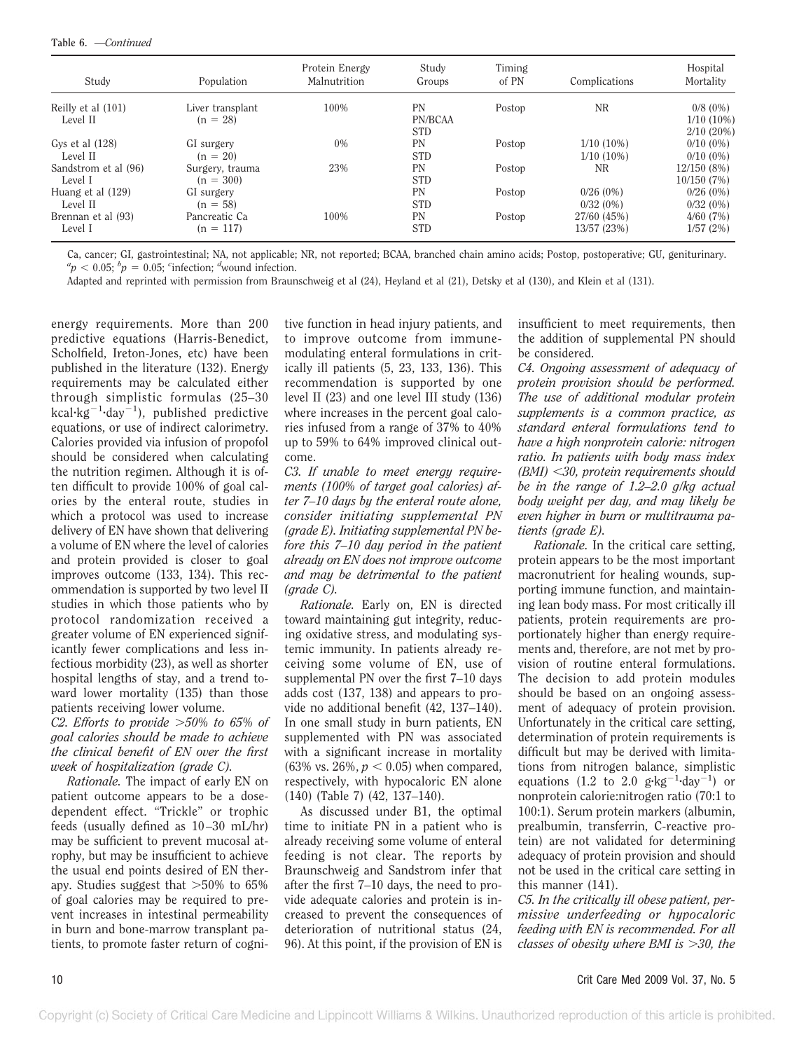Table 6. —*Continued*

| Study | Population | Protein Energy Malnutrition | Study Groups | Timing of PN | Complications | Hospital Mortality |
|---|---|---|---|---|---|---|
| Reilly et al (101) Level II | Liver transplant (n = 28) | 100% | PN<br>PN/BCAA<br>STD | Postop | NR | 0/8 (0%)<br>1/10 (10%)<br>2/10 (20%) |
| Gys et al (128) Level II | GI surgery (n = 20) | 0% | PN<br>STD | Postop | 1/10 (10%)<br>1/10 (10%) | 0/10 (0%)<br>0/10 (0%) |
| Sandstrom et al (96) Level I | Surgery, trauma (n = 300) | 23% | PN<br>STD | Postop | NR | 12/150 (8%)<br>10/150 (7%) |
| Huang et al (129) Level II | GI surgery (n = 58) | | PN<br>STD | Postop | 0/26 (0%)<br>0/32 (0%) | 0/26 (0%)<br>0/32 (0%) |
| Brennan et al (93) Level I | Pancreatic Ca (n = 117) | 100% | PN<br>STD | Postop | 27/60 (45%)<br>13/57 (23%) | 4/60 (7%)<br>1/57 (2%) |

Ca, cancer; GI, gastrointestinal; NA, not applicable; NR, not reported; BCAA, branched chain amino acids; Postop, postoperative; GU, geniturinary.
[a]$p < 0.05$; [b]$p = 0.05$; [c]infection; [d]wound infection.
Adapted and reprinted with permission from Braunschweig et al (24), Heyland et al (21), Detsky et al (130), and Klein et al (131).

energy requirements. More than 200 predictive equations (Harris-Benedict, Scholfield, Ireton-Jones, etc) have been published in the literature (132). Energy requirements may be calculated either through simplistic formulas (25–30 $kcal \cdot kg^{-1} \cdot day^{-1}$), published predictive equations, or use of indirect calorimetry. Calories provided via infusion of propofol should be considered when calculating the nutrition regimen. Although it is often difficult to provide 100% of goal calories by the enteral route, studies in which a protocol was used to increase delivery of EN have shown that delivering a volume of EN where the level of calories and protein provided is closer to goal improves outcome (133, 134). This recommendation is supported by two level II studies in which those patients who by protocol randomization received a greater volume of EN experienced significantly fewer complications and less infectious morbidity (23), as well as shorter hospital lengths of stay, and a trend toward lower mortality (135) than those patients receiving lower volume.

*C2. Efforts to provide >50% to 65% of goal calories should be made to achieve the clinical benefit of EN over the first week of hospitalization (grade C).*

*Rationale.* The impact of early EN on patient outcome appears to be a dose-dependent effect. "Trickle" or trophic feeds (usually defined as 10–30 mL/hr) may be sufficient to prevent mucosal atrophy, but may be insufficient to achieve the usual end points desired of EN therapy. Studies suggest that >50% to 65% of goal calories may be required to prevent increases in intestinal permeability in burn and bone-marrow transplant patients, to promote faster return of cognitive function in head injury patients, and to improve outcome from immune-modulating enteral formulations in critically ill patients (5, 23, 133, 136). This recommendation is supported by one level II (23) and one level III study (136) where increases in the percent goal calories infused from a range of 37% to 40% up to 59% to 64% improved clinical outcome.

*C3. If unable to meet energy requirements (100% of target goal calories) after 7–10 days by the enteral route alone, consider initiating supplemental PN (grade E). Initiating supplemental PN before this 7–10 day period in the patient already on EN does not improve outcome and may be detrimental to the patient (grade C).*

*Rationale.* Early on, EN is directed toward maintaining gut integrity, reducing oxidative stress, and modulating systemic immunity. In patients already receiving some volume of EN, use of supplemental PN over the first 7–10 days adds cost (137, 138) and appears to provide no additional benefit (42, 137–140). In one small study in burn patients, EN supplemented with PN was associated with a significant increase in mortality (63% vs. 26%, $p < 0.05$) when compared, respectively, with hypocaloric EN alone (140) (Table 7) (42, 137–140).

As discussed under B1, the optimal time to initiate PN in a patient who is already receiving some volume of enteral feeding is not clear. The reports by Braunschweig and Sandstrom infer that after the first 7–10 days, the need to provide adequate calories and protein is increased to prevent the consequences of deterioration of nutritional status (24, 96). At this point, if the provision of EN is insufficient to meet requirements, then the addition of supplemental PN should be considered.

*C4. Ongoing assessment of adequacy of protein provision should be performed. The use of additional modular protein supplements is a common practice, as standard enteral formulations tend to have a high nonprotein calorie: nitrogen ratio. In patients with body mass index (BMI) <30, protein requirements should be in the range of 1.2–2.0 g/kg actual body weight per day, and may likely be even higher in burn or multitrauma patients (grade E).*

*Rationale.* In the critical care setting, protein appears to be the most important macronutrient for healing wounds, supporting immune function, and maintaining lean body mass. For most critically ill patients, protein requirements are proportionately higher than energy requirements and, therefore, are not met by provision of routine enteral formulations. The decision to add protein modules should be based on an ongoing assessment of adequacy of protein provision. Unfortunately in the critical care setting, determination of protein requirements is difficult but may be derived with limitations from nitrogen balance, simplistic equations (1.2 to 2.0 $g \cdot kg^{-1} \cdot day^{-1}$) or nonprotein calorie:nitrogen ratio (70:1 to 100:1). Serum protein markers (albumin, prealbumin, transferrin, C-reactive protein) are not validated for determining adequacy of protein provision and should not be used in the critical care setting in this manner (141).

*C5. In the critically ill obese patient, permissive underfeeding or hypocaloric feeding with EN is recommended. For all classes of obesity where BMI is >30, the*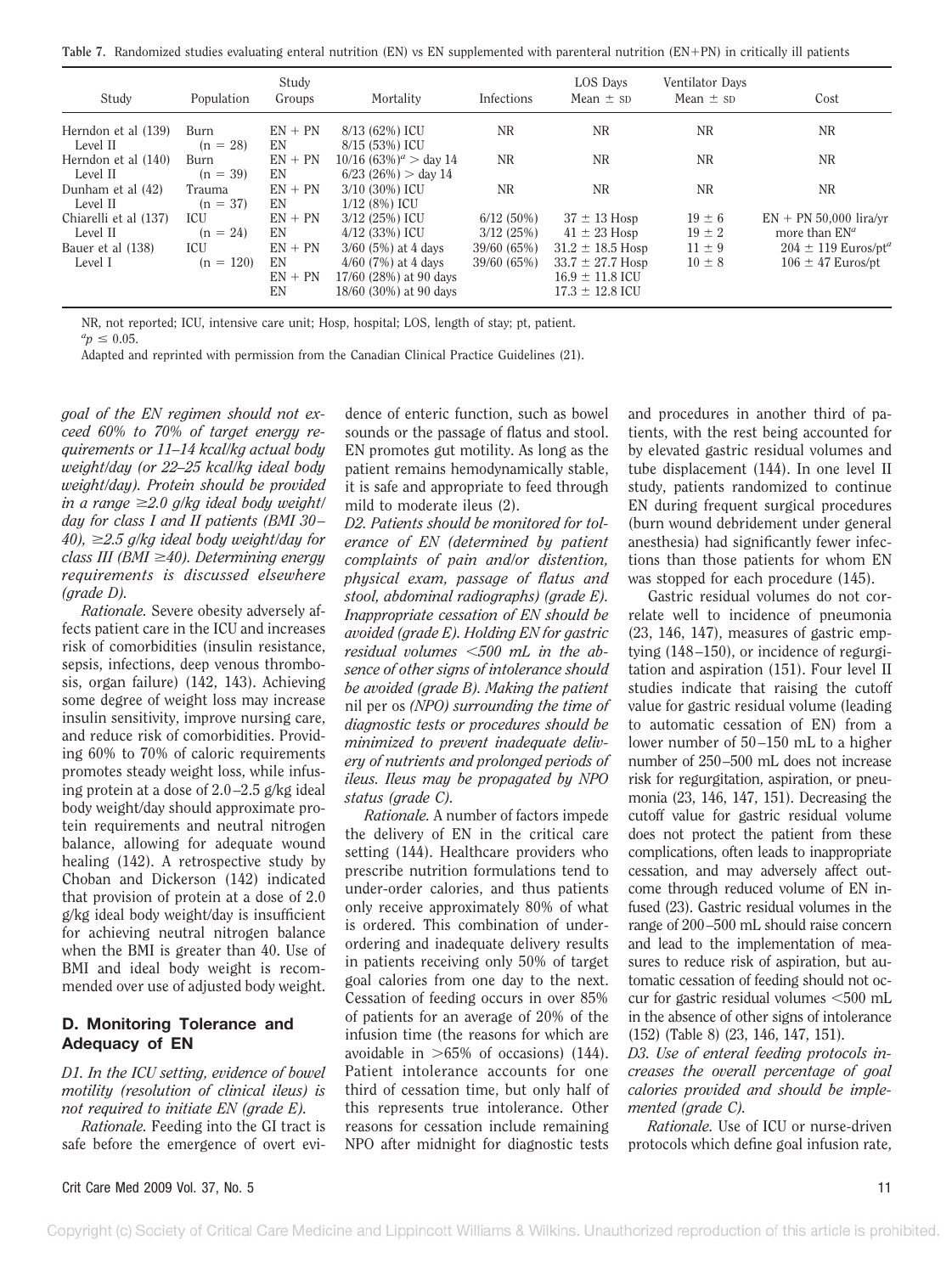**Table 7.** Randomized studies evaluating enteral nutrition (EN) vs EN supplemented with parenteral nutrition (EN+PN) in critically ill patients

| Study | Population | Study Groups | Mortality | Infections | LOS Days Mean ± SD | Ventilator Days Mean ± SD | Cost |
|---|---|---|---|---|---|---|---|
| Herndon et al (139) Level II | Burn (n = 28) | EN + PN<br>EN | 8/13 (62%) ICU<br>8/15 (53%) ICU | NR | NR | NR | NR |
| Herndon et al (140) Level II | Burn (n = 39) | EN + PN<br>EN | 10/16 (63%)[a] > day 14<br>6/23 (26%) > day 14 | NR | NR | NR | NR |
| Dunham et al (42) Level II | Trauma (n = 37) | EN + PN<br>EN | 3/10 (30%) ICU<br>1/12 (8%) ICU | NR | NR | NR | NR |
| Chiarelli et al (137) Level II | ICU (n = 24) | EN + PN<br>EN | 3/12 (25%) ICU<br>4/12 (33%) ICU | 6/12 (50%)<br>3/12 (25%) | 37 ± 13 Hosp<br>41 ± 23 Hosp | 19 ± 6<br>19 ± 2 | EN + PN 50,000 lira/yr more than EN[a] |
| Bauer et al (138) Level I | ICU (n = 120) | EN + PN<br>EN<br>EN + PN<br>EN | 3/60 (5%) at 4 days<br>4/60 (7%) at 4 days<br>17/60 (28%) at 90 days<br>18/60 (30%) at 90 days | 39/60 (65%)<br>39/60 (65%) | 31.2 ± 18.5 Hosp<br>33.7 ± 27.7 Hosp<br>16.9 ± 11.8 ICU<br>17.3 ± 12.8 ICU | 11 ± 9<br>10 ± 8 | 204 ± 119 Euros/pt[a]<br>106 ± 47 Euros/pt |

NR, not reported; ICU, intensive care unit; Hosp, hospital; LOS, length of stay; pt, patient.

[a] $p \leq 0.05$.

Adapted and reprinted with permission from the Canadian Clinical Practice Guidelines (21).

*goal of the EN regimen should not exceed 60% to 70% of target energy requirements or 11–14 kcal/kg actual body weight/day (or 22–25 kcal/kg ideal body weight/day). Protein should be provided in a range ≥2.0 g/kg ideal body weight/day for class I and II patients (BMI 30–40), ≥2.5 g/kg ideal body weight/day for class III (BMI ≥40). Determining energy requirements is discussed elsewhere (grade D).*

*Rationale.* Severe obesity adversely affects patient care in the ICU and increases risk of comorbidities (insulin resistance, sepsis, infections, deep venous thrombosis, organ failure) (142, 143). Achieving some degree of weight loss may increase insulin sensitivity, improve nursing care, and reduce risk of comorbidities. Providing 60% to 70% of caloric requirements promotes steady weight loss, while infusing protein at a dose of 2.0–2.5 g/kg ideal body weight/day should approximate protein requirements and neutral nitrogen balance, allowing for adequate wound healing (142). A retrospective study by Choban and Dickerson (142) indicated that provision of protein at a dose of 2.0 g/kg ideal body weight/day is insufficient for achieving neutral nitrogen balance when the BMI is greater than 40. Use of BMI and ideal body weight is recommended over use of adjusted body weight.

## D. Monitoring Tolerance and Adequacy of EN

*D1. In the ICU setting, evidence of bowel motility (resolution of clinical ileus) is not required to initiate EN (grade E).*

*Rationale.* Feeding into the GI tract is safe before the emergence of overt evidence of enteric function, such as bowel sounds or the passage of flatus and stool. EN promotes gut motility. As long as the patient remains hemodynamically stable, it is safe and appropriate to feed through mild to moderate ileus (2).

*D2. Patients should be monitored for tolerance of EN (determined by patient complaints of pain and/or distention, physical exam, passage of flatus and stool, abdominal radiographs) (grade E). Inappropriate cessation of EN should be avoided (grade E). Holding EN for gastric residual volumes <500 mL in the absence of other signs of intolerance should be avoided (grade B). Making the patient* nil per os *(NPO) surrounding the time of diagnostic tests or procedures should be minimized to prevent inadequate delivery of nutrients and prolonged periods of ileus. Ileus may be propagated by NPO status (grade C).*

*Rationale.* A number of factors impede the delivery of EN in the critical care setting (144). Healthcare providers who prescribe nutrition formulations tend to under-order calories, and thus patients only receive approximately 80% of what is ordered. This combination of under-ordering and inadequate delivery results in patients receiving only 50% of target goal calories from one day to the next. Cessation of feeding occurs in over 85% of patients for an average of 20% of the infusion time (the reasons for which are avoidable in >65% of occasions) (144). Patient intolerance accounts for one third of cessation time, but only half of this represents true intolerance. Other reasons for cessation include remaining NPO after midnight for diagnostic tests and procedures in another third of patients, with the rest being accounted for by elevated gastric residual volumes and tube displacement (144). In one level II study, patients randomized to continue EN during frequent surgical procedures (burn wound debridement under general anesthesia) had significantly fewer infections than those patients for whom EN was stopped for each procedure (145).

Gastric residual volumes do not correlate well to incidence of pneumonia (23, 146, 147), measures of gastric emptying (148–150), or incidence of regurgitation and aspiration (151). Four level II studies indicate that raising the cutoff value for gastric residual volume (leading to automatic cessation of EN) from a lower number of 50–150 mL to a higher number of 250–500 mL does not increase risk for regurgitation, aspiration, or pneumonia (23, 146, 147, 151). Decreasing the cutoff value for gastric residual volume does not protect the patient from these complications, often leads to inappropriate cessation, and may adversely affect outcome through reduced volume of EN infused (23). Gastric residual volumes in the range of 200–500 mL should raise concern and lead to the implementation of measures to reduce risk of aspiration, but automatic cessation of feeding should not occur for gastric residual volumes <500 mL in the absence of other signs of intolerance (152) (Table 8) (23, 146, 147, 151).

*D3. Use of enteral feeding protocols increases the overall percentage of goal calories provided and should be implemented (grade C).*

*Rationale.* Use of ICU or nurse-driven protocols which define goal infusion rate,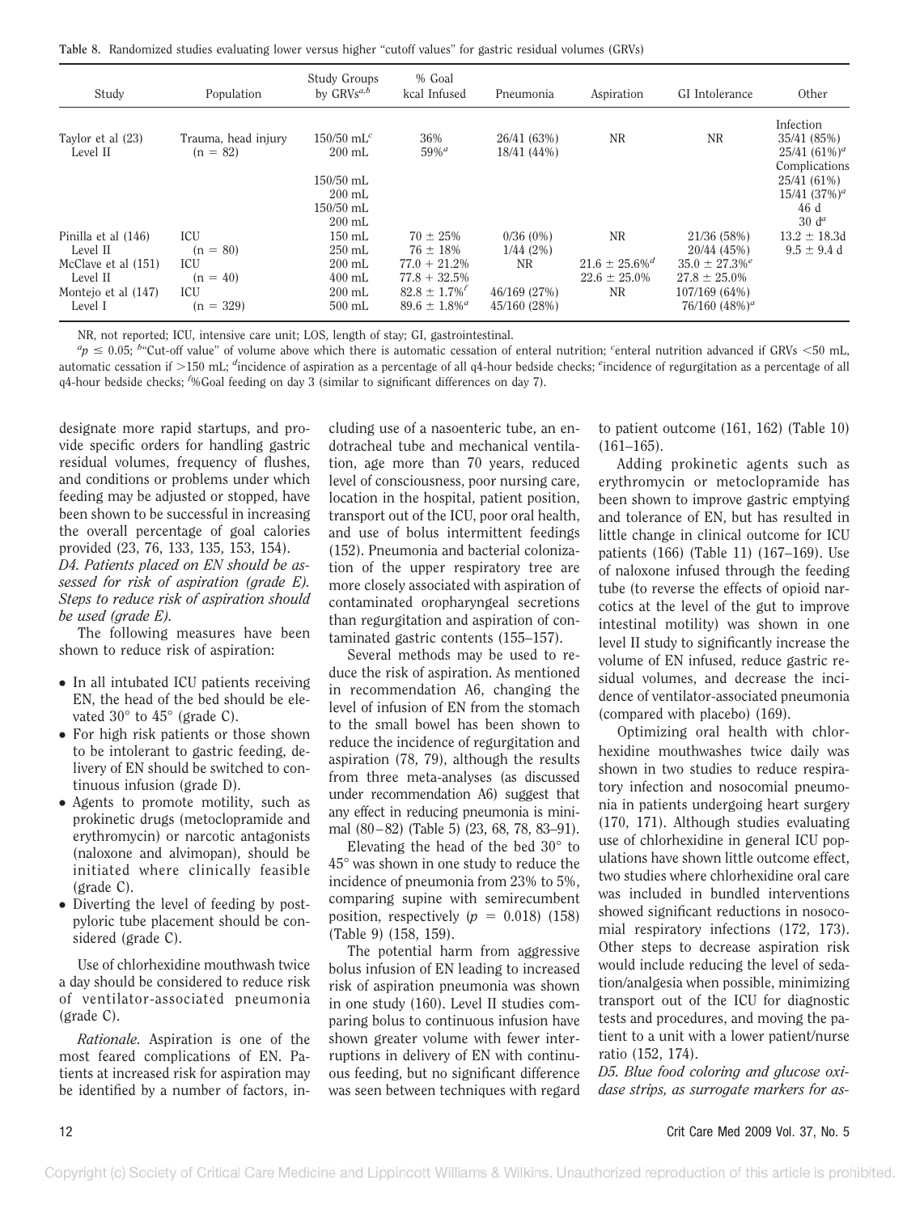**Table 8.** Randomized studies evaluating lower versus higher "cutoff values" for gastric residual volumes (GRVs)

| Study | Population | Study Groups by GRVs[a,b] | % Goal kcal Infused | Pneumonia | Aspiration | GI Intolerance | Other |
|---|---|---|---|---|---|---|---|
| Taylor et al (23) Level II | Trauma, head injury (n = 82) | 150/50 mL[c] | 36% | 26/41 (63%) | NR | NR | Infection 35/41 (85%) |
| | | 200 mL | 59%[a] | 18/41 (44%) | | | 25/41 (61%)[a] |
| | | | | | | | Complications |
| | | 150/50 mL | | | | | 25/41 (61%) |
| | | 200 mL | | | | | 15/41 (37%)[a] |
| | | 150/50 mL | | | | | 46 d |
| | | 200 mL | | | | | 30 d[a] |
| Pinilla et al (146) Level II | ICU (n = 80) | 150 mL | 70 ± 25% | 0/36 (0%) | NR | 21/36 (58%) | 13.2 ± 18.3d |
| | | 250 mL | 76 ± 18% | 1/44 (2%) | | 20/44 (45%) | 9.5 ± 9.4 d |
| McClave et al (151) Level II | ICU (n = 40) | 200 mL | 77.0 + 21.2% | NR | 21.6 ± 25.6%[d] | 35.0 ± 27.3%[e] | |
| | | 400 mL | 77.8 + 32.5% | | 22.6 ± 25.0% | 27.8 ± 25.0% | |
| Montejo et al (147) Level I | ICU (n = 329) | 200 mL | 82.8 ± 1.7%[f] | 46/169 (27%) | NR | 107/169 (64%) | |
| | | 500 mL | 89.6 ± 1.8%[a] | 45/160 (28%) | | 76/160 (48%)[a] | |

NR, not reported; ICU, intensive care unit; LOS, length of stay; GI, gastrointestinal.

[a]$p \leq 0.05$; [b]"Cut-off value" of volume above which there is automatic cessation of enteral nutrition; [c]enteral nutrition advanced if GRVs <50 mL, automatic cessation if >150 mL; [d]incidence of aspiration as a percentage of all q4-hour bedside checks; [e]incidence of regurgitation as a percentage of all q4-hour bedside checks; [f]%Goal feeding on day 3 (similar to significant differences on day 7).

designate more rapid startups, and provide specific orders for handling gastric residual volumes, frequency of flushes, and conditions or problems under which feeding may be adjusted or stopped, have been shown to be successful in increasing the overall percentage of goal calories provided (23, 76, 133, 135, 153, 154).

*D4. Patients placed on EN should be assessed for risk of aspiration (grade E). Steps to reduce risk of aspiration should be used (grade E).*

The following measures have been shown to reduce risk of aspiration:

- In all intubated ICU patients receiving EN, the head of the bed should be elevated 30° to 45° (grade C).
- For high risk patients or those shown to be intolerant to gastric feeding, delivery of EN should be switched to continuous infusion (grade D).
- Agents to promote motility, such as prokinetic drugs (metoclopramide and erythromycin) or narcotic antagonists (naloxone and alvimopan), should be initiated where clinically feasible (grade C).
- Diverting the level of feeding by postpyloric tube placement should be considered (grade C).

Use of chlorhexidine mouthwash twice a day should be considered to reduce risk of ventilator-associated pneumonia (grade C).

*Rationale.* Aspiration is one of the most feared complications of EN. Patients at increased risk for aspiration may be identified by a number of factors, including use of a nasoenteric tube, an endotracheal tube and mechanical ventilation, age more than 70 years, reduced level of consciousness, poor nursing care, location in the hospital, patient position, transport out of the ICU, poor oral health, and use of bolus intermittent feedings (152). Pneumonia and bacterial colonization of the upper respiratory tree are more closely associated with aspiration of contaminated oropharyngeal secretions than regurgitation and aspiration of contaminated gastric contents (155–157).

Several methods may be used to reduce the risk of aspiration. As mentioned in recommendation A6, changing the level of infusion of EN from the stomach to the small bowel has been shown to reduce the incidence of regurgitation and aspiration (78, 79), although the results from three meta-analyses (as discussed under recommendation A6) suggest that any effect in reducing pneumonia is minimal (80–82) (Table 5) (23, 68, 78, 83–91).

Elevating the head of the bed 30° to 45° was shown in one study to reduce the incidence of pneumonia from 23% to 5%, comparing supine with semirecumbent position, respectively ($p = 0.018$) (158) (Table 9) (158, 159).

The potential harm from aggressive bolus infusion of EN leading to increased risk of aspiration pneumonia was shown in one study (160). Level II studies comparing bolus to continuous infusion have shown greater volume with fewer interruptions in delivery of EN with continuous feeding, but no significant difference was seen between techniques with regard to patient outcome (161, 162) (Table 10) (161–165).

Adding prokinetic agents such as erythromycin or metoclopramide has been shown to improve gastric emptying and tolerance of EN, but has resulted in little change in clinical outcome for ICU patients (166) (Table 11) (167–169). Use of naloxone infused through the feeding tube (to reverse the effects of opioid narcotics at the level of the gut to improve intestinal motility) was shown in one level II study to significantly increase the volume of EN infused, reduce gastric residual volumes, and decrease the incidence of ventilator-associated pneumonia (compared with placebo) (169).

Optimizing oral health with chlorhexidine mouthwashes twice daily was shown in two studies to reduce respiratory infection and nosocomial pneumonia in patients undergoing heart surgery (170, 171). Although studies evaluating use of chlorhexidine in general ICU populations have shown little outcome effect, two studies where chlorhexidine oral care was included in bundled interventions showed significant reductions in nosocomial respiratory infections (172, 173). Other steps to decrease aspiration risk would include reducing the level of sedation/analgesia when possible, minimizing transport out of the ICU for diagnostic tests and procedures, and moving the patient to a unit with a lower patient/nurse ratio (152, 174).

*D5. Blue food coloring and glucose oxidase strips, as surrogate markers for as-*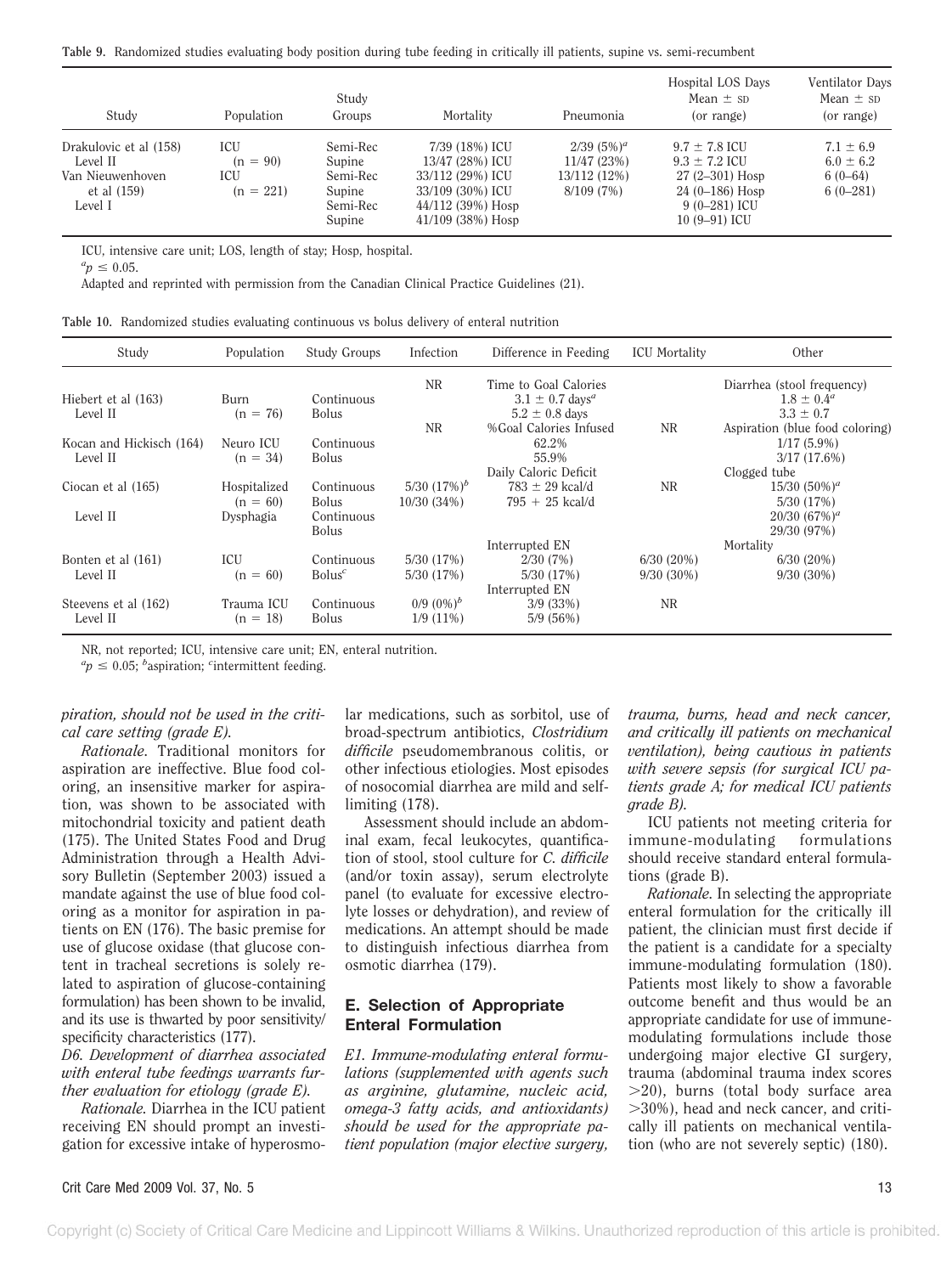**Table 9.** Randomized studies evaluating body position during tube feeding in critically ill patients, supine vs. semi-recumbent

| Study | Population | Study Groups | Mortality | Pneumonia | Hospital LOS Days Mean ± SD (or range) | Ventilator Days Mean ± SD (or range) |
|---|---|---|---|---|---|---|
| Drakulovic et al (158) | ICU | Semi-Rec | 7/39 (18%) ICU | 2/39 (5%)[a] | 9.7 ± 7.8 ICU | 7.1 ± 6.9 |
| Level II | (n = 90) | Supine | 13/47 (28%) ICU | 11/47 (23%) | 9.3 ± 7.2 ICU | 6.0 ± 6.2 |
| Van Nieuwenhoven | ICU | Semi-Rec | 33/112 (29%) ICU | 13/112 (12%) | 27 (2–301) Hosp | 6 (0–64) |
| et al (159) | (n = 221) | Supine | 33/109 (30%) ICU | 8/109 (7%) | 24 (0–186) Hosp | 6 (0–281) |
| Level I | | Semi-Rec | 44/112 (39%) Hosp | | 9 (0–281) ICU | |
| | | Supine | 41/109 (38%) Hosp | | 10 (9–91) ICU | |

ICU, intensive care unit; LOS, length of stay; Hosp, hospital.

[a] $p \leq 0.05$.

Adapted and reprinted with permission from the Canadian Clinical Practice Guidelines (21).

**Table 10.** Randomized studies evaluating continuous vs bolus delivery of enteral nutrition

| Study | Population | Study Groups | Infection | Difference in Feeding | ICU Mortality | Other |
|---|---|---|---|---|---|---|
| | | | NR | Time to Goal Calories | | Diarrhea (stool frequency) |
| Hiebert et al (163) | Burn | Continuous | | 3.1 ± 0.7 days[a] | | 1.8 ± 0.4[a] |
| Level II | (n = 76) | Bolus | | 5.2 ± 0.8 days | | 3.3 ± 0.7 |
| | | | NR | %Goal Calories Infused | NR | Aspiration (blue food coloring) |
| Kocan and Hickisch (164) | Neuro ICU | Continuous | | 62.2% | | 1/17 (5.9%) |
| Level II | (n = 34) | Bolus | | 55.9% | | 3/17 (17.6%) |
| | | | | Daily Caloric Deficit | | Clogged tube |
| Ciocan et al (165) | Hospitalized | Continuous | 5/30 (17%)[b] | 783 ± 29 kcal/d | NR | 15/30 (50%)[a] |
| | (n = 60) | Bolus | 10/30 (34%) | 795 + 25 kcal/d | | 5/30 (17%) |
| Level II | Dysphagia | Continuous | | | | 20/30 (67%)[a] |
| | | Bolus | | | | 29/30 (97%) |
| | | | | Interrupted EN | | Mortality |
| Bonten et al (161) | ICU | Continuous | 5/30 (17%) | 2/30 (7%) | 6/30 (20%) | 6/30 (20%) |
| Level II | (n = 60) | Bolus[c] | 5/30 (17%) | 5/30 (17%) | 9/30 (30%) | 9/30 (30%) |
| | | | | Interrupted EN | | |
| Steevens et al (162) | Trauma ICU | Continuous | 0/9 (0%)[b] | 3/9 (33%) | NR | |
| Level II | (n = 18) | Bolus | 1/9 (11%) | 5/9 (56%) | | |

NR, not reported; ICU, intensive care unit; EN, enteral nutrition.

[a] $p \leq 0.05$; [b] aspiration; [c] intermittent feeding.

*piration, should not be used in the critical care setting (grade E).*

*Rationale.* Traditional monitors for aspiration are ineffective. Blue food coloring, an insensitive marker for aspiration, was shown to be associated with mitochondrial toxicity and patient death (175). The United States Food and Drug Administration through a Health Advisory Bulletin (September 2003) issued a mandate against the use of blue food coloring as a monitor for aspiration in patients on EN (176). The basic premise for use of glucose oxidase (that glucose content in tracheal secretions is solely related to aspiration of glucose-containing formulation) has been shown to be invalid, and its use is thwarted by poor sensitivity/specificity characteristics (177).

*D6. Development of diarrhea associated with enteral tube feedings warrants further evaluation for etiology (grade E).*

*Rationale.* Diarrhea in the ICU patient receiving EN should prompt an investigation for excessive intake of hyperosmolar medications, such as sorbitol, use of broad-spectrum antibiotics, *Clostridium difficile* pseudomembranous colitis, or other infectious etiologies. Most episodes of nosocomial diarrhea are mild and self-limiting (178).

Assessment should include an abdominal exam, fecal leukocytes, quantification of stool, stool culture for *C. difficile* (and/or toxin assay), serum electrolyte panel (to evaluate for excessive electrolyte losses or dehydration), and review of medications. An attempt should be made to distinguish infectious diarrhea from osmotic diarrhea (179).

## E. Selection of Appropriate Enteral Formulation

*E1. Immune-modulating enteral formulations (supplemented with agents such as arginine, glutamine, nucleic acid, omega-3 fatty acids, and antioxidants) should be used for the appropriate patient population (major elective surgery, trauma, burns, head and neck cancer, and critically ill patients on mechanical ventilation), being cautious in patients with severe sepsis (for surgical ICU patients grade A; for medical ICU patients grade B).*

ICU patients not meeting criteria for immune-modulating formulations should receive standard enteral formulations (grade B).

*Rationale.* In selecting the appropriate enteral formulation for the critically ill patient, the clinician must first decide if the patient is a candidate for a specialty immune-modulating formulation (180). Patients most likely to show a favorable outcome benefit and thus would be an appropriate candidate for use of immune-modulating formulations include those undergoing major elective GI surgery, trauma (abdominal trauma index scores >20), burns (total body surface area >30%), head and neck cancer, and critically ill patients on mechanical ventilation (who are not severely septic) (180).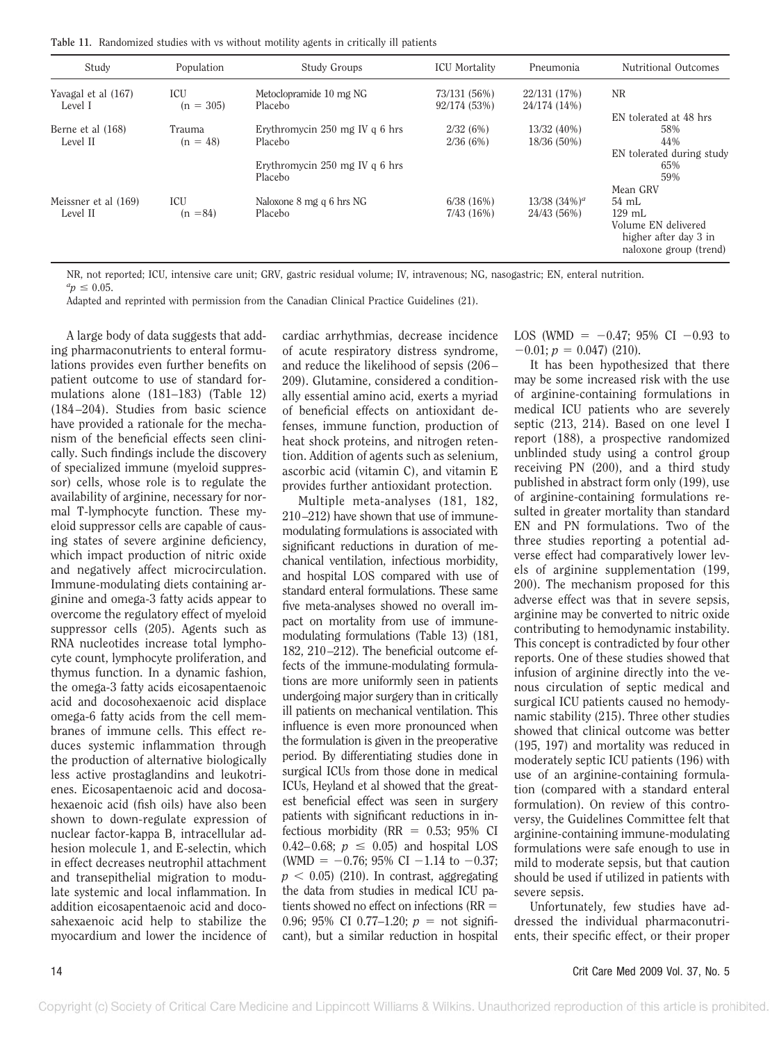**Table 11.** Randomized studies with vs without motility agents in critically ill patients

| Study | Population | Study Groups | ICU Mortality | Pneumonia | Nutritional Outcomes |
|---|---|---|---|---|---|
| Yavagal et al (167) Level I | ICU (n = 305) | Metoclopramide 10 mg NG | 73/131 (56%) | 22/131 (17%) | NR |
| | | Placebo | 92/174 (53%) | 24/174 (14%) | |
| Berne et al (168) Level II | Trauma (n = 48) | Erythromycin 250 mg IV q 6 hrs | 2/32 (6%) | 13/32 (40%) | EN tolerated at 48 hrs 58% |
| | | Placebo | 2/36 (6%) | 18/36 (50%) | 44% |
| | | Erythromycin 250 mg IV q 6 hrs | | | EN tolerated during study 65% |
| | | Placebo | | | 59% |
| Meissner et al (169) Level II | ICU (n =84) | Naloxone 8 mg q 6 hrs NG | 6/38 (16%) | 13/38 (34%)[a] | Mean GRV 54 mL |
| | | Placebo | 7/43 (16%) | 24/43 (56%) | 129 mL; Volume EN delivered higher after day 3 in naloxone group (trend) |

NR, not reported; ICU, intensive care unit; GRV, gastric residual volume; IV, intravenous; NG, nasogastric; EN, enteral nutrition.
[a] $p \leq 0.05$.
Adapted and reprinted with permission from the Canadian Clinical Practice Guidelines (21).

A large body of data suggests that adding pharmaconutrients to enteral formulations provides even further benefits on patient outcome to use of standard formulations alone (181–183) (Table 12) (184–204). Studies from basic science have provided a rationale for the mechanism of the beneficial effects seen clinically. Such findings include the discovery of specialized immune (myeloid suppressor) cells, whose role is to regulate the availability of arginine, necessary for normal T-lymphocyte function. These myeloid suppressor cells are capable of causing states of severe arginine deficiency, which impact production of nitric oxide and negatively affect microcirculation. Immune-modulating diets containing arginine and omega-3 fatty acids appear to overcome the regulatory effect of myeloid suppressor cells (205). Agents such as RNA nucleotides increase total lymphocyte count, lymphocyte proliferation, and thymus function. In a dynamic fashion, the omega-3 fatty acids eicosapentaenoic acid and docosohexaenoic acid displace omega-6 fatty acids from the cell membranes of immune cells. This effect reduces systemic inflammation through the production of alternative biologically less active prostaglandins and leukotrienes. Eicosapentaenoic acid and docosahexaenoic acid (fish oils) have also been shown to down-regulate expression of nuclear factor-kappa B, intracellular adhesion molecule 1, and E-selectin, which in effect decreases neutrophil attachment and transepithelial migration to modulate systemic and local inflammation. In addition eicosapentaenoic acid and docosahexaenoic acid help to stabilize the myocardium and lower the incidence of cardiac arrhythmias, decrease incidence of acute respiratory distress syndrome, and reduce the likelihood of sepsis (206–209). Glutamine, considered a conditionally essential amino acid, exerts a myriad of beneficial effects on antioxidant defenses, immune function, production of heat shock proteins, and nitrogen retention. Addition of agents such as selenium, ascorbic acid (vitamin C), and vitamin E provides further antioxidant protection.

Multiple meta-analyses (181, 182, 210–212) have shown that use of immune-modulating formulations is associated with significant reductions in duration of mechanical ventilation, infectious morbidity, and hospital LOS compared with use of standard enteral formulations. These same five meta-analyses showed no overall impact on mortality from use of immune-modulating formulations (Table 13) (181, 182, 210–212). The beneficial outcome effects of the immune-modulating formulations are more uniformly seen in patients undergoing major surgery than in critically ill patients on mechanical ventilation. This influence is even more pronounced when the formulation is given in the preoperative period. By differentiating studies done in surgical ICUs from those done in medical ICUs, Heyland et al showed that the greatest beneficial effect was seen in surgery patients with significant reductions in infectious morbidity (RR = 0.53; 95% CI 0.42–0.68; $p \leq 0.05$) and hospital LOS (WMD = −0.76; 95% CI −1.14 to −0.37; $p < 0.05$) (210). In contrast, aggregating the data from studies in medical ICU patients showed no effect on infections (RR = 0.96; 95% CI 0.77–1.20; $p$ = not significant), but a similar reduction in hospital LOS (WMD = −0.47; 95% CI −0.93 to −0.01; $p = 0.047$) (210).

It has been hypothesized that there may be some increased risk with the use of arginine-containing formulations in medical ICU patients who are severely septic (213, 214). Based on one level I report (188), a prospective randomized unblinded study using a control group receiving PN (200), and a third study published in abstract form only (199), use of arginine-containing formulations resulted in greater mortality than standard EN and PN formulations. Two of the three studies reporting a potential adverse effect had comparatively lower levels of arginine supplementation (199, 200). The mechanism proposed for this adverse effect was that in severe sepsis, arginine may be converted to nitric oxide contributing to hemodynamic instability. This concept is contradicted by four other reports. One of these studies showed that infusion of arginine directly into the venous circulation of septic medical and surgical ICU patients caused no hemodynamic stability (215). Three other studies showed that clinical outcome was better (195, 197) and mortality was reduced in moderately septic ICU patients (196) with use of an arginine-containing formulation (compared with a standard enteral formulation). On review of this controversy, the Guidelines Committee felt that arginine-containing immune-modulating formulations were safe enough to use in mild to moderate sepsis, but that caution should be used if utilized in patients with severe sepsis.

Unfortunately, few studies have addressed the individual pharmaconutrients, their specific effect, or their proper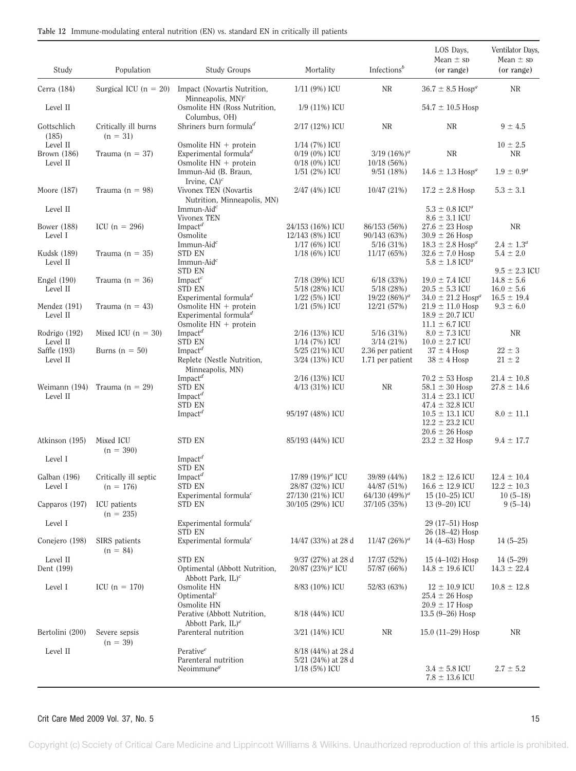**Table 12** Immune-modulating enteral nutrition (EN) vs. standard EN in critically ill patients

| Study | Population | Study Groups | Mortality | Infections[b] | LOS Days, Mean ± SD (or range) | Ventilator Days, Mean ± SD (or range) |
|---|---|---|---|---|---|---|
| Cerra (184) | Surgical ICU (n = 20) | Impact (Novartis Nutrition, Minneapolis, MN)[c] | 1/11 (9%) ICU | NR | 36.7 ± 8.5 Hosp[a] | NR |
| Level II | | Osmolite HN (Ross Nutrition, Columbus, OH) | 1/9 (11%) ICU | | 54.7 ± 10.5 Hosp | |
| Gottschlich (185) | Critically ill burns (n = 31) | Shriners burn formula[d] | 2/17 (12%) ICU | NR | NR | 9 ± 4.5 |
| Level II | | Osmolite HN + protein | 1/14 (7%) ICU | | | 10 ± 2.5 |
| Brown (186) | Trauma (n = 37) | Experimental formula[d] | 0/19 (0%) ICU | 3/19 (16%)[a] | NR | NR |
| Level II | | Osmolite HN + protein | 0/18 (0%) ICU | 10/18 (56%) | | |
| | | Immun-Aid (B. Braun, Irvine, CA)[c] | 1/51 (2%) ICU | 9/51 (18%) | 14.6 ± 1.3 Hosp[a] | 1.9 ± 0.9[a] |
| Moore (187) | Trauma (n = 98) | Vivonex TEN (Novartis Nutrition, Minneapolis, MN) | 2/47 (4%) ICU | 10/47 (21%) | 17.2 ± 2.8 Hosp | 5.3 ± 3.1 |
| Level II | | Immun-Aid[c] | | | 5.3 ± 0.8 ICU[a] | |
| | | Vivonex TEN | | | 8.6 ± 3.1 ICU | |
| Bower (188) | ICU (n = 296) | Impact[d] | 24/153 (16%) ICU | 86/153 (56%) | 27.6 ± 23 Hosp | NR |
| Level I | | Osmolite | 12/143 (8%) ICU | 90/143 (63%) | 30.9 ± 26 Hosp | |
| | | Immun-Aid[c] | 1/17 (6%) ICU | 5/16 (31%) | 18.3 ± 2.8 Hosp[a] | 2.4 ± 1.3[a] |
| Kudsk (189) | Trauma (n = 35) | STD EN | 1/18 (6%) ICU | 11/17 (65%) | 32.6 ± 7.0 Hosp | 5.4 ± 2.0 |
| Level II | | Immun-Aid[c] | | | 5.8 ± 1.8 ICU[a] | |
| | | STD EN | | | | 9.5 ± 2.3 ICU |
| Engel (190) | Trauma (n = 36) | Impact[c] | 7/18 (39%) ICU | 6/18 (33%) | 19.0 ± 7.4 ICU | 14.8 ± 5.6 |
| Level II | | STD EN | 5/18 (28%) ICU | 5/18 (28%) | 20.5 ± 5.3 ICU | 16.0 ± 5.6 |
| | | Experimental formula[d] | 1/22 (5%) ICU | 19/22 (86%)[a] | 34.0 ± 21.2 Hosp[a] | 16.5 ± 19.4 |
| Mendez (191) | Trauma (n = 43) | Osmolite HN + protein | 1/21 (5%) ICU | 12/21 (57%) | 21.9 ± 11.0 Hosp | 9.3 ± 6.0 |
| Level II | | Experimental formula[d] | | | 18.9 ± 20.7 ICU | |
| | | Osmolite HN + protein | | | 11.1 ± 6.7 ICU | |
| Rodrigo (192) | Mixed ICU (n = 30) | Impact[d] | 2/16 (13%) ICU | 5/16 (31%) | 8.0 ± 7.3 ICU | NR |
| Level II | | STD EN | 1/14 (7%) ICU | 3/14 (21%) | 10.0 ± 2.7 ICU | |
| Saffle (193) | Burns (n = 50) | Impact[d] | 5/25 (21%) ICU | 2.36 per patient | 37 ± 4 Hosp | 22 ± 3 |
| Level II | | Replete (Nestle Nutrition, Minneapolis, MN) | 3/24 (13%) ICU | 1.71 per patient | 38 ± 4 Hosp | 21 ± 2 |
| | | Impact[d] | 2/16 (13%) ICU | | 70.2 ± 53 Hosp | 21.4 ± 10.8 |
| Weimann (194) | Trauma (n = 29) | STD EN | 4/13 (31%) ICU | NR | 58.1 ± 30 Hosp | 27.8 ± 14.6 |
| Level II | | Impact[d] | | | 31.4 ± 23.1 ICU | |
| | | STD EN | | | 47.4 ± 32.8 ICU | |
| | | Impact[d] | 95/197 (48%) ICU | | 10.5 ± 13.1 ICU | 8.0 ± 11.1 |
| | | | | | 12.2 ± 23.2 ICU | |
| | | | | | 20.6 ± 26 Hosp | |
| Atkinson (195) | Mixed ICU (n = 390) | STD EN | 85/193 (44%) ICU | | 23.2 ± 32 Hosp | 9.4 ± 17.7 |
| Level I | | Impact[d] | | | | |
| | | STD EN | | | | |
| Galban (196) | Critically ill septic (n = 176) | Impact[d] | 17/89 (19%)[a] ICU | 39/89 (44%) | 18.2 ± 12.6 ICU | 12.4 ± 10.4 |
| Level I | | STD EN | 28/87 (32%) ICU | 44/87 (51%) | 16.6 ± 12.9 ICU | 12.2 ± 10.3 |
| | | Experimental formula[c] | 27/130 (21%) ICU | 64/130 (49%)[a] | 15 (10–25) ICU | 10 (5–18) |
| Capparos (197) | ICU patients (n = 235) | STD EN | 30/105 (29%) ICU | 37/105 (35%) | 13 (9–20) ICU | 9 (5–14) |
| Level I | | Experimental formula[c] | | | 29 (17–51) Hosp | |
| | | STD EN | | | 26 (18–42) Hosp | |
| Conejero (198) | SIRS patients (n = 84) | Experimental formula[c] | 14/47 (33%) at 28 d | 11/47 (26%)[a] | 14 (4–63) Hosp | 14 (5–25) |
| Level II | | STD EN | 9/37 (27%) at 28 d | 17/37 (52%) | 15 (4–102) Hosp | 14 (5–29) |
| Dent (199) | | Optimental (Abbott Nutrition, Abbott Park, IL)[c] | 20/87 (23%)[a] ICU | 57/87 (66%) | 14.8 ± 19.6 ICU | 14.3 ± 22.4 |
| Level I | ICU (n = 170) | Osmolite HN | 8/83 (10%) ICU | 52/83 (63%) | 12 ± 10.9 ICU | 10.8 ± 12.8 |
| | | Optimental[c] | | | 25.4 ± 26 Hosp | |
| | | Osmolite HN | | | 20.9 ± 17 Hosp | |
| | | Perative (Abbott Nutrition, Abbott Park, IL)[e] | 8/18 (44%) ICU | | 13.5 (9–26) Hosp | |
| Bertolini (200) | Severe sepsis (n = 39) | Parenteral nutrition | 3/21 (14%) ICU | NR | 15.0 (11–29) Hosp | NR |
| Level II | | Perative[e] | 8/18 (44%) at 28 d | | | |
| | | Parenteral nutrition | 5/21 (24%) at 28 d | | | |
| | | Neoimmune[g] | 1/18 (5%) ICU | | 3.4 ± 5.8 ICU | 2.7 ± 5.2 |
| | | | | | 7.8 ± 13.6 ICU | |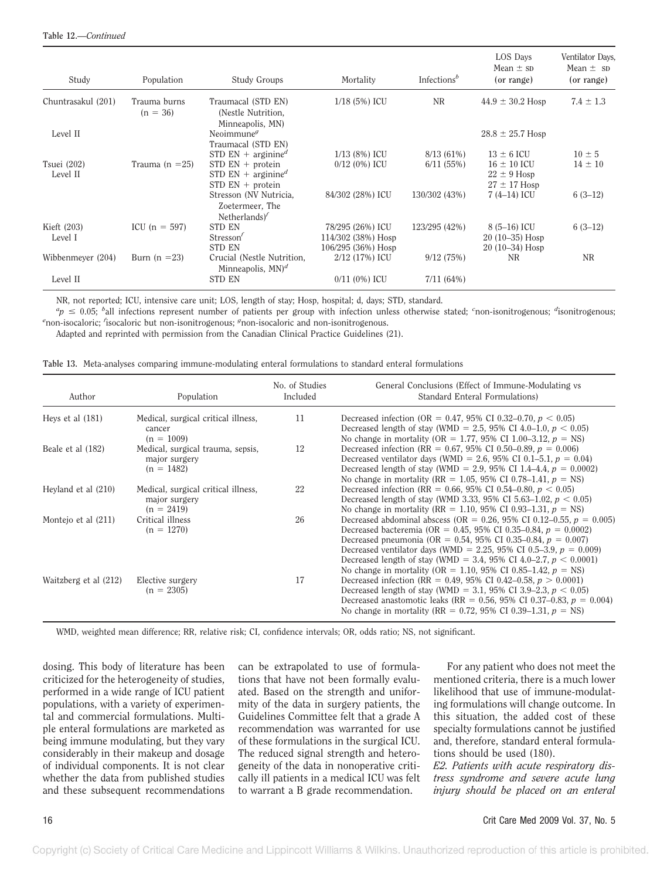**Table 12.**—*Continued*

| Study | Population | Study Groups | Mortality | Infections[b] | LOS Days Mean ± SD (or range) | Ventilator Days, Mean ± SD (or range) |
|---|---|---|---|---|---|---|
| Chuntrasakul (201) | Trauma burns (n = 36) | Traumacal (STD EN) (Nestle Nutrition, Minneapolis, MN) | 1/18 (5%) ICU | NR | 44.9 ± 30.2 Hosp | 7.4 ± 1.3 |
| Level II | | Neoimmune[g] | | | 28.8 ± 25.7 Hosp | |
| | | Traumacal (STD EN) | | | | |
| | | STD EN + arginine[d] | 1/13 (8%) ICU | 8/13 (61%) | 13 ± 6 ICU | 10 ± 5 |
| Tsuei (202) | Trauma (n = 25) | STD EN + protein | 0/12 (0%) ICU | 6/11 (55%) | 16 ± 10 ICU | 14 ± 10 |
| Level II | | STD EN + arginine[d] | | | 22 ± 9 Hosp | |
| | | STD EN + protein | | | 27 ± 17 Hosp | |
| | | Stresson (NV Nutricia, Zoetermeer, The Netherlands)[f] | 84/302 (28%) ICU | 130/302 (43%) | 7 (4–14) ICU | 6 (3–12) |
| Kieft (203) | ICU (n = 597) | STD EN | 78/295 (26%) ICU | 123/295 (42%) | 8 (5–16) ICU | 6 (3–12) |
| Level I | | Stresson[f] | 114/302 (38%) Hosp | | 20 (10–35) Hosp | |
| | | STD EN | 106/295 (36%) Hosp | | 20 (10–34) Hosp | |
| Wibbenmeyer (204) | Burn (n = 23) | Crucial (Nestle Nutrition, Minneapolis, MN)[d] | 2/12 (17%) ICU | 9/12 (75%) | NR | NR |
| Level II | | STD EN | 0/11 (0%) ICU | 7/11 (64%) | | |

NR, not reported; ICU, intensive care unit; LOS, length of stay; Hosp, hospital; d, days; STD, standard.

[a]$p \leq 0.05$; [b]all infections represent number of patients per group with infection unless otherwise stated; [c]non-isonitrogenous; [d]isonitrogenous; [e]non-isocaloric; [f]isocaloric but non-isonitrogenous; [g]non-isocaloric and non-isonitrogenous.

Adapted and reprinted with permission from the Canadian Clinical Practice Guidelines (21).

**Table 13.** Meta-analyses comparing immune-modulating enteral formulations to standard enteral formulations

| Author | Population | No. of Studies Included | General Conclusions (Effect of Immune-Modulating vs Standard Enteral Formulations) |
|---|---|---|---|
| Heys et al (181) | Medical, surgical critical illness, cancer (n = 1009) | 11 | Decreased infection (OR = 0.47, 95% CI 0.32–0.70, $p < 0.05$)<br>Decreased length of stay (WMD = 2.5, 95% CI 4.0–1.0, $p < 0.05$)<br>No change in mortality (OR = 1.77, 95% CI 1.00–3.12, $p$ = NS) |
| Beale et al (182) | Medical, surgical trauma, sepsis, major surgery (n = 1482) | 12 | Decreased infection (RR = 0.67, 95% CI 0.50–0.89, $p = 0.006$)<br>Decreased ventilator days (WMD = 2.6, 95% CI 0.1–5.1, $p = 0.04$)<br>Decreased length of stay (WMD = 2.9, 95% CI 1.4–4.4, $p = 0.0002$)<br>No change in mortality (RR = 1.05, 95% CI 0.78–1.41, $p$ = NS) |
| Heyland et al (210) | Medical, surgical critical illness, major surgery (n = 2419) | 22 | Decreased infection (RR = 0.66, 95% CI 0.54–0.80, $p < 0.05$)<br>Decreased length of stay (WMD 3.33, 95% CI 5.63–1.02, $p < 0.05$)<br>No change in mortality (RR = 1.10, 95% CI 0.93–1.31, $p$ = NS) |
| Montejo et al (211) | Critical illness (n = 1270) | 26 | Decreased abdominal abscess (OR = 0.26, 95% CI 0.12–0.55, $p = 0.005$)<br>Decreased bacteremia (OR = 0.45, 95% CI 0.35–0.84, $p = 0.0002$)<br>Decreased pneumonia (OR = 0.54, 95% CI 0.35–0.84, $p = 0.007$)<br>Decreased ventilator days (WMD = 2.25, 95% CI 0.5–3.9, $p = 0.009$)<br>Decreased length of stay (WMD = 3.4, 95% CI 4.0–2.7, $p < 0.0001$)<br>No change in mortality (OR = 1.10, 95% CI 0.85–1.42, $p$ = NS) |
| Waitzberg et al (212) | Elective surgery (n = 2305) | 17 | Decreased infection (RR = 0.49, 95% CI 0.42–0.58, $p > 0.0001$)<br>Decreased length of stay (WMD = 3.1, 95% CI 3.9–2.3, $p < 0.05$)<br>Decreased anastomotic leaks (RR = 0.56, 95% CI 0.37–0.83, $p = 0.004$)<br>No change in mortality (RR = 0.72, 95% CI 0.39–1.31, $p$ = NS) |

WMD, weighted mean difference; RR, relative risk; CI, confidence intervals; OR, odds ratio; NS, not significant.

dosing. This body of literature has been criticized for the heterogeneity of studies, performed in a wide range of ICU patient populations, with a variety of experimental and commercial formulations. Multiple enteral formulations are marketed as being immune modulating, but they vary considerably in their makeup and dosage of individual components. It is not clear whether the data from published studies and these subsequent recommendations can be extrapolated to use of formulations that have not been formally evaluated. Based on the strength and uniformity of the data in surgery patients, the Guidelines Committee felt that a grade A recommendation was warranted for use of these formulations in the surgical ICU. The reduced signal strength and heterogeneity of the data in nonoperative critically ill patients in a medical ICU was felt to warrant a B grade recommendation.

For any patient who does not meet the mentioned criteria, there is a much lower likelihood that use of immune-modulating formulations will change outcome. In this situation, the added cost of these specialty formulations cannot be justified and, therefore, standard enteral formulations should be used (180).

*E2. Patients with acute respiratory distress syndrome and severe acute lung injury should be placed on an enteral*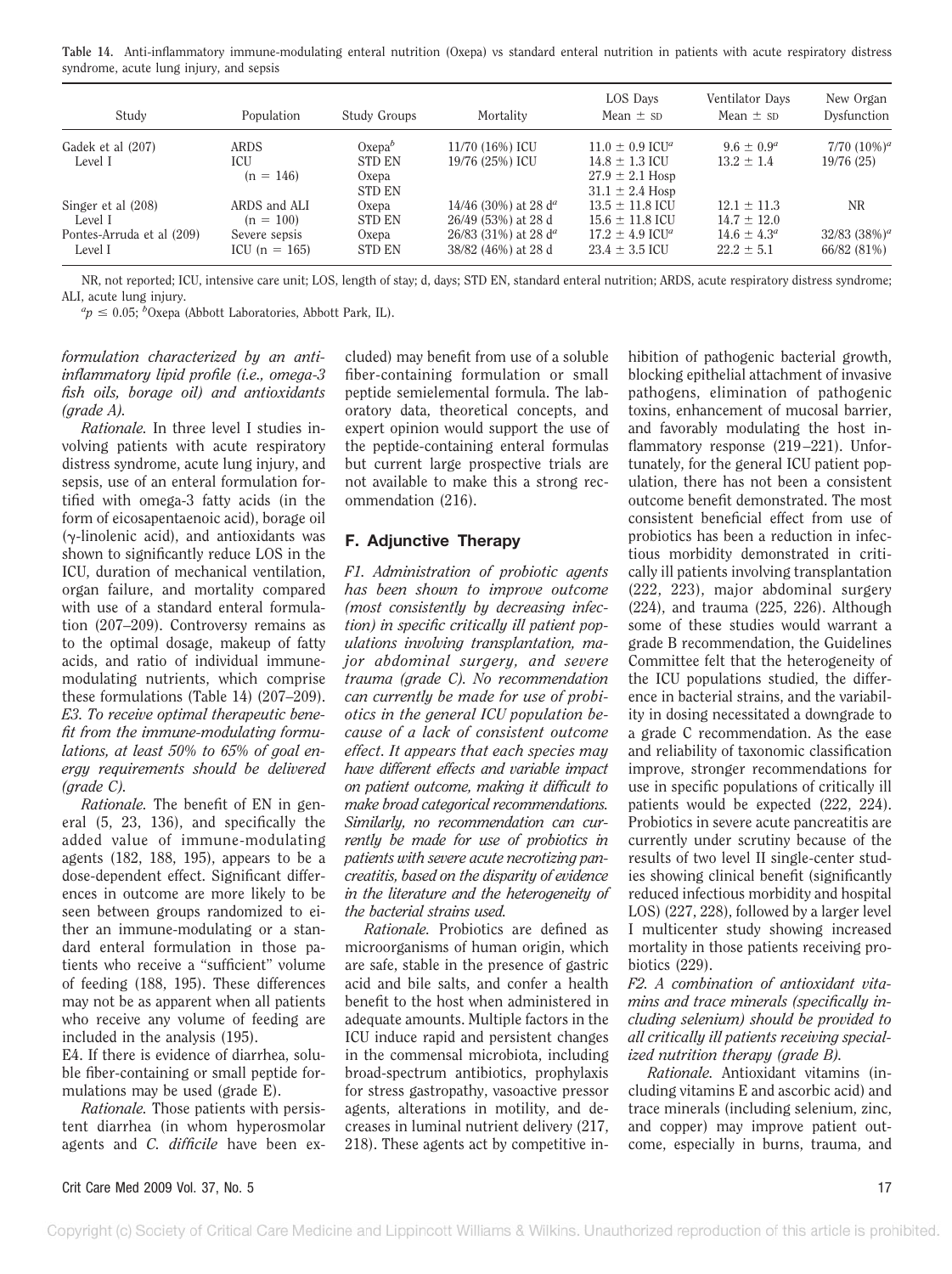**Table 14.** Anti-inflammatory immune-modulating enteral nutrition (Oxepa) vs standard enteral nutrition in patients with acute respiratory distress syndrome, acute lung injury, and sepsis

| Study | Population | Study Groups | Mortality | LOS Days Mean ± SD | Ventilator Days Mean ± SD | New Organ Dysfunction |
|---|---|---|---|---|---|---|
| Gadek et al (207) Level I | ARDS ICU (n = 146) | Oxepa[b] | 11/70 (16%) ICU | 11.0 ± 0.9 ICU[a] | 9.6 ± 0.9[a] | 7/70 (10%)[a] |
| | | STD EN | 19/76 (25%) ICU | 14.8 ± 1.3 ICU | 13.2 ± 1.4 | 19/76 (25) |
| | | Oxepa | | 27.9 ± 2.1 Hosp | | |
| | | STD EN | | 31.1 ± 2.4 Hosp | | |
| Singer et al (208) Level I | ARDS and ALI (n = 100) | Oxepa | 14/46 (30%) at 28 d[a] | 13.5 ± 11.8 ICU | 12.1 ± 11.3 | NR |
| | | STD EN | 26/49 (53%) at 28 d | 15.6 ± 11.8 ICU | 14.7 ± 12.0 | |
| Pontes-Arruda et al (209) Level I | Severe sepsis ICU (n = 165) | Oxepa | 26/83 (31%) at 28 d[a] | 17.2 ± 4.9 ICU[a] | 14.6 ± 4.3[a] | 32/83 (38%)[a] |
| | | STD EN | 38/82 (46%) at 28 d | 23.4 ± 3.5 ICU | 22.2 ± 5.1 | 66/82 (81%) |

NR, not reported; ICU, intensive care unit; LOS, length of stay; d, days; STD EN, standard enteral nutrition; ARDS, acute respiratory distress syndrome; ALI, acute lung injury.

[a] $p \leq 0.05$; [b] Oxepa (Abbott Laboratories, Abbott Park, IL).

*formulation characterized by an anti-inflammatory lipid profile (i.e., omega-3 fish oils, borage oil) and antioxidants (grade A).*

*Rationale.* In three level I studies involving patients with acute respiratory distress syndrome, acute lung injury, and sepsis, use of an enteral formulation fortified with omega-3 fatty acids (in the form of eicosapentaenoic acid), borage oil (γ-linolenic acid), and antioxidants was shown to significantly reduce LOS in the ICU, duration of mechanical ventilation, organ failure, and mortality compared with use of a standard enteral formulation (207–209). Controversy remains as to the optimal dosage, makeup of fatty acids, and ratio of individual immune-modulating nutrients, which comprise these formulations (Table 14) (207–209).

*E3. To receive optimal therapeutic benefit from the immune-modulating formulations, at least 50% to 65% of goal energy requirements should be delivered (grade C).*

*Rationale.* The benefit of EN in general (5, 23, 136), and specifically the added value of immune-modulating agents (182, 188, 195), appears to be a dose-dependent effect. Significant differences in outcome are more likely to be seen between groups randomized to either an immune-modulating or a standard enteral formulation in those patients who receive a "sufficient" volume of feeding (188, 195). These differences may not be as apparent when all patients who receive any volume of feeding are included in the analysis (195).

E4. If there is evidence of diarrhea, soluble fiber-containing or small peptide formulations may be used (grade E).

*Rationale.* Those patients with persistent diarrhea (in whom hyperosmolar agents and *C. difficile* have been excluded) may benefit from use of a soluble fiber-containing formulation or small peptide semielemental formula. The laboratory data, theoretical concepts, and expert opinion would support the use of the peptide-containing enteral formulas but current large prospective trials are not available to make this a strong recommendation (216).

## F. Adjunctive Therapy

*F1. Administration of probiotic agents has been shown to improve outcome (most consistently by decreasing infection) in specific critically ill patient populations involving transplantation, major abdominal surgery, and severe trauma (grade C). No recommendation can currently be made for use of probiotics in the general ICU population because of a lack of consistent outcome effect. It appears that each species may have different effects and variable impact on patient outcome, making it difficult to make broad categorical recommendations. Similarly, no recommendation can currently be made for use of probiotics in patients with severe acute necrotizing pancreatitis, based on the disparity of evidence in the literature and the heterogeneity of the bacterial strains used.*

*Rationale.* Probiotics are defined as microorganisms of human origin, which are safe, stable in the presence of gastric acid and bile salts, and confer a health benefit to the host when administered in adequate amounts. Multiple factors in the ICU induce rapid and persistent changes in the commensal microbiota, including broad-spectrum antibiotics, prophylaxis for stress gastropathy, vasoactive pressor agents, alterations in motility, and decreases in luminal nutrient delivery (217, 218). These agents act by competitive inhibition of pathogenic bacterial growth, blocking epithelial attachment of invasive pathogens, elimination of pathogenic toxins, enhancement of mucosal barrier, and favorably modulating the host inflammatory response (219–221). Unfortunately, for the general ICU patient population, there has not been a consistent outcome benefit demonstrated. The most consistent beneficial effect from use of probiotics has been a reduction in infectious morbidity demonstrated in critically ill patients involving transplantation (222, 223), major abdominal surgery (224), and trauma (225, 226). Although some of these studies would warrant a grade B recommendation, the Guidelines Committee felt that the heterogeneity of the ICU populations studied, the difference in bacterial strains, and the variability in dosing necessitated a downgrade to a grade C recommendation. As the ease and reliability of taxonomic classification improve, stronger recommendations for use in specific populations of critically ill patients would be expected (222, 224). Probiotics in severe acute pancreatitis are currently under scrutiny because of the results of two level II single-center studies showing clinical benefit (significantly reduced infectious morbidity and hospital LOS) (227, 228), followed by a larger level I multicenter study showing increased mortality in those patients receiving probiotics (229).

*F2. A combination of antioxidant vitamins and trace minerals (specifically including selenium) should be provided to all critically ill patients receiving specialized nutrition therapy (grade B).*

*Rationale.* Antioxidant vitamins (including vitamins E and ascorbic acid) and trace minerals (including selenium, zinc, and copper) may improve patient outcome, especially in burns, trauma, and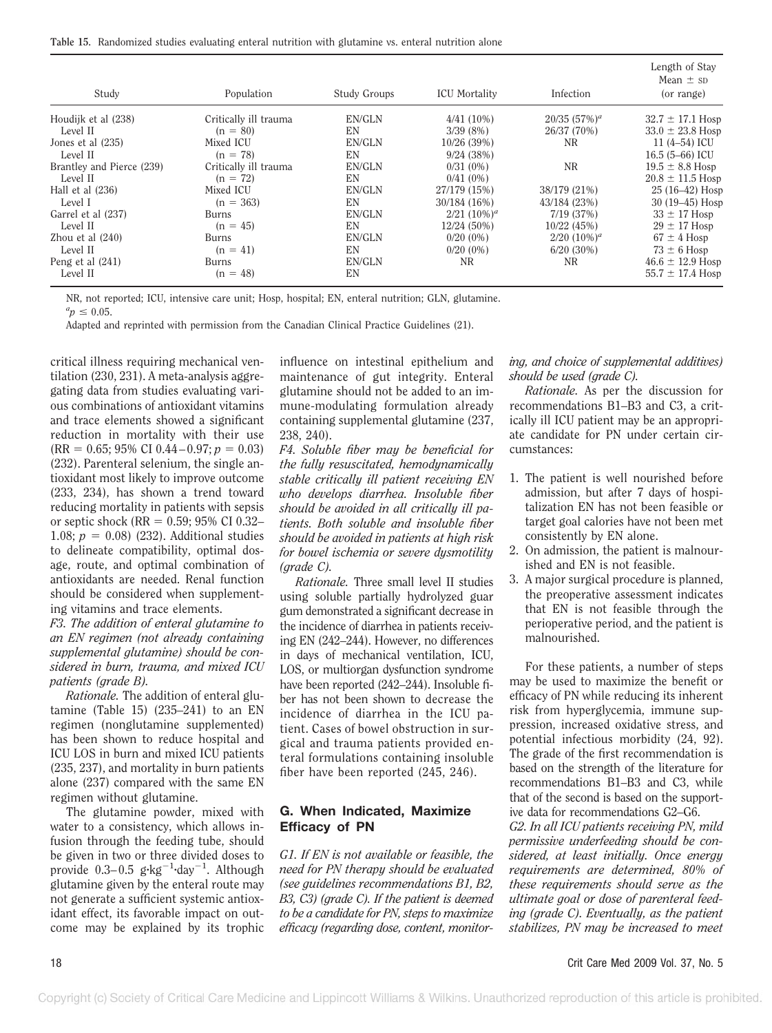**Table 15.** Randomized studies evaluating enteral nutrition with glutamine vs. enteral nutrition alone

| Study | Population | Study Groups | ICU Mortality | Infection | Length of Stay Mean ± SD (or range) |
|---|---|---|---|---|---|
| Houdijk et al (238) | Critically ill trauma | EN/GLN | 4/41 (10%) | 20/35 (57%)[a] | 32.7 ± 17.1 Hosp |
| Level II | (n = 80) | EN | 3/39 (8%) | 26/37 (70%) | 33.0 ± 23.8 Hosp |
| Jones et al (235) | Mixed ICU | EN/GLN | 10/26 (39%) | NR | 11 (4–54) ICU |
| Level II | (n = 78) | EN | 9/24 (38%) | | 16.5 (5–66) ICU |
| Brantley and Pierce (239) | Critically ill trauma | EN/GLN | 0/31 (0%) | NR | 19.5 ± 8.8 Hosp |
| Level II | (n = 72) | EN | 0/41 (0%) | | 20.8 ± 11.5 Hosp |
| Hall et al (236) | Mixed ICU | EN/GLN | 27/179 (15%) | 38/179 (21%) | 25 (16–42) Hosp |
| Level I | (n = 363) | EN | 30/184 (16%) | 43/184 (23%) | 30 (19–45) Hosp |
| Garrel et al (237) | Burns | EN/GLN | 2/21 (10%)[a] | 7/19 (37%) | 33 ± 17 Hosp |
| Level II | (n = 45) | EN | 12/24 (50%) | 10/22 (45%) | 29 ± 17 Hosp |
| Zhou et al (240) | Burns | EN/GLN | 0/20 (0%) | 2/20 (10%)[a] | 67 ± 4 Hosp |
| Level II | (n = 41) | EN | 0/20 (0%) | 6/20 (30%) | 73 ± 6 Hosp |
| Peng et al (241) | Burns | EN/GLN | NR | NR | 46.6 ± 12.9 Hosp |
| Level II | (n = 48) | EN | | | 55.7 ± 17.4 Hosp |

NR, not reported; ICU, intensive care unit; Hosp, hospital; EN, enteral nutrition; GLN, glutamine.
[a] $p \leq 0.05$.
Adapted and reprinted with permission from the Canadian Clinical Practice Guidelines (21).

critical illness requiring mechanical ventilation (230, 231). A meta-analysis aggregating data from studies evaluating various combinations of antioxidant vitamins and trace elements showed a significant reduction in mortality with their use (RR = 0.65; 95% CI 0.44–0.97; $p = 0.03$) (232). Parenteral selenium, the single antioxidant most likely to improve outcome (233, 234), has shown a trend toward reducing mortality in patients with sepsis or septic shock (RR = 0.59; 95% CI 0.32–1.08; $p = 0.08$) (232). Additional studies to delineate compatibility, optimal dosage, route, and optimal combination of antioxidants are needed. Renal function should be considered when supplementing vitamins and trace elements.

*F3. The addition of enteral glutamine to an EN regimen (not already containing supplemental glutamine) should be considered in burn, trauma, and mixed ICU patients (grade B).*

*Rationale.* The addition of enteral glutamine (Table 15) (235–241) to an EN regimen (nonglutamine supplemented) has been shown to reduce hospital and ICU LOS in burn and mixed ICU patients (235, 237), and mortality in burn patients alone (237) compared with the same EN regimen without glutamine.

The glutamine powder, mixed with water to a consistency, which allows infusion through the feeding tube, should be given in two or three divided doses to provide 0.3–0.5 $g \cdot kg^{-1} \cdot day^{-1}$. Although glutamine given by the enteral route may not generate a sufficient systemic antioxidant effect, its favorable impact on outcome may be explained by its trophic influence on intestinal epithelium and maintenance of gut integrity. Enteral glutamine should not be added to an immune-modulating formulation already containing supplemental glutamine (237, 238, 240).

*F4. Soluble fiber may be beneficial for the fully resuscitated, hemodynamically stable critically ill patient receiving EN who develops diarrhea. Insoluble fiber should be avoided in all critically ill patients. Both soluble and insoluble fiber should be avoided in patients at high risk for bowel ischemia or severe dysmotility (grade C).*

*Rationale.* Three small level II studies using soluble partially hydrolyzed guar gum demonstrated a significant decrease in the incidence of diarrhea in patients receiving EN (242–244). However, no differences in days of mechanical ventilation, ICU, LOS, or multiorgan dysfunction syndrome have been reported (242–244). Insoluble fiber has not been shown to decrease the incidence of diarrhea in the ICU patient. Cases of bowel obstruction in surgical and trauma patients provided enteral formulations containing insoluble fiber have been reported (245, 246).

## G. When Indicated, Maximize Efficacy of PN

*G1. If EN is not available or feasible, the need for PN therapy should be evaluated (see guidelines recommendations B1, B2, B3, C3) (grade C). If the patient is deemed to be a candidate for PN, steps to maximize efficacy (regarding dose, content, monitoring, and choice of supplemental additives) should be used (grade C).*

*Rationale.* As per the discussion for recommendations B1–B3 and C3, a critically ill ICU patient may be an appropriate candidate for PN under certain circumstances:

1. The patient is well nourished before admission, but after 7 days of hospitalization EN has not been feasible or target goal calories have not been met consistently by EN alone.
2. On admission, the patient is malnourished and EN is not feasible.
3. A major surgical procedure is planned, the preoperative assessment indicates that EN is not feasible through the perioperative period, and the patient is malnourished.

For these patients, a number of steps may be used to maximize the benefit or efficacy of PN while reducing its inherent risk from hyperglycemia, immune suppression, increased oxidative stress, and potential infectious morbidity (24, 92). The grade of the first recommendation is based on the strength of the literature for recommendations B1–B3 and C3, while that of the second is based on the supportive data for recommendations G2–G6.

*G2. In all ICU patients receiving PN, mild permissive underfeeding should be considered, at least initially. Once energy requirements are determined, 80% of these requirements should serve as the ultimate goal or dose of parenteral feeding (grade C). Eventually, as the patient stabilizes, PN may be increased to meet*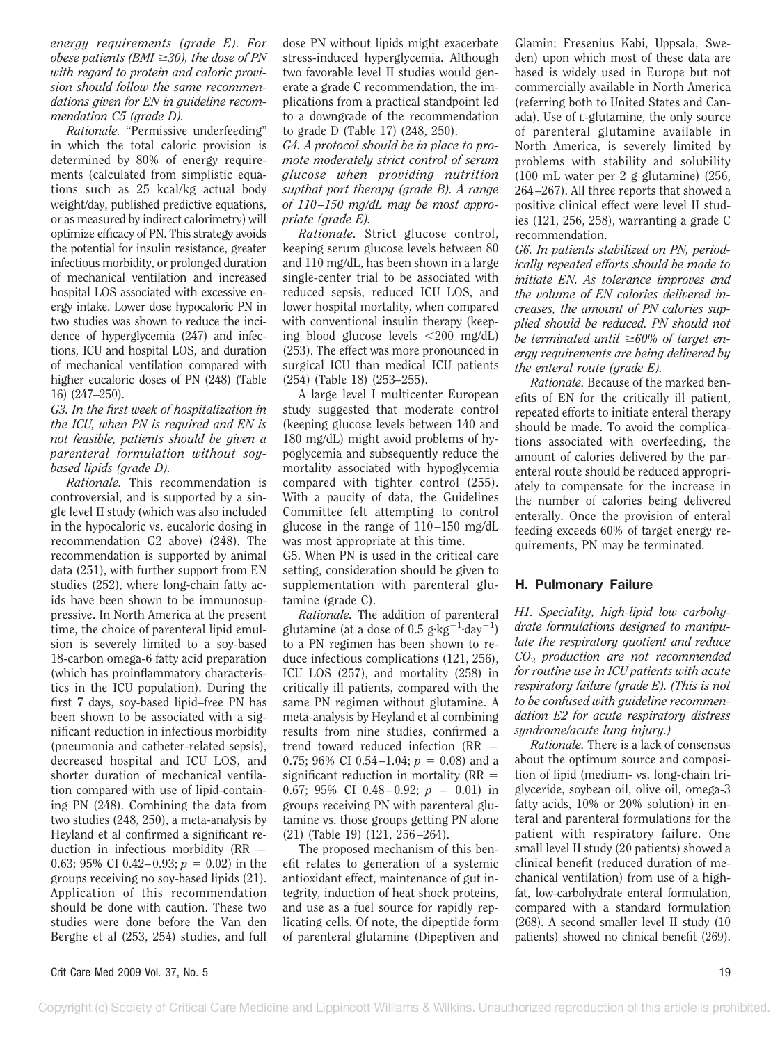*energy requirements (grade E). For obese patients (BMI ≥30), the dose of PN with regard to protein and caloric provision should follow the same recommendations given for EN in guideline recommendation C5 (grade D).*

*Rationale.* "Permissive underfeeding" in which the total caloric provision is determined by 80% of energy requirements (calculated from simplistic equations such as 25 kcal/kg actual body weight/day, published predictive equations, or as measured by indirect calorimetry) will optimize efficacy of PN. This strategy avoids the potential for insulin resistance, greater infectious morbidity, or prolonged duration of mechanical ventilation and increased hospital LOS associated with excessive energy intake. Lower dose hypocaloric PN in two studies was shown to reduce the incidence of hyperglycemia (247) and infections, ICU and hospital LOS, and duration of mechanical ventilation compared with higher eucaloric doses of PN (248) (Table 16) (247–250).

*G3. In the first week of hospitalization in the ICU, when PN is required and EN is not feasible, patients should be given a parenteral formulation without soy-based lipids (grade D).*

*Rationale.* This recommendation is controversial, and is supported by a single level II study (which was also included in the hypocaloric vs. eucaloric dosing in recommendation G2 above) (248). The recommendation is supported by animal data (251), with further support from EN studies (252), where long-chain fatty acids have been shown to be immunosuppressive. In North America at the present time, the choice of parenteral lipid emulsion is severely limited to a soy-based 18-carbon omega-6 fatty acid preparation (which has proinflammatory characteristics in the ICU population). During the first 7 days, soy-based lipid–free PN has been shown to be associated with a significant reduction in infectious morbidity (pneumonia and catheter-related sepsis), decreased hospital and ICU LOS, and shorter duration of mechanical ventilation compared with use of lipid-containing PN (248). Combining the data from two studies (248, 250), a meta-analysis by Heyland et al confirmed a significant reduction in infectious morbidity (RR = 0.63; 95% CI 0.42–0.93; $p = 0.02$) in the groups receiving no soy-based lipids (21). Application of this recommendation should be done with caution. These two studies were done before the Van den Berghe et al (253, 254) studies, and full dose PN without lipids might exacerbate stress-induced hyperglycemia. Although two favorable level II studies would generate a grade C recommendation, the implications from a practical standpoint led to a downgrade of the recommendation to grade D (Table 17) (248, 250).

*G4. A protocol should be in place to promote moderately strict control of serum glucose when providing nutrition supthat port therapy (grade B). A range of 110–150 mg/dL may be most appropriate (grade E).*

*Rationale.* Strict glucose control, keeping serum glucose levels between 80 and 110 mg/dL, has been shown in a large single-center trial to be associated with reduced sepsis, reduced ICU LOS, and lower hospital mortality, when compared with conventional insulin therapy (keeping blood glucose levels <200 mg/dL) (253). The effect was more pronounced in surgical ICU than medical ICU patients (254) (Table 18) (253–255).

A large level I multicenter European study suggested that moderate control (keeping glucose levels between 140 and 180 mg/dL) might avoid problems of hypoglycemia and subsequently reduce the mortality associated with hypoglycemia compared with tighter control (255). With a paucity of data, the Guidelines Committee felt attempting to control glucose in the range of 110–150 mg/dL was most appropriate at this time.

G5. When PN is used in the critical care setting, consideration should be given to supplementation with parenteral glutamine (grade C).

*Rationale.* The addition of parenteral glutamine (at a dose of 0.5 $g \cdot kg^{-1} \cdot day^{-1}$) to a PN regimen has been shown to reduce infectious complications (121, 256), ICU LOS (257), and mortality (258) in critically ill patients, compared with the same PN regimen without glutamine. A meta-analysis by Heyland et al combining results from nine studies, confirmed a trend toward reduced infection (RR = 0.75; 96% CI 0.54–1.04; $p = 0.08$) and a significant reduction in mortality (RR = 0.67; 95% CI 0.48–0.92; $p = 0.01$) in groups receiving PN with parenteral glutamine vs. those groups getting PN alone (21) (Table 19) (121, 256–264).

The proposed mechanism of this benefit relates to generation of a systemic antioxidant effect, maintenance of gut integrity, induction of heat shock proteins, and use as a fuel source for rapidly replicating cells. Of note, the dipeptide form of parenteral glutamine (Dipeptiven and Glamin; Fresenius Kabi, Uppsala, Sweden) upon which most of these data are based is widely used in Europe but not commercially available in North America (referring both to United States and Canada). Use of L-glutamine, the only source of parenteral glutamine available in North America, is severely limited by problems with stability and solubility (100 mL water per 2 g glutamine) (256, 264–267). All three reports that showed a positive clinical effect were level II studies (121, 256, 258), warranting a grade C recommendation.

*G6. In patients stabilized on PN, periodically repeated efforts should be made to initiate EN. As tolerance improves and the volume of EN calories delivered increases, the amount of PN calories supplied should be reduced. PN should not be terminated until ≥60% of target energy requirements are being delivered by the enteral route (grade E).*

*Rationale.* Because of the marked benefits of EN for the critically ill patient, repeated efforts to initiate enteral therapy should be made. To avoid the complications associated with overfeeding, the amount of calories delivered by the parenteral route should be reduced appropriately to compensate for the increase in the number of calories being delivered enterally. Once the provision of enteral feeding exceeds 60% of target energy requirements, PN may be terminated.

## H. Pulmonary Failure

*H1. Speciality, high-lipid low carbohydrate formulations designed to manipulate the respiratory quotient and reduce $CO_2$ production are not recommended for routine use in ICU patients with acute respiratory failure (grade E). (This is not to be confused with guideline recommendation E2 for acute respiratory distress syndrome/acute lung injury.)*

*Rationale.* There is a lack of consensus about the optimum source and composition of lipid (medium- vs. long-chain triglyceride, soybean oil, olive oil, omega-3 fatty acids, 10% or 20% solution) in enteral and parenteral formulations for the patient with respiratory failure. One small level II study (20 patients) showed a clinical benefit (reduced duration of mechanical ventilation) from use of a high-fat, low-carbohydrate enteral formulation, compared with a standard formulation (268). A second smaller level II study (10 patients) showed no clinical benefit (269).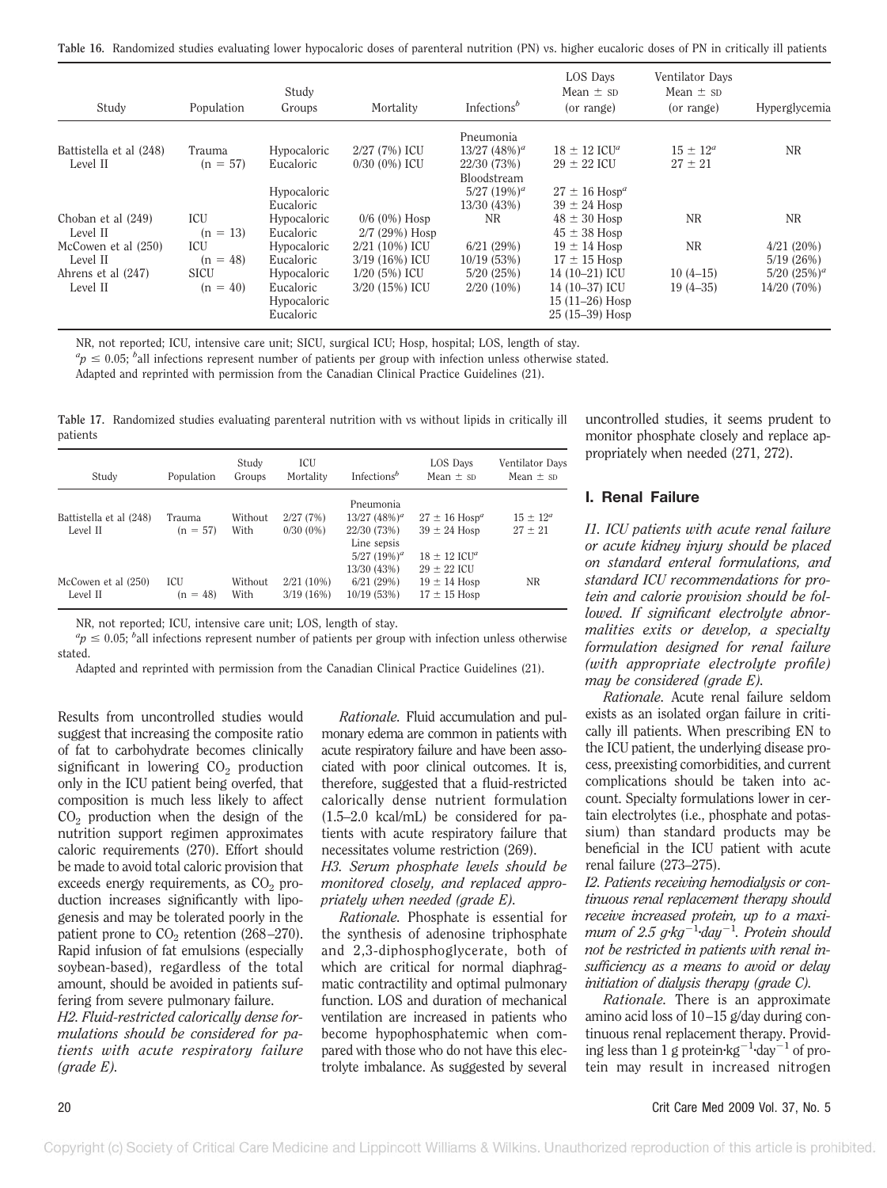**Table 16.** Randomized studies evaluating lower hypocaloric doses of parenteral nutrition (PN) vs. higher eucaloric doses of PN in critically ill patients

| Study | Population | Study Groups | Mortality | Infections[b] | LOS Days Mean ± SD (or range) | Ventilator Days Mean ± SD (or range) | Hyperglycemia |
|---|---|---|---|---|---|---|---|
| Battistella et al (248) Level II | Trauma (n = 57) | Hypocaloric Eucaloric | 2/27 (7%) ICU 0/30 (0%) ICU | Pneumonia 13/27 (48%)[a] 22/30 (73%) | 18 ± 12 ICU[a] 29 ± 22 ICU | 15 ± 12[a] 27 ± 21 | NR |
| | | Hypocaloric Eucaloric | | Bloodstream 5/27 (19%)[a] 13/30 (43%) | 27 ± 16 Hosp[a] 39 ± 24 Hosp | | |
| Choban et al (249) Level II | ICU (n = 13) | Hypocaloric Eucaloric | 0/6 (0%) Hosp 2/7 (29%) Hosp | NR | 48 ± 30 Hosp 45 ± 38 Hosp | NR | NR |
| McCowen et al (250) Level II | ICU (n = 48) | Hypocaloric Eucaloric | 2/21 (10%) ICU 3/19 (16%) ICU | 6/21 (29%) 10/19 (53%) | 19 ± 14 Hosp 17 ± 15 Hosp | NR | 4/21 (20%) 5/19 (26%) |
| Ahrens et al (247) Level II | SICU (n = 40) | Hypocaloric Eucaloric Hypocaloric Eucaloric | 1/20 (5%) ICU 3/20 (15%) ICU | 5/20 (25%) 2/20 (10%) | 14 (10–21) ICU 14 (10–37) ICU 15 (11–26) Hosp 25 (15–39) Hosp | 10 (4–15) 19 (4–35) | 5/20 (25%)[a] 14/20 (70%) |

NR, not reported; ICU, intensive care unit; SICU, surgical ICU; Hosp, hospital; LOS, length of stay.
[a] $p \leq 0.05$; [b] all infections represent number of patients per group with infection unless otherwise stated.
Adapted and reprinted with permission from the Canadian Clinical Practice Guidelines (21).

**Table 17.** Randomized studies evaluating parenteral nutrition with vs without lipids in critically ill patients

| Study | Population | Study Groups | ICU Mortality | Infections[b] | LOS Days Mean ± SD | Ventilator Days Mean ± SD |
|---|---|---|---|---|---|---|
| Battistella et al (248) Level II | Trauma (n = 57) | Without With | 2/27 (7%) 0/30 (0%) | Pneumonia 13/27 (48%)[a] 22/30 (73%) | 27 ± 16 Hosp[a] 39 ± 24 Hosp | 15 ± 12[a] 27 ± 21 |
| | | | | Line sepsis 5/27 (19%)[a] 13/30 (43%) | 18 ± 12 ICU[a] 29 ± 22 ICU | |
| McCowen et al (250) Level II | ICU (n = 48) | Without With | 2/21 (10%) 3/19 (16%) | 6/21 (29%) 10/19 (53%) | 19 ± 14 Hosp 17 ± 15 Hosp | NR |

NR, not reported; ICU, intensive care unit; LOS, length of stay.
[a] $p \leq 0.05$; [b] all infections represent number of patients per group with infection unless otherwise stated.
Adapted and reprinted with permission from the Canadian Clinical Practice Guidelines (21).

Results from uncontrolled studies would suggest that increasing the composite ratio of fat to carbohydrate becomes clinically significant in lowering $CO_2$ production only in the ICU patient being overfed, that composition is much less likely to affect $CO_2$ production when the design of the nutrition support regimen approximates caloric requirements (270). Effort should be made to avoid total caloric provision that exceeds energy requirements, as $CO_2$ production increases significantly with lipogenesis and may be tolerated poorly in the patient prone to $CO_2$ retention (268–270). Rapid infusion of fat emulsions (especially soybean-based), regardless of the total amount, should be avoided in patients suffering from severe pulmonary failure.

*H2. Fluid-restricted calorically dense formulations should be considered for patients with acute respiratory failure (grade E).*

*Rationale.* Fluid accumulation and pulmonary edema are common in patients with acute respiratory failure and have been associated with poor clinical outcomes. It is, therefore, suggested that a fluid-restricted calorically dense nutrient formulation (1.5–2.0 kcal/mL) be considered for patients with acute respiratory failure that necessitates volume restriction (269).

*H3. Serum phosphate levels should be monitored closely, and replaced appropriately when needed (grade E).*

*Rationale.* Phosphate is essential for the synthesis of adenosine triphosphate and 2,3-diphosphoglycerate, both of which are critical for normal diaphragmatic contractility and optimal pulmonary function. LOS and duration of mechanical ventilation are increased in patients who become hypophosphatemic when compared with those who do not have this electrolyte imbalance. As suggested by several uncontrolled studies, it seems prudent to monitor phosphate closely and replace appropriately when needed (271, 272).

## I. Renal Failure

*I1. ICU patients with acute renal failure or acute kidney injury should be placed on standard enteral formulations, and standard ICU recommendations for protein and calorie provision should be followed. If significant electrolyte abnormalities exits or develop, a specialty formulation designed for renal failure (with appropriate electrolyte profile) may be considered (grade E).*

*Rationale.* Acute renal failure seldom exists as an isolated organ failure in critically ill patients. When prescribing EN to the ICU patient, the underlying disease process, preexisting comorbidities, and current complications should be taken into account. Specialty formulations lower in certain electrolytes (i.e., phosphate and potassium) than standard products may be beneficial in the ICU patient with acute renal failure (273–275).

*I2. Patients receiving hemodialysis or continuous renal replacement therapy should receive increased protein, up to a maximum of 2.5 $g \cdot kg^{-1} \cdot day^{-1}$. Protein should not be restricted in patients with renal insufficiency as a means to avoid or delay initiation of dialysis therapy (grade C).*

*Rationale.* There is an approximate amino acid loss of 10–15 g/day during continuous renal replacement therapy. Providing less than 1 g $protein \cdot kg^{-1} \cdot day^{-1}$ of protein may result in increased nitrogen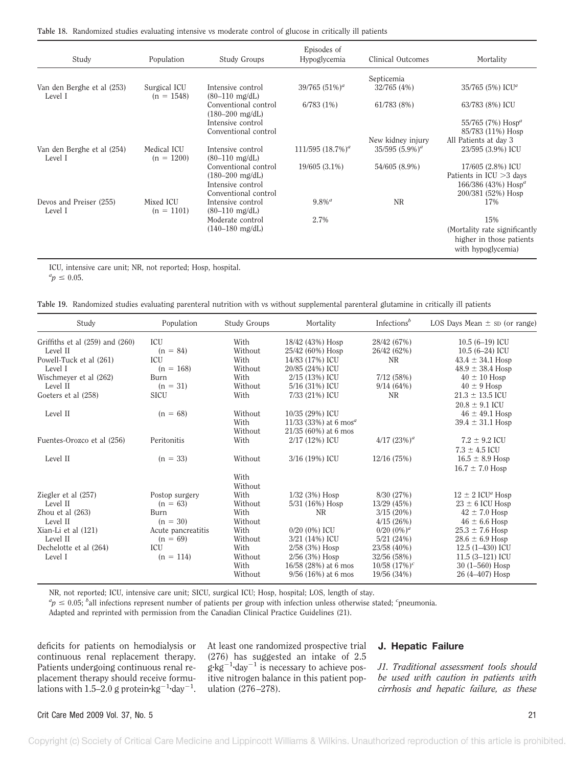**Table 18.** Randomized studies evaluating intensive vs moderate control of glucose in critically ill patients

| Study | Population | Study Groups | Episodes of Hypoglycemia | Clinical Outcomes | Mortality |
|---|---|---|---|---|---|
| | | | | Septicemia | |
| Van den Berghe et al (253) Level I | Surgical ICU (n = 1548) | Intensive control (80–110 mg/dL) | 39/765 (51%)[a] | 32/765 (4%) | 35/765 (5%) ICU[a] |
| | | Conventional control (180–200 mg/dL) | 6/783 (1%) | 61/783 (8%) | 63/783 (8%) ICU |
| | | Intensive control | | | 55/765 (7%) Hosp[a] |
| | | Conventional control | | | 85/783 (11%) Hosp |
| | | | | New kidney injury | All Patients at day 3 |
| Van den Berghe et al (254) Level I | Medical ICU (n = 1200) | Intensive control (80–110 mg/dL) | 111/595 (18.7%)[a] | 35/595 (5.9%)[a] | 23/595 (3.9%) ICU |
| | | Conventional control (180–200 mg/dL) | 19/605 (3.1%) | 54/605 (8.9%) | 17/605 (2.8%) ICU |
| | | | | | Patients in ICU >3 days |
| | | Intensive control | | | 166/386 (43%) Hosp[a] |
| | | Conventional control | | | 200/381 (52%) Hosp |
| Devos and Preiser (255) Level I | Mixed ICU (n = 1101) | Intensive control (80–110 mg/dL) | 9.8%[a] | NR | 17% |
| | | Moderate control (140–180 mg/dL) | 2.7% | | 15% (Mortality rate significantly higher in those patients with hypoglycemia) |

ICU, intensive care unit; NR, not reported; Hosp, hospital.
[a]$p \leq 0.05$.

**Table 19.** Randomized studies evaluating parenteral nutrition with vs without supplemental parenteral glutamine in critically ill patients

| Study | Population | Study Groups | Mortality | Infections[b] | LOS Days Mean ± SD (or range) |
|---|---|---|---|---|---|
| Griffiths et al (259) and (260) Level II | ICU (n = 84) | With | 18/42 (43%) Hosp | 28/42 (67%) | 10.5 (6–19) ICU |
| | | Without | 25/42 (60%) Hosp | 26/42 (62%) | 10.5 (6–24) ICU |
| Powell-Tuck et al (261) Level I | ICU (n = 168) | With | 14/83 (17%) ICU | NR | 43.4 ± 34.1 Hosp |
| | | Without | 20/85 (24%) ICU | | 48.9 ± 38.4 Hosp |
| Wischmeyer et al (262) Level II | Burn (n = 31) | With | 2/15 (13%) ICU | 7/12 (58%) | 40 ± 10 Hosp |
| | | Without | 5/16 (31%) ICU | 9/14 (64%) | 40 ± 9 Hosp |
| Goeters et al (258) Level II | SICU (n = 68) | With | 7/33 (21%) ICU | NR | 21.3 ± 13.5 ICU |
| | | | | | 20.8 ± 9.1 ICU |
| | | Without | 10/35 (29%) ICU | | 46 ± 49.1 Hosp |
| | | With | 11/33 (33%) at 6 mos[a] | | 39.4 ± 31.1 Hosp |
| | | Without | 21/35 (60%) at 6 mos | | |
| Fuentes-Orozco et al (256) Level II | Peritonitis (n = 33) | With | 2/17 (12%) ICU | 4/17 (23%)[a] | 7.2 ± 9.2 ICU |
| | | | | | 7.3 ± 4.5 ICU |
| | | Without | 3/16 (19%) ICU | 12/16 (75%) | 16.5 ± 8.9 Hosp |
| | | | | | 16.7 ± 7.0 Hosp |
| | | With | | | |
| | | Without | | | |
| Ziegler et al (257) Level II | Postop surgery (n = 63) | With | 1/32 (3%) Hosp | 8/30 (27%) | 12 ± 2 ICU[a] Hosp |
| | | Without | 5/31 (16%) Hosp | 13/29 (45%) | 23 ± 6 ICU Hosp |
| Zhou et al (263) Level II | Burn (n = 30) | With | NR | 3/15 (20%) | 42 ± 7.0 Hosp |
| | | Without | | 4/15 (26%) | 46 ± 6.6 Hosp |
| Xian-Li et al (121) Level II | Acute pancreatitis (n = 69) | With | 0/20 (0%) ICU | 0/20 (0%)[a] | 25.3 ± 7.6 Hosp |
| | | Without | 3/21 (14%) ICU | 5/21 (24%) | 28.6 ± 6.9 Hosp |
| Dechelotte et al (264) Level I | ICU (n = 114) | With | 2/58 (3%) Hosp | 23/58 (40%) | 12.5 (1–430) ICU |
| | | Without | 2/56 (3%) Hosp | 32/56 (58%) | 11.5 (3–121) ICU |
| | | With | 16/58 (28%) at 6 mos | 10/58 (17%)[c] | 30 (1–560) Hosp |
| | | Without | 9/56 (16%) at 6 mos | 19/56 (34%) | 26 (4–407) Hosp |

NR, not reported; ICU, intensive care unit; SICU, surgical ICU; Hosp, hospital; LOS, length of stay.
[a]$p \leq 0.05$; [b]all infections represent number of patients per group with infection unless otherwise stated; [c]pneumonia.
Adapted and reprinted with permission from the Canadian Clinical Practice Guidelines (21).

deficits for patients on hemodialysis or continuous renal replacement therapy. Patients undergoing continuous renal replacement therapy should receive formulations with 1.5–2.0 g protein·$kg^{-1}$·$day^{-1}$. At least one randomized prospective trial (276) has suggested an intake of 2.5 g·$kg^{-1}$·$day^{-1}$ is necessary to achieve positive nitrogen balance in this patient population (276–278).

## J. Hepatic Failure

*J1. Traditional assessment tools should be used with caution in patients with cirrhosis and hepatic failure, as these*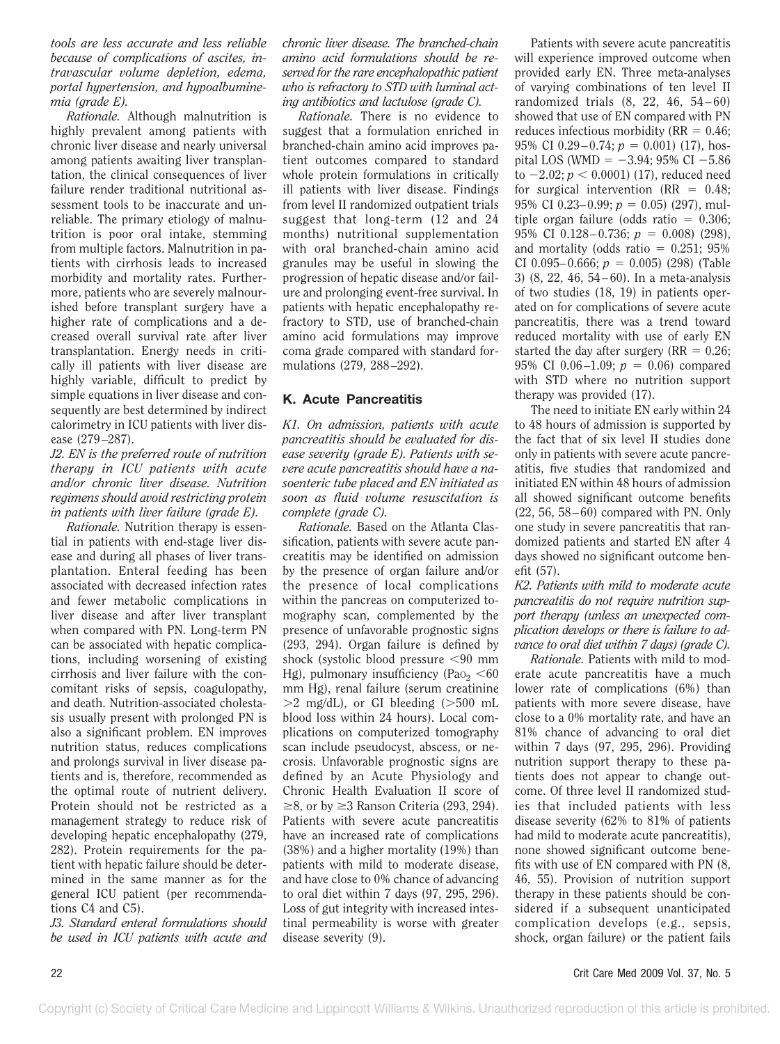*tools are less accurate and less reliable because of complications of ascites, intravascular volume depletion, edema, portal hypertension, and hypoalbuminemia (grade E).*

*Rationale.* Although malnutrition is highly prevalent among patients with chronic liver disease and nearly universal among patients awaiting liver transplantation, the clinical consequences of liver failure render traditional nutritional assessment tools to be inaccurate and unreliable. The primary etiology of malnutrition is poor oral intake, stemming from multiple factors. Malnutrition in patients with cirrhosis leads to increased morbidity and mortality rates. Furthermore, patients who are severely malnourished before transplant surgery have a higher rate of complications and a decreased overall survival rate after liver transplantation. Energy needs in critically ill patients with liver disease are highly variable, difficult to predict by simple equations in liver disease and consequently are best determined by indirect calorimetry in ICU patients with liver disease (279–287).

*J2. EN is the preferred route of nutrition therapy in ICU patients with acute and/or chronic liver disease. Nutrition regimens should avoid restricting protein in patients with liver failure (grade E).*

*Rationale.* Nutrition therapy is essential in patients with end-stage liver disease and during all phases of liver transplantation. Enteral feeding has been associated with decreased infection rates and fewer metabolic complications in liver disease and after liver transplant when compared with PN. Long-term PN can be associated with hepatic complications, including worsening of existing cirrhosis and liver failure with the concomitant risks of sepsis, coagulopathy, and death. Nutrition-associated cholestasis usually present with prolonged PN is also a significant problem. EN improves nutrition status, reduces complications and prolongs survival in liver disease patients and is, therefore, recommended as the optimal route of nutrient delivery. Protein should not be restricted as a management strategy to reduce risk of developing hepatic encephalopathy (279, 282). Protein requirements for the patient with hepatic failure should be determined in the same manner as for the general ICU patient (per recommendations C4 and C5).

*J3. Standard enteral formulations should be used in ICU patients with acute and chronic liver disease. The branched-chain amino acid formulations should be reserved for the rare encephalopathic patient who is refractory to STD with luminal acting antibiotics and lactulose (grade C).*

*Rationale.* There is no evidence to suggest that a formulation enriched in branched-chain amino acid improves patient outcomes compared to standard whole protein formulations in critically ill patients with liver disease. Findings from level II randomized outpatient trials suggest that long-term (12 and 24 months) nutritional supplementation with oral branched-chain amino acid granules may be useful in slowing the progression of hepatic disease and/or failure and prolonging event-free survival. In patients with hepatic encephalopathy refractory to STD, use of branched-chain amino acid formulations may improve coma grade compared with standard formulations (279, 288–292).

## K. Acute Pancreatitis

*K1. On admission, patients with acute pancreatitis should be evaluated for disease severity (grade E). Patients with severe acute pancreatitis should have a nasoenteric tube placed and EN initiated as soon as fluid volume resuscitation is complete (grade C).*

*Rationale.* Based on the Atlanta Classification, patients with severe acute pancreatitis may be identified on admission by the presence of organ failure and/or the presence of local complications within the pancreas on computerized tomography scan, complemented by the presence of unfavorable prognostic signs (293, 294). Organ failure is defined by shock (systolic blood pressure <90 mm Hg), pulmonary insufficiency ($PaO_2$ <60 mm Hg), renal failure (serum creatinine >2 mg/dL), or GI bleeding (>500 mL blood loss within 24 hours). Local complications on computerized tomography scan include pseudocyst, abscess, or necrosis. Unfavorable prognostic signs are defined by an Acute Physiology and Chronic Health Evaluation II score of ≥8, or by ≥3 Ranson Criteria (293, 294). Patients with severe acute pancreatitis have an increased rate of complications (38%) and a higher mortality (19%) than patients with mild to moderate disease, and have close to 0% chance of advancing to oral diet within 7 days (97, 295, 296). Loss of gut integrity with increased intestinal permeability is worse with greater disease severity (9).

Patients with severe acute pancreatitis will experience improved outcome when provided early EN. Three meta-analyses of varying combinations of ten level II randomized trials (8, 22, 46, 54–60) showed that use of EN compared with PN reduces infectious morbidity (RR = 0.46; 95% CI 0.29–0.74; $p$ = 0.001) (17), hospital LOS (WMD = −3.94; 95% CI −5.86 to −2.02; $p$ < 0.0001) (17), reduced need for surgical intervention (RR = 0.48; 95% CI 0.23–0.99; $p$ = 0.05) (297), multiple organ failure (odds ratio = 0.306; 95% CI 0.128–0.736; $p$ = 0.008) (298), and mortality (odds ratio = 0.251; 95% CI 0.095–0.666; $p$ = 0.005) (298) (Table 3) (8, 22, 46, 54–60). In a meta-analysis of two studies (18, 19) in patients operated on for complications of severe acute pancreatitis, there was a trend toward reduced mortality with use of early EN started the day after surgery (RR = 0.26; 95% CI 0.06–1.09; $p$ = 0.06) compared with STD where no nutrition support therapy was provided (17).

The need to initiate EN early within 24 to 48 hours of admission is supported by the fact that of six level II studies done only in patients with severe acute pancreatitis, five studies that randomized and initiated EN within 48 hours of admission all showed significant outcome benefits (22, 56, 58–60) compared with PN. Only one study in severe pancreatitis that randomized patients and started EN after 4 days showed no significant outcome benefit (57).

*K2. Patients with mild to moderate acute pancreatitis do not require nutrition support therapy (unless an unexpected complication develops or there is failure to advance to oral diet within 7 days) (grade C).*

*Rationale.* Patients with mild to moderate acute pancreatitis have a much lower rate of complications (6%) than patients with more severe disease, have close to a 0% mortality rate, and have an 81% chance of advancing to oral diet within 7 days (97, 295, 296). Providing nutrition support therapy to these patients does not appear to change outcome. Of three level II randomized studies that included patients with less disease severity (62% to 81% of patients had mild to moderate acute pancreatitis), none showed significant outcome benefits with use of EN compared with PN (8, 46, 55). Provision of nutrition support therapy in these patients should be considered if a subsequent unanticipated complication develops (e.g., sepsis, shock, organ failure) or the patient fails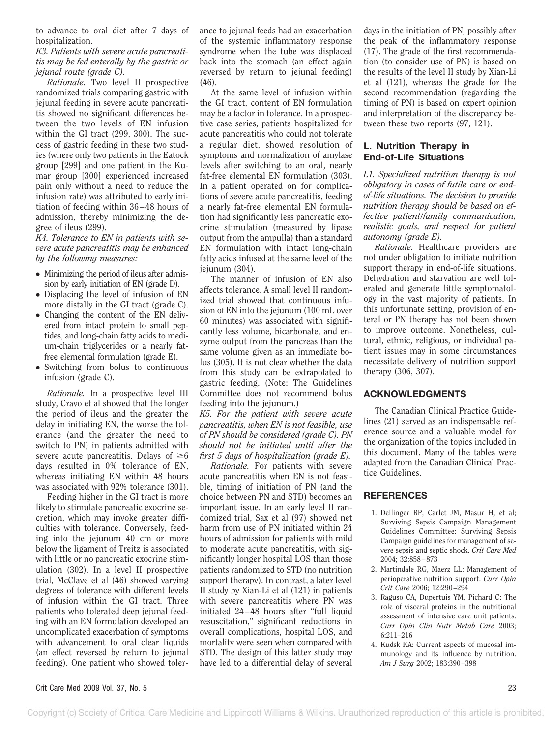to advance to oral diet after 7 days of hospitalization.

*K3. Patients with severe acute pancreatitis may be fed enterally by the gastric or jejunal route (grade C).*

*Rationale.* Two level II prospective randomized trials comparing gastric with jejunal feeding in severe acute pancreatitis showed no significant differences between the two levels of EN infusion within the GI tract (299, 300). The success of gastric feeding in these two studies (where only two patients in the Eatock group [299] and one patient in the Kumar group [300] experienced increased pain only without a need to reduce the infusion rate) was attributed to early initiation of feeding within 36–48 hours of admission, thereby minimizing the degree of ileus (299).

*K4. Tolerance to EN in patients with severe acute pancreatitis may be enhanced by the following measures:*

- Minimizing the period of ileus after admission by early initiation of EN (grade D).
- Displacing the level of infusion of EN more distally in the GI tract (grade C).
- Changing the content of the EN delivered from intact protein to small peptides, and long-chain fatty acids to medium-chain triglycerides or a nearly fat-free elemental formulation (grade E).
- Switching from bolus to continuous infusion (grade C).

*Rationale.* In a prospective level III study, Cravo et al showed that the longer the period of ileus and the greater the delay in initiating EN, the worse the tolerance (and the greater the need to switch to PN) in patients admitted with severe acute pancreatitis. Delays of ≥6 days resulted in 0% tolerance of EN, whereas initiating EN within 48 hours was associated with 92% tolerance (301).

Feeding higher in the GI tract is more likely to stimulate pancreatic exocrine secretion, which may invoke greater difficulties with tolerance. Conversely, feeding into the jejunum 40 cm or more below the ligament of Treitz is associated with little or no pancreatic exocrine stimulation (302). In a level II prospective trial, McClave et al (46) showed varying degrees of tolerance with different levels of infusion within the GI tract. Three patients who tolerated deep jejunal feeding with an EN formulation developed an uncomplicated exacerbation of symptoms with advancement to oral clear liquids (an effect reversed by return to jejunal feeding). One patient who showed tolerance to jejunal feeds had an exacerbation of the systemic inflammatory response syndrome when the tube was displaced back into the stomach (an effect again reversed by return to jejunal feeding) (46).

At the same level of infusion within the GI tract, content of EN formulation may be a factor in tolerance. In a prospective case series, patients hospitalized for acute pancreatitis who could not tolerate a regular diet, showed resolution of symptoms and normalization of amylase levels after switching to an oral, nearly fat-free elemental EN formulation (303). In a patient operated on for complications of severe acute pancreatitis, feeding a nearly fat-free elemental EN formulation had significantly less pancreatic exocrine stimulation (measured by lipase output from the ampulla) than a standard EN formulation with intact long-chain fatty acids infused at the same level of the jejunum (304).

The manner of infusion of EN also affects tolerance. A small level II randomized trial showed that continuous infusion of EN into the jejunum (100 mL over 60 minutes) was associated with significantly less volume, bicarbonate, and enzyme output from the pancreas than the same volume given as an immediate bolus (305). It is not clear whether the data from this study can be extrapolated to gastric feeding. (Note: The Guidelines Committee does not recommend bolus feeding into the jejunum.)

*K5. For the patient with severe acute pancreatitis, when EN is not feasible, use of PN should be considered (grade C). PN should not be initiated until after the first 5 days of hospitalization (grade E).*

*Rationale.* For patients with severe acute pancreatitis when EN is not feasible, timing of initiation of PN (and the choice between PN and STD) becomes an important issue. In an early level II randomized trial, Sax et al (97) showed net harm from use of PN initiated within 24 hours of admission for patients with mild to moderate acute pancreatitis, with significantly longer hospital LOS than those patients randomized to STD (no nutrition support therapy). In contrast, a later level II study by Xian-Li et al (121) in patients with severe pancreatitis where PN was initiated 24–48 hours after "full liquid resuscitation," significant reductions in overall complications, hospital LOS, and mortality were seen when compared with STD. The design of this latter study may have led to a differential delay of several days in the initiation of PN, possibly after the peak of the inflammatory response (17). The grade of the first recommendation (to consider use of PN) is based on the results of the level II study by Xian-Li et al (121), whereas the grade for the second recommendation (regarding the timing of PN) is based on expert opinion and interpretation of the discrepancy between these two reports (97, 121).

## L. Nutrition Therapy in End-of-Life Situations

*L1. Specialized nutrition therapy is not obligatory in cases of futile care or end-of-life situations. The decision to provide nutrition therapy should be based on effective patient/family communication, realistic goals, and respect for patient autonomy (grade E).*

*Rationale.* Healthcare providers are not under obligation to initiate nutrition support therapy in end-of-life situations. Dehydration and starvation are well tolerated and generate little symptomatology in the vast majority of patients. In this unfortunate setting, provision of enteral or PN therapy has not been shown to improve outcome. Nonetheless, cultural, ethnic, religious, or individual patient issues may in some circumstances necessitate delivery of nutrition support therapy (306, 307).

## ACKNOWLEDGMENTS

The Canadian Clinical Practice Guidelines (21) served as an indispensable reference source and a valuable model for the organization of the topics included in this document. Many of the tables were adapted from the Canadian Clinical Practice Guidelines.

## REFERENCES

1. Dellinger RP, Carlet JM, Masur H, et al; Surviving Sepsis Campaign Management Guidelines Committee: Surviving Sepsis Campaign guidelines for management of severe sepsis and septic shock. *Crit Care Med* 2004; 32:858–873
2. Martindale RG, Maerz LL: Management of perioperative nutrition support. *Curr Opin Crit Care* 2006; 12:290–294
3. Raguso CA, Dupertuis YM, Pichard C: The role of visceral proteins in the nutritional assessment of intensive care unit patients. *Curr Opin Clin Nutr Metab Care* 2003; 6:211–216
4. Kudsk KA: Current aspects of mucosal immunology and its influence by nutrition. *Am J Surg* 2002; 183:390–398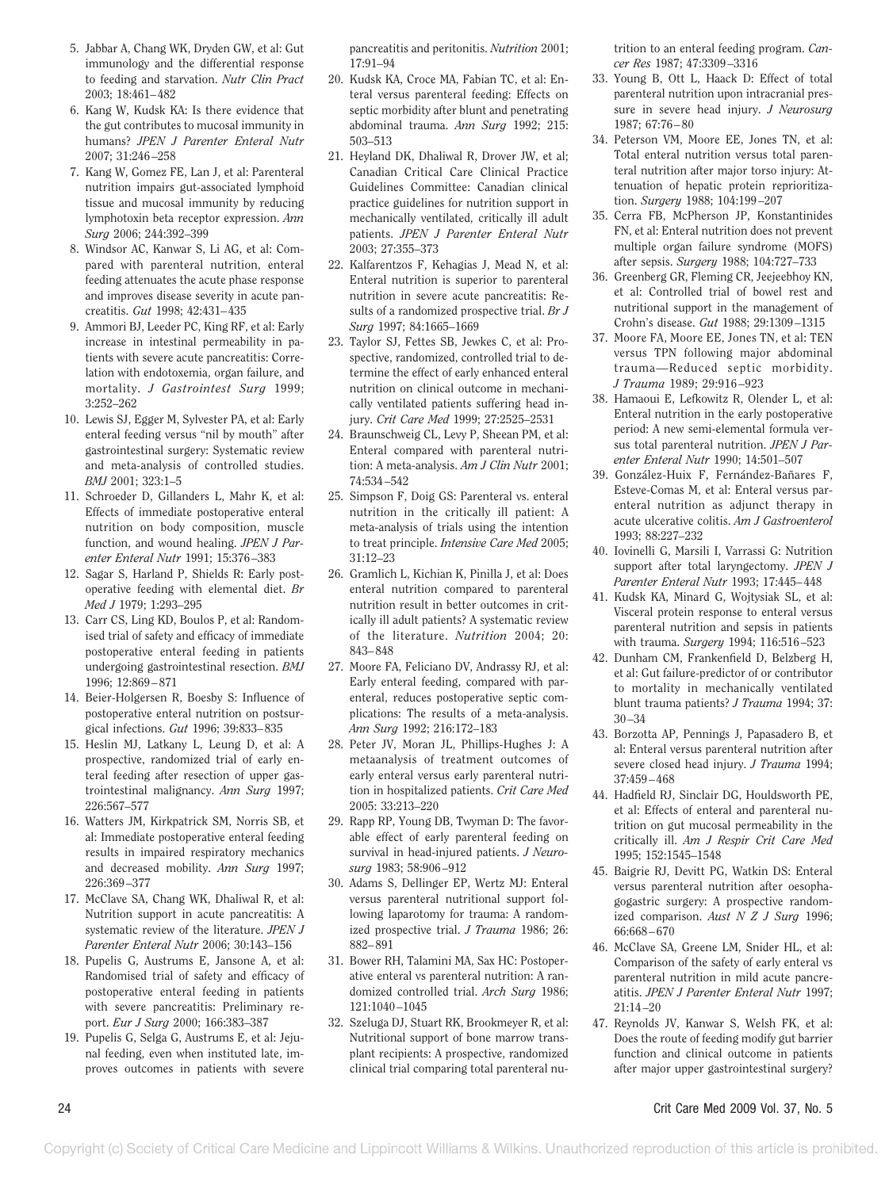5. Jabbar A, Chang WK, Dryden GW, et al: Gut immunology and the differential response to feeding and starvation. *Nutr Clin Pract* 2003; 18:461–482
6. Kang W, Kudsk KA: Is there evidence that the gut contributes to mucosal immunity in humans? *JPEN J Parenter Enteral Nutr* 2007; 31:246–258
7. Kang W, Gomez FE, Lan J, et al: Parenteral nutrition impairs gut-associated lymphoid tissue and mucosal immunity by reducing lymphotoxin beta receptor expression. *Ann Surg* 2006; 244:392–399
8. Windsor AC, Kanwar S, Li AG, et al: Compared with parenteral nutrition, enteral feeding attenuates the acute phase response and improves disease severity in acute pancreatitis. *Gut* 1998; 42:431–435
9. Ammori BJ, Leeder PC, King RF, et al: Early increase in intestinal permeability in patients with severe acute pancreatitis: Correlation with endotoxemia, organ failure, and mortality. *J Gastrointest Surg* 1999; 3:252–262
10. Lewis SJ, Egger M, Sylvester PA, et al: Early enteral feeding versus "nil by mouth" after gastrointestinal surgery: Systematic review and meta-analysis of controlled studies. *BMJ* 2001; 323:1–5
11. Schroeder D, Gillanders L, Mahr K, et al: Effects of immediate postoperative enteral nutrition on body composition, muscle function, and wound healing. *JPEN J Parenter Enteral Nutr* 1991; 15:376–383
12. Sagar S, Harland P, Shields R: Early postoperative feeding with elemental diet. *Br Med J* 1979; 1:293–295
13. Carr CS, Ling KD, Boulos P, et al: Randomised trial of safety and efficacy of immediate postoperative enteral feeding in patients undergoing gastrointestinal resection. *BMJ* 1996; 12:869–871
14. Beier-Holgersen R, Boesby S: Influence of postoperative enteral nutrition on postsurgical infections. *Gut* 1996; 39:833–835
15. Heslin MJ, Latkany L, Leung D, et al: A prospective, randomized trial of early enteral feeding after resection of upper gastrointestinal malignancy. *Ann Surg* 1997; 226:567–577
16. Watters JM, Kirkpatrick SM, Norris SB, et al: Immediate postoperative enteral feeding results in impaired respiratory mechanics and decreased mobility. *Ann Surg* 1997; 226:369–377
17. McClave SA, Chang WK, Dhaliwal R, et al: Nutrition support in acute pancreatitis: A systematic review of the literature. *JPEN J Parenter Enteral Nutr* 2006; 30:143–156
18. Pupelis G, Austrums E, Jansone A, et al: Randomised trial of safety and efficacy of postoperative enteral feeding in patients with severe pancreatitis: Preliminary report. *Eur J Surg* 2000; 166:383–387
19. Pupelis G, Selga G, Austrums E, et al: Jejunal feeding, even when instituted late, improves outcomes in patients with severe pancreatitis and peritonitis. *Nutrition* 2001; 17:91–94
20. Kudsk KA, Croce MA, Fabian TC, et al: Enteral versus parenteral feeding: Effects on septic morbidity after blunt and penetrating abdominal trauma. *Ann Surg* 1992; 215:503–513
21. Heyland DK, Dhaliwal R, Drover JW, et al; Canadian Critical Care Clinical Practice Guidelines Committee: Canadian clinical practice guidelines for nutrition support in mechanically ventilated, critically ill adult patients. *JPEN J Parenter Enteral Nutr* 2003; 27:355–373
22. Kalfarentzos F, Kehagias J, Mead N, et al: Enteral nutrition is superior to parenteral nutrition in severe acute pancreatitis: Results of a randomized prospective trial. *Br J Surg* 1997; 84:1665–1669
23. Taylor SJ, Fettes SB, Jewkes C, et al: Prospective, randomized, controlled trial to determine the effect of early enhanced enteral nutrition on clinical outcome in mechanically ventilated patients suffering head injury. *Crit Care Med* 1999; 27:2525–2531
24. Braunschweig CL, Levy P, Sheean PM, et al: Enteral compared with parenteral nutrition: A meta-analysis. *Am J Clin Nutr* 2001; 74:534–542
25. Simpson F, Doig GS: Parenteral vs. enteral nutrition in the critically ill patient: A meta-analysis of trials using the intention to treat principle. *Intensive Care Med* 2005; 31:12–23
26. Gramlich L, Kichian K, Pinilla J, et al: Does enteral nutrition compared to parenteral nutrition result in better outcomes in critically ill adult patients? A systematic review of the literature. *Nutrition* 2004; 20:843–848
27. Moore FA, Feliciano DV, Andrassy RJ, et al: Early enteral feeding, compared with parenteral, reduces postoperative septic complications: The results of a meta-analysis. *Ann Surg* 1992; 216:172–183
28. Peter JV, Moran JL, Phillips-Hughes J: A metaanalysis of treatment outcomes of early enteral versus early parenteral nutrition in hospitalized patients. *Crit Care Med* 2005; 33:213–220
29. Rapp RP, Young DB, Twyman D: The favorable effect of early parenteral feeding on survival in head-injured patients. *J Neurosurg* 1983; 58:906–912
30. Adams S, Dellinger EP, Wertz MJ: Enteral versus parenteral nutritional support following laparotomy for trauma: A randomized prospective trial. *J Trauma* 1986; 26:882–891
31. Bower RH, Talamini MA, Sax HC: Postoperative enteral vs parenteral nutrition: A randomized controlled trial. *Arch Surg* 1986; 121:1040–1045
32. Szeluga DJ, Stuart RK, Brookmeyer R, et al: Nutritional support of bone marrow transplant recipients: A prospective, randomized clinical trial comparing total parenteral nutrition to an enteral feeding program. *Cancer Res* 1987; 47:3309–3316
33. Young B, Ott L, Haack D: Effect of total parenteral nutrition upon intracranial pressure in severe head injury. *J Neurosurg* 1987; 67:76–80
34. Peterson VM, Moore EE, Jones TN, et al: Total enteral nutrition versus total parenteral nutrition after major torso injury: Attenuation of hepatic protein reprioritization. *Surgery* 1988; 104:199–207
35. Cerra FB, McPherson JP, Konstantinides FN, et al: Enteral nutrition does not prevent multiple organ failure syndrome (MOFS) after sepsis. *Surgery* 1988; 104:727–733
36. Greenberg GR, Fleming CR, Jeejeebhoy KN, et al: Controlled trial of bowel rest and nutritional support in the management of Crohn's disease. *Gut* 1988; 29:1309–1315
37. Moore FA, Moore EE, Jones TN, et al: TEN versus TPN following major abdominal trauma—Reduced septic morbidity. *J Trauma* 1989; 29:916–923
38. Hamaoui E, Lefkowitz R, Olender L, et al: Enteral nutrition in the early postoperative period: A new semi-elemental formula versus total parenteral nutrition. *JPEN J Parenter Enteral Nutr* 1990; 14:501–507
39. González-Huix F, Fernández-Bañares F, Esteve-Comas M, et al: Enteral versus parenteral nutrition as adjunct therapy in acute ulcerative colitis. *Am J Gastroenterol* 1993; 88:227–232
40. Iovinelli G, Marsili I, Varrassi G: Nutrition support after total laryngectomy. *JPEN J Parenter Enteral Nutr* 1993; 17:445–448
41. Kudsk KA, Minard G, Wojtysiak SL, et al: Visceral protein response to enteral versus parenteral nutrition and sepsis in patients with trauma. *Surgery* 1994; 116:516–523
42. Dunham CM, Frankenfield D, Belzberg H, et al: Gut failure-predictor of or contributor to mortality in mechanically ventilated blunt trauma patients? *J Trauma* 1994; 37:30–34
43. Borzotta AP, Pennings J, Papasadero B, et al: Enteral versus parenteral nutrition after severe closed head injury. *J Trauma* 1994; 37:459–468
44. Hadfield RJ, Sinclair DG, Houldsworth PE, et al: Effects of enteral and parenteral nutrition on gut mucosal permeability in the critically ill. *Am J Respir Crit Care Med* 1995; 152:1545–1548
45. Baigrie RJ, Devitt PG, Watkin DS: Enteral versus parenteral nutrition after oesophagogastric surgery: A prospective randomized comparison. *Aust N Z J Surg* 1996; 66:668–670
46. McClave SA, Greene LM, Snider HL, et al: Comparison of the safety of early enteral vs parenteral nutrition in mild acute pancreatitis. *JPEN J Parenter Enteral Nutr* 1997; 21:14–20
47. Reynolds JV, Kanwar S, Welsh FK, et al: Does the route of feeding modify gut barrier function and clinical outcome in patients after major upper gastrointestinal surgery?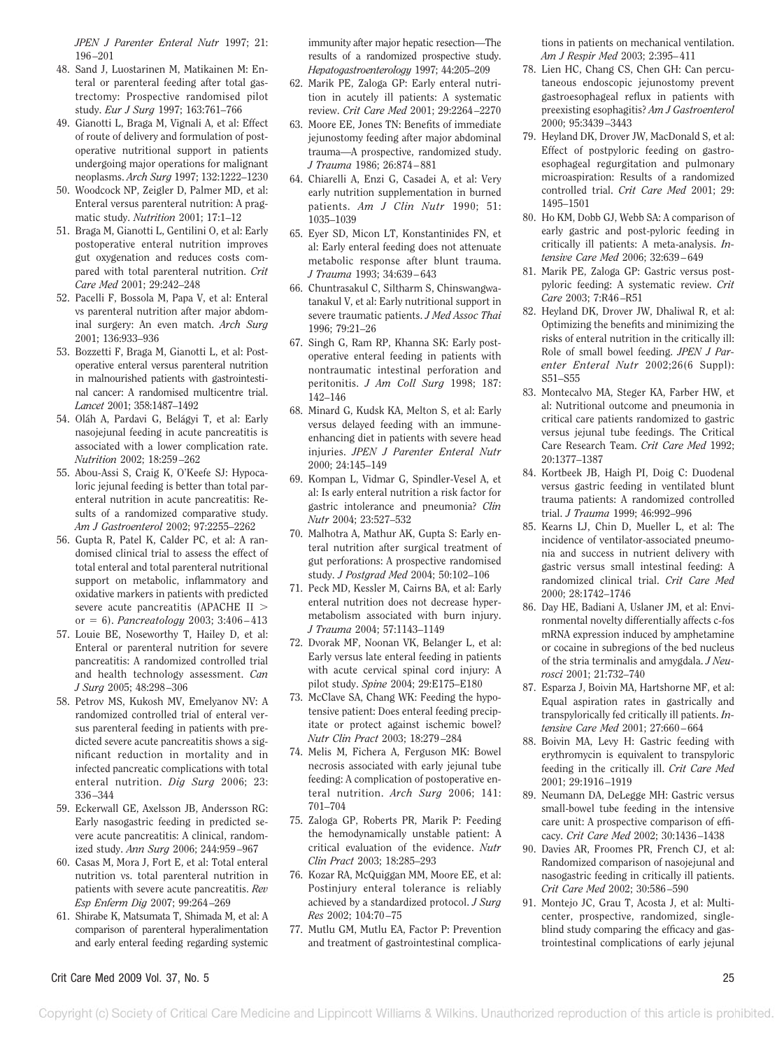*JPEN J Parenter Enteral Nutr* 1997; 21: 196–201

48. Sand J, Luostarinen M, Matikainen M: Enteral or parenteral feeding after total gastrectomy: Prospective randomised pilot study. *Eur J Surg* 1997; 163:761–766
49. Gianotti L, Braga M, Vignali A, et al: Effect of route of delivery and formulation of postoperative nutritional support in patients undergoing major operations for malignant neoplasms. *Arch Surg* 1997; 132:1222–1230
50. Woodcock NP, Zeigler D, Palmer MD, et al: Enteral versus parenteral nutrition: A pragmatic study. *Nutrition* 2001; 17:1–12
51. Braga M, Gianotti L, Gentilini O, et al: Early postoperative enteral nutrition improves gut oxygenation and reduces costs compared with total parenteral nutrition. *Crit Care Med* 2001; 29:242–248
52. Pacelli F, Bossola M, Papa V, et al: Enteral vs parenteral nutrition after major abdominal surgery: An even match. *Arch Surg* 2001; 136:933–936
53. Bozzetti F, Braga M, Gianotti L, et al: Postoperative enteral versus parenteral nutrition in malnourished patients with gastrointestinal cancer: A randomised multicentre trial. *Lancet* 2001; 358:1487–1492
54. Oláh A, Pardavi G, Belágyi T, et al: Early nasojejunal feeding in acute pancreatitis is associated with a lower complication rate. *Nutrition* 2002; 18:259–262
55. Abou-Assi S, Craig K, O'Keefe SJ: Hypocaloric jejunal feeding is better than total parenteral nutrition in acute pancreatitis: Results of a randomized comparative study. *Am J Gastroenterol* 2002; 97:2255–2262
56. Gupta R, Patel K, Calder PC, et al: A randomised clinical trial to assess the effect of total enteral and total parenteral nutritional support on metabolic, inflammatory and oxidative markers in patients with predicted severe acute pancreatitis (APACHE II > or = 6). *Pancreatology* 2003; 3:406–413
57. Louie BE, Noseworthy T, Hailey D, et al: Enteral or parenteral nutrition for severe pancreatitis: A randomized controlled trial and health technology assessment. *Can J Surg* 2005; 48:298–306
58. Petrov MS, Kukosh MV, Emelyanov NV: A randomized controlled trial of enteral versus parenteral feeding in patients with predicted severe acute pancreatitis shows a significant reduction in mortality and in infected pancreatic complications with total enteral nutrition. *Dig Surg* 2006; 23: 336–344
59. Eckerwall GE, Axelsson JB, Andersson RG: Early nasogastric feeding in predicted severe acute pancreatitis: A clinical, randomized study. *Ann Surg* 2006; 244:959–967
60. Casas M, Mora J, Fort E, et al: Total enteral nutrition vs. total parenteral nutrition in patients with severe acute pancreatitis. *Rev Esp Enferm Dig* 2007; 99:264–269
61. Shirabe K, Matsumata T, Shimada M, et al: A comparison of parenteral hyperalimentation and early enteral feeding regarding systemic immunity after major hepatic resection—The results of a randomized prospective study. *Hepatogastroenterology* 1997; 44:205–209
62. Marik PE, Zaloga GP: Early enteral nutrition in acutely ill patients: A systematic review. *Crit Care Med* 2001; 29:2264–2270
63. Moore EE, Jones TN: Benefits of immediate jejunostomy feeding after major abdominal trauma—A prospective, randomized study. *J Trauma* 1986; 26:874–881
64. Chiarelli A, Enzi G, Casadei A, et al: Very early nutrition supplementation in burned patients. *Am J Clin Nutr* 1990; 51: 1035–1039
65. Eyer SD, Micon LT, Konstantinides FN, et al: Early enteral feeding does not attenuate metabolic response after blunt trauma. *J Trauma* 1993; 34:639–643
66. Chuntrasakul C, Siltharm S, Chinswangwatanakul V, et al: Early nutritional support in severe traumatic patients. *J Med Assoc Thai* 1996; 79:21–26
67. Singh G, Ram RP, Khanna SK: Early postoperative enteral feeding in patients with nontraumatic intestinal perforation and peritonitis. *J Am Coll Surg* 1998; 187: 142–146
68. Minard G, Kudsk KA, Melton S, et al: Early versus delayed feeding with an immune-enhancing diet in patients with severe head injuries. *JPEN J Parenter Enteral Nutr* 2000; 24:145–149
69. Kompan L, Vidmar G, Spindler-Vesel A, et al: Is early enteral nutrition a risk factor for gastric intolerance and pneumonia? *Clin Nutr* 2004; 23:527–532
70. Malhotra A, Mathur AK, Gupta S: Early enteral nutrition after surgical treatment of gut perforations: A prospective randomised study. *J Postgrad Med* 2004; 50:102–106
71. Peck MD, Kessler M, Cairns BA, et al: Early enteral nutrition does not decrease hypermetabolism associated with burn injury. *J Trauma* 2004; 57:1143–1149
72. Dvorak MF, Noonan VK, Belanger L, et al: Early versus late enteral feeding in patients with acute cervical spinal cord injury: A pilot study. *Spine* 2004; 29:E175–E180
73. McClave SA, Chang WK: Feeding the hypotensive patient: Does enteral feeding precipitate or protect against ischemic bowel? *Nutr Clin Pract* 2003; 18:279–284
74. Melis M, Fichera A, Ferguson MK: Bowel necrosis associated with early jejunal tube feeding: A complication of postoperative enteral nutrition. *Arch Surg* 2006; 141: 701–704
75. Zaloga GP, Roberts PR, Marik P: Feeding the hemodynamically unstable patient: A critical evaluation of the evidence. *Nutr Clin Pract* 2003; 18:285–293
76. Kozar RA, McQuiggan MM, Moore EE, et al: Postinjury enteral tolerance is reliably achieved by a standardized protocol. *J Surg Res* 2002; 104:70–75
77. Mutlu GM, Mutlu EA, Factor P: Prevention and treatment of gastrointestinal complications in patients on mechanical ventilation. *Am J Respir Med* 2003; 2:395–411
78. Lien HC, Chang CS, Chen GH: Can percutaneous endoscopic jejunostomy prevent gastroesophageal reflux in patients with preexisting esophagitis? *Am J Gastroenterol* 2000; 95:3439–3443
79. Heyland DK, Drover JW, MacDonald S, et al: Effect of postpyloric feeding on gastroesophageal regurgitation and pulmonary microaspiration: Results of a randomized controlled trial. *Crit Care Med* 2001; 29: 1495–1501
80. Ho KM, Dobb GJ, Webb SA: A comparison of early gastric and post-pyloric feeding in critically ill patients: A meta-analysis. *Intensive Care Med* 2006; 32:639–649
81. Marik PE, Zaloga GP: Gastric versus postpyloric feeding: A systematic review. *Crit Care* 2003; 7:R46–R51
82. Heyland DK, Drover JW, Dhaliwal R, et al: Optimizing the benefits and minimizing the risks of enteral nutrition in the critically ill: Role of small bowel feeding. *JPEN J Parenter Enteral Nutr* 2002;26(6 Suppl): S51–S55
83. Montecalvo MA, Steger KA, Farber HW, et al: Nutritional outcome and pneumonia in critical care patients randomized to gastric versus jejunal tube feedings. The Critical Care Research Team. *Crit Care Med* 1992; 20:1377–1387
84. Kortbeek JB, Haigh PI, Doig C: Duodenal versus gastric feeding in ventilated blunt trauma patients: A randomized controlled trial. *J Trauma* 1999; 46:992–996
85. Kearns LJ, Chin D, Mueller L, et al: The incidence of ventilator-associated pneumonia and success in nutrient delivery with gastric versus small intestinal feeding: A randomized clinical trial. *Crit Care Med* 2000; 28:1742–1746
86. Day HE, Badiani A, Uslaner JM, et al: Environmental novelty differentially affects c-fos mRNA expression induced by amphetamine or cocaine in subregions of the bed nucleus of the stria terminalis and amygdala. *J Neurosci* 2001; 21:732–740
87. Esparza J, Boivin MA, Hartshorne MF, et al: Equal aspiration rates in gastrically and transpylorically fed critically ill patients. *Intensive Care Med* 2001; 27:660–664
88. Boivin MA, Levy H: Gastric feeding with erythromycin is equivalent to transpyloric feeding in the critically ill. *Crit Care Med* 2001; 29:1916–1919
89. Neumann DA, DeLegge MH: Gastric versus small-bowel tube feeding in the intensive care unit: A prospective comparison of efficacy. *Crit Care Med* 2002; 30:1436–1438
90. Davies AR, Froomes PR, French CJ, et al: Randomized comparison of nasojejunal and nasogastric feeding in critically ill patients. *Crit Care Med* 2002; 30:586–590
91. Montejo JC, Grau T, Acosta J, et al: Multicenter, prospective, randomized, single-blind study comparing the efficacy and gastrointestinal complications of early jejunal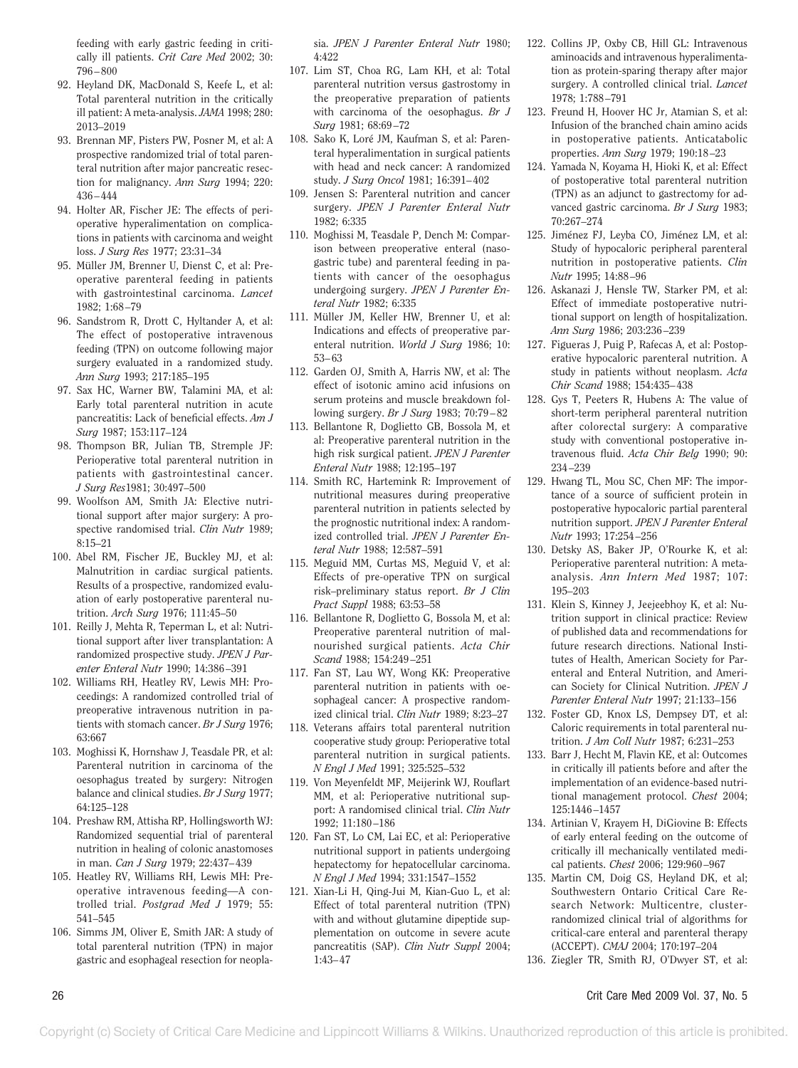feeding with early gastric feeding in critically ill patients. *Crit Care Med* 2002; 30: 796–800

92. Heyland DK, MacDonald S, Keefe L, et al: Total parenteral nutrition in the critically ill patient: A meta-analysis. *JAMA* 1998; 280: 2013–2019
93. Brennan MF, Pisters PW, Posner M, et al: A prospective randomized trial of total parenteral nutrition after major pancreatic resection for malignancy. *Ann Surg* 1994; 220: 436–444
94. Holter AR, Fischer JE: The effects of perioperative hyperalimentation on complications in patients with carcinoma and weight loss. *J Surg Res* 1977; 23:31–34
95. Müller JM, Brenner U, Dienst C, et al: Preoperative parenteral feeding in patients with gastrointestinal carcinoma. *Lancet* 1982; 1:68–79
96. Sandstrom R, Drott C, Hyltander A, et al: The effect of postoperative intravenous feeding (TPN) on outcome following major surgery evaluated in a randomized study. *Ann Surg* 1993; 217:185–195
97. Sax HC, Warner BW, Talamini MA, et al: Early total parenteral nutrition in acute pancreatitis: Lack of beneficial effects. *Am J Surg* 1987; 153:117–124
98. Thompson BR, Julian TB, Stremple JF: Perioperative total parenteral nutrition in patients with gastrointestinal cancer. *J Surg Res*1981; 30:497–500
99. Woolfson AM, Smith JA: Elective nutritional support after major surgery: A prospective randomised trial. *Clin Nutr* 1989; 8:15–21
100. Abel RM, Fischer JE, Buckley MJ, et al: Malnutrition in cardiac surgical patients. Results of a prospective, randomized evaluation of early postoperative parenteral nutrition. *Arch Surg* 1976; 111:45–50
101. Reilly J, Mehta R, Teperman L, et al: Nutritional support after liver transplantation: A randomized prospective study. *JPEN J Parenter Enteral Nutr* 1990; 14:386–391
102. Williams RH, Heatley RV, Lewis MH: Proceedings: A randomized controlled trial of preoperative intravenous nutrition in patients with stomach cancer. *Br J Surg* 1976; 63:667
103. Moghissi K, Hornshaw J, Teasdale PR, et al: Parenteral nutrition in carcinoma of the oesophagus treated by surgery: Nitrogen balance and clinical studies. *Br J Surg* 1977; 64:125–128
104. Preshaw RM, Attisha RP, Hollingsworth WJ: Randomized sequential trial of parenteral nutrition in healing of colonic anastomoses in man. *Can J Surg* 1979; 22:437–439
105. Heatley RV, Williams RH, Lewis MH: Preoperative intravenous feeding—A controlled trial. *Postgrad Med J* 1979; 55: 541–545
106. Simms JM, Oliver E, Smith JAR: A study of total parenteral nutrition (TPN) in major gastric and esophageal resection for neoplasia. *JPEN J Parenter Enteral Nutr* 1980; 4:422
107. Lim ST, Choa RG, Lam KH, et al: Total parenteral nutrition versus gastrostomy in the preoperative preparation of patients with carcinoma of the oesophagus. *Br J Surg* 1981; 68:69–72
108. Sako K, Loré JM, Kaufman S, et al: Parenteral hyperalimentation in surgical patients with head and neck cancer: A randomized study. *J Surg Oncol* 1981; 16:391–402
109. Jensen S: Parenteral nutrition and cancer surgery. *JPEN J Parenter Enteral Nutr* 1982; 6:335
110. Moghissi M, Teasdale P, Dench M: Comparison between preoperative enteral (nasogastric tube) and parenteral feeding in patients with cancer of the oesophagus undergoing surgery. *JPEN J Parenter Enteral Nutr* 1982; 6:335
111. Müller JM, Keller HW, Brenner U, et al: Indications and effects of preoperative parenteral nutrition. *World J Surg* 1986; 10: 53–63
112. Garden OJ, Smith A, Harris NW, et al: The effect of isotonic amino acid infusions on serum proteins and muscle breakdown following surgery. *Br J Surg* 1983; 70:79–82
113. Bellantone R, Doglietto GB, Bossola M, et al: Preoperative parenteral nutrition in the high risk surgical patient. *JPEN J Parenter Enteral Nutr* 1988; 12:195–197
114. Smith RC, Hartemink R: Improvement of nutritional measures during preoperative parenteral nutrition in patients selected by the prognostic nutritional index: A randomized controlled trial. *JPEN J Parenter Enteral Nutr* 1988; 12:587–591
115. Meguid MM, Curtas MS, Meguid V, et al: Effects of pre-operative TPN on surgical risk–preliminary status report. *Br J Clin Pract Suppl* 1988; 63:53–58
116. Bellantone R, Doglietto G, Bossola M, et al: Preoperative parenteral nutrition of malnourished surgical patients. *Acta Chir Scand* 1988; 154:249–251
117. Fan ST, Lau WY, Wong KK: Preoperative parenteral nutrition in patients with oesophageal cancer: A prospective randomized clinical trial. *Clin Nutr* 1989; 8:23–27
118. Veterans affairs total parenteral nutrition cooperative study group: Perioperative total parenteral nutrition in surgical patients. *N Engl J Med* 1991; 325:525–532
119. Von Meyenfeldt MF, Meijerink WJ, Rouflart MM, et al: Perioperative nutritional support: A randomised clinical trial. *Clin Nutr* 1992; 11:180–186
120. Fan ST, Lo CM, Lai EC, et al: Perioperative nutritional support in patients undergoing hepatectomy for hepatocellular carcinoma. *N Engl J Med* 1994; 331:1547–1552
121. Xian-Li H, Qing-Jui M, Kian-Guo L, et al: Effect of total parenteral nutrition (TPN) with and without glutamine dipeptide supplementation on outcome in severe acute pancreatitis (SAP). *Clin Nutr Suppl* 2004; 1:43–47
122. Collins JP, Oxby CB, Hill GL: Intravenous aminoacids and intravenous hyperalimentation as protein-sparing therapy after major surgery. A controlled clinical trial. *Lancet* 1978; 1:788–791
123. Freund H, Hoover HC Jr, Atamian S, et al: Infusion of the branched chain amino acids in postoperative patients. Anticatabolic properties. *Ann Surg* 1979; 190:18–23
124. Yamada N, Koyama H, Hioki K, et al: Effect of postoperative total parenteral nutrition (TPN) as an adjunct to gastrectomy for advanced gastric carcinoma. *Br J Surg* 1983; 70:267–274
125. Jiménez FJ, Leyba CO, Jiménez LM, et al: Study of hypocaloric peripheral parenteral nutrition in postoperative patients. *Clin Nutr* 1995; 14:88–96
126. Askanazi J, Hensle TW, Starker PM, et al: Effect of immediate postoperative nutritional support on length of hospitalization. *Ann Surg* 1986; 203:236–239
127. Figueras J, Puig P, Rafecas A, et al: Postoperative hypocaloric parenteral nutrition. A study in patients without neoplasm. *Acta Chir Scand* 1988; 154:435–438
128. Gys T, Peeters R, Hubens A: The value of short-term peripheral parenteral nutrition after colorectal surgery: A comparative study with conventional postoperative intravenous fluid. *Acta Chir Belg* 1990; 90: 234–239
129. Hwang TL, Mou SC, Chen MF: The importance of a source of sufficient protein in postoperative hypocaloric partial parenteral nutrition support. *JPEN J Parenter Enteral Nutr* 1993; 17:254–256
130. Detsky AS, Baker JP, O'Rourke K, et al: Perioperative parenteral nutrition: A meta-analysis. *Ann Intern Med* 1987; 107: 195–203
131. Klein S, Kinney J, Jeejeebhoy K, et al: Nutrition support in clinical practice: Review of published data and recommendations for future research directions. National Institutes of Health, American Society for Parenteral and Enteral Nutrition, and American Society for Clinical Nutrition. *JPEN J Parenter Enteral Nutr* 1997; 21:133–156
132. Foster GD, Knox LS, Dempsey DT, et al: Caloric requirements in total parenteral nutrition. *J Am Coll Nutr* 1987; 6:231–253
133. Barr J, Hecht M, Flavin KE, et al: Outcomes in critically ill patients before and after the implementation of an evidence-based nutritional management protocol. *Chest* 2004; 125:1446–1457
134. Artinian V, Krayem H, DiGiovine B: Effects of early enteral feeding on the outcome of critically ill mechanically ventilated medical patients. *Chest* 2006; 129:960–967
135. Martin CM, Doig GS, Heyland DK, et al; Southwestern Ontario Critical Care Research Network: Multicentre, cluster-randomized clinical trial of algorithms for critical-care enteral and parenteral therapy (ACCEPT). *CMAJ* 2004; 170:197–204
136. Ziegler TR, Smith RJ, O'Dwyer ST, et al: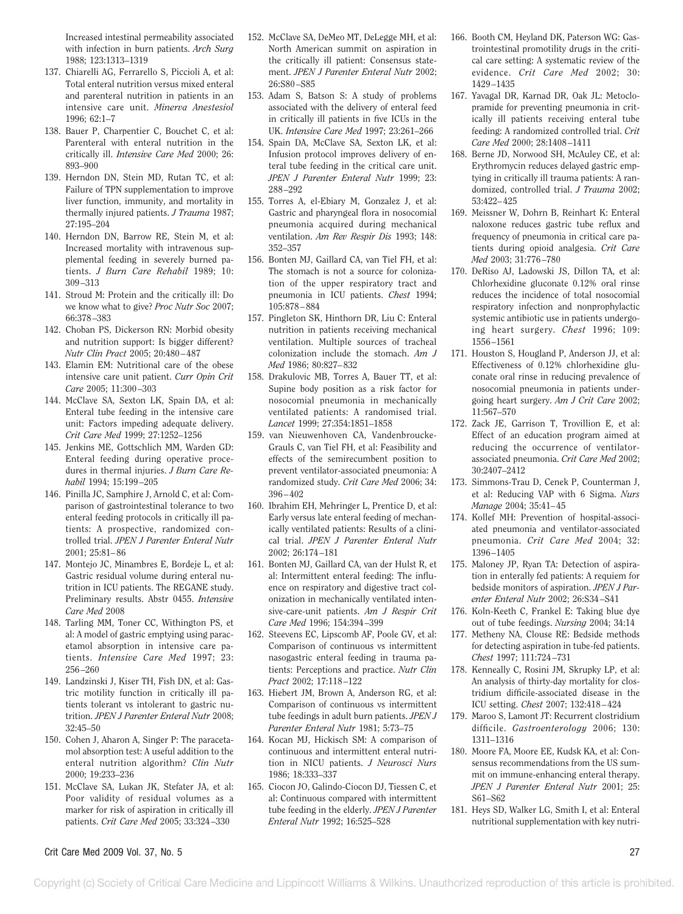Increased intestinal permeability associated with infection in burn patients. *Arch Surg* 1988; 123:1313–1319

137. Chiarelli AG, Ferrarello S, Piccioli A, et al: Total enteral nutrition versus mixed enteral and parenteral nutrition in patients in an intensive care unit. *Minerva Anestesiol* 1996; 62:1–7
138. Bauer P, Charpentier C, Bouchet C, et al: Parenteral with enteral nutrition in the critically ill. *Intensive Care Med* 2000; 26: 893–900
139. Herndon DN, Stein MD, Rutan TC, et al: Failure of TPN supplementation to improve liver function, immunity, and mortality in thermally injured patients. *J Trauma* 1987; 27:195–204
140. Herndon DN, Barrow RE, Stein M, et al: Increased mortality with intravenous supplemental feeding in severely burned patients. *J Burn Care Rehabil* 1989; 10: 309–313
141. Stroud M: Protein and the critically ill: Do we know what to give? *Proc Nutr Soc* 2007; 66:378–383
142. Choban PS, Dickerson RN: Morbid obesity and nutrition support: Is bigger different? *Nutr Clin Pract* 2005; 20:480–487
143. Elamin EM: Nutritional care of the obese intensive care unit patient. *Curr Opin Crit Care* 2005; 11:300–303
144. McClave SA, Sexton LK, Spain DA, et al: Enteral tube feeding in the intensive care unit: Factors impeding adequate delivery. *Crit Care Med* 1999; 27:1252–1256
145. Jenkins ME, Gottschlich MM, Warden GD: Enteral feeding during operative procedures in thermal injuries. *J Burn Care Rehabil* 1994; 15:199–205
146. Pinilla JC, Samphire J, Arnold C, et al: Comparison of gastrointestinal tolerance to two enteral feeding protocols in critically ill patients: A prospective, randomized controlled trial. *JPEN J Parenter Enteral Nutr* 2001; 25:81–86
147. Montejo JC, Minambres E, Bordeje L, et al: Gastric residual volume during enteral nutrition in ICU patients. The REGANE study. Preliminary results. Abstr 0455. *Intensive Care Med* 2008
148. Tarling MM, Toner CC, Withington PS, et al: A model of gastric emptying using paracetamol absorption in intensive care patients. *Intensive Care Med* 1997; 23: 256–260
149. Landzinski J, Kiser TH, Fish DN, et al: Gastric motility function in critically ill patients tolerant vs intolerant to gastric nutrition. *JPEN J Parenter Enteral Nutr* 2008; 32:45–50
150. Cohen J, Aharon A, Singer P: The paracetamol absorption test: A useful addition to the enteral nutrition algorithm? *Clin Nutr* 2000; 19:233–236
151. McClave SA, Lukan JK, Stefater JA, et al: Poor validity of residual volumes as a marker for risk of aspiration in critically ill patients. *Crit Care Med* 2005; 33:324–330
152. McClave SA, DeMeo MT, DeLegge MH, et al: North American summit on aspiration in the critically ill patient: Consensus statement. *JPEN J Parenter Enteral Nutr* 2002; 26:S80–S85
153. Adam S, Batson S: A study of problems associated with the delivery of enteral feed in critically ill patients in five ICUs in the UK. *Intensive Care Med* 1997; 23:261–266
154. Spain DA, McClave SA, Sexton LK, et al: Infusion protocol improves delivery of enteral tube feeding in the critical care unit. *JPEN J Parenter Enteral Nutr* 1999; 23: 288–292
155. Torres A, el-Ebiary M, Gonzalez J, et al: Gastric and pharyngeal flora in nosocomial pneumonia acquired during mechanical ventilation. *Am Rev Respir Dis* 1993; 148: 352–357
156. Bonten MJ, Gaillard CA, van Tiel FH, et al: The stomach is not a source for colonization of the upper respiratory tract and pneumonia in ICU patients. *Chest* 1994; 105:878–884
157. Pingleton SK, Hinthorn DR, Liu C: Enteral nutrition in patients receiving mechanical ventilation. Multiple sources of tracheal colonization include the stomach. *Am J Med* 1986; 80:827–832
158. Drakulovic MB, Torres A, Bauer TT, et al: Supine body position as a risk factor for nosocomial pneumonia in mechanically ventilated patients: A randomised trial. *Lancet* 1999; 27:354:1851–1858
159. van Nieuwenhoven CA, Vandenbroucke-Grauls C, van Tiel FH, et al: Feasibility and effects of the semirecumbent position to prevent ventilator-associated pneumonia: A randomized study. *Crit Care Med* 2006; 34: 396–402
160. Ibrahim EH, Mehringer L, Prentice D, et al: Early versus late enteral feeding of mechanically ventilated patients: Results of a clinical trial. *JPEN J Parenter Enteral Nutr* 2002; 26:174–181
161. Bonten MJ, Gaillard CA, van der Hulst R, et al: Intermittent enteral feeding: The influence on respiratory and digestive tract colonization in mechanically ventilated intensive-care-unit patients. *Am J Respir Crit Care Med* 1996; 154:394–399
162. Steevens EC, Lipscomb AF, Poole GV, et al: Comparison of continuous vs intermittent nasogastric enteral feeding in trauma patients: Perceptions and practice. *Nutr Clin Pract* 2002; 17:118–122
163. Hiebert JM, Brown A, Anderson RG, et al: Comparison of continuous vs intermittent tube feedings in adult burn patients. *JPEN J Parenter Enteral Nutr* 1981; 5:73–75
164. Kocan MJ, Hickisch SM: A comparison of continuous and intermittent enteral nutrition in NICU patients. *J Neurosci Nurs* 1986; 18:333–337
165. Ciocon JO, Galindo-Ciocon DJ, Tiessen C, et al: Continuous compared with intermittent tube feeding in the elderly. *JPEN J Parenter Enteral Nutr* 1992; 16:525–528
166. Booth CM, Heyland DK, Paterson WG: Gastrointestinal promotility drugs in the critical care setting: A systematic review of the evidence. *Crit Care Med* 2002; 30: 1429–1435
167. Yavagal DR, Karnad DR, Oak JL: Metoclopramide for preventing pneumonia in critically ill patients receiving enteral tube feeding: A randomized controlled trial. *Crit Care Med* 2000; 28:1408–1411
168. Berne JD, Norwood SH, McAuley CE, et al: Erythromycin reduces delayed gastric emptying in critically ill trauma patients: A randomized, controlled trial. *J Trauma* 2002; 53:422–425
169. Meissner W, Dohrn B, Reinhart K: Enteral naloxone reduces gastric tube reflux and frequency of pneumonia in critical care patients during opioid analgesia. *Crit Care Med* 2003; 31:776–780
170. DeRiso AJ, Ladowski JS, Dillon TA, et al: Chlorhexidine gluconate 0.12% oral rinse reduces the incidence of total nosocomial respiratory infection and nonprophylactic systemic antibiotic use in patients undergoing heart surgery. *Chest* 1996; 109: 1556–1561
171. Houston S, Hougland P, Anderson JJ, et al: Effectiveness of 0.12% chlorhexidine gluconate oral rinse in reducing prevalence of nosocomial pneumonia in patients undergoing heart surgery. *Am J Crit Care* 2002; 11:567–570
172. Zack JE, Garrison T, Trovillion E, et al: Effect of an education program aimed at reducing the occurrence of ventilator-associated pneumonia. *Crit Care Med* 2002; 30:2407–2412
173. Simmons-Trau D, Cenek P, Counterman J, et al: Reducing VAP with 6 Sigma. *Nurs Manage* 2004; 35:41–45
174. Kollef MH: Prevention of hospital-associated pneumonia and ventilator-associated pneumonia. *Crit Care Med* 2004; 32: 1396–1405
175. Maloney JP, Ryan TA: Detection of aspiration in enterally fed patients: A requiem for bedside monitors of aspiration. *JPEN J Parenter Enteral Nutr* 2002; 26:S34–S41
176. Koln-Keeth C, Frankel E: Taking blue dye out of tube feedings. *Nursing* 2004; 34:14
177. Metheny NA, Clouse RE: Bedside methods for detecting aspiration in tube-fed patients. *Chest* 1997; 111:724–731
178. Kenneally C, Rosini JM, Skrupky LP, et al: An analysis of thirty-day mortality for clostridium difficile-associated disease in the ICU setting. *Chest* 2007; 132:418–424
179. Maroo S, Lamont JT: Recurrent clostridium difficile. *Gastroenterology* 2006; 130: 1311–1316
180. Moore FA, Moore EE, Kudsk KA, et al: Consensus recommendations from the US summit on immune-enhancing enteral therapy. *JPEN J Parenter Enteral Nutr* 2001; 25: S61–S62
181. Heys SD, Walker LG, Smith I, et al: Enteral nutritional supplementation with key nutri-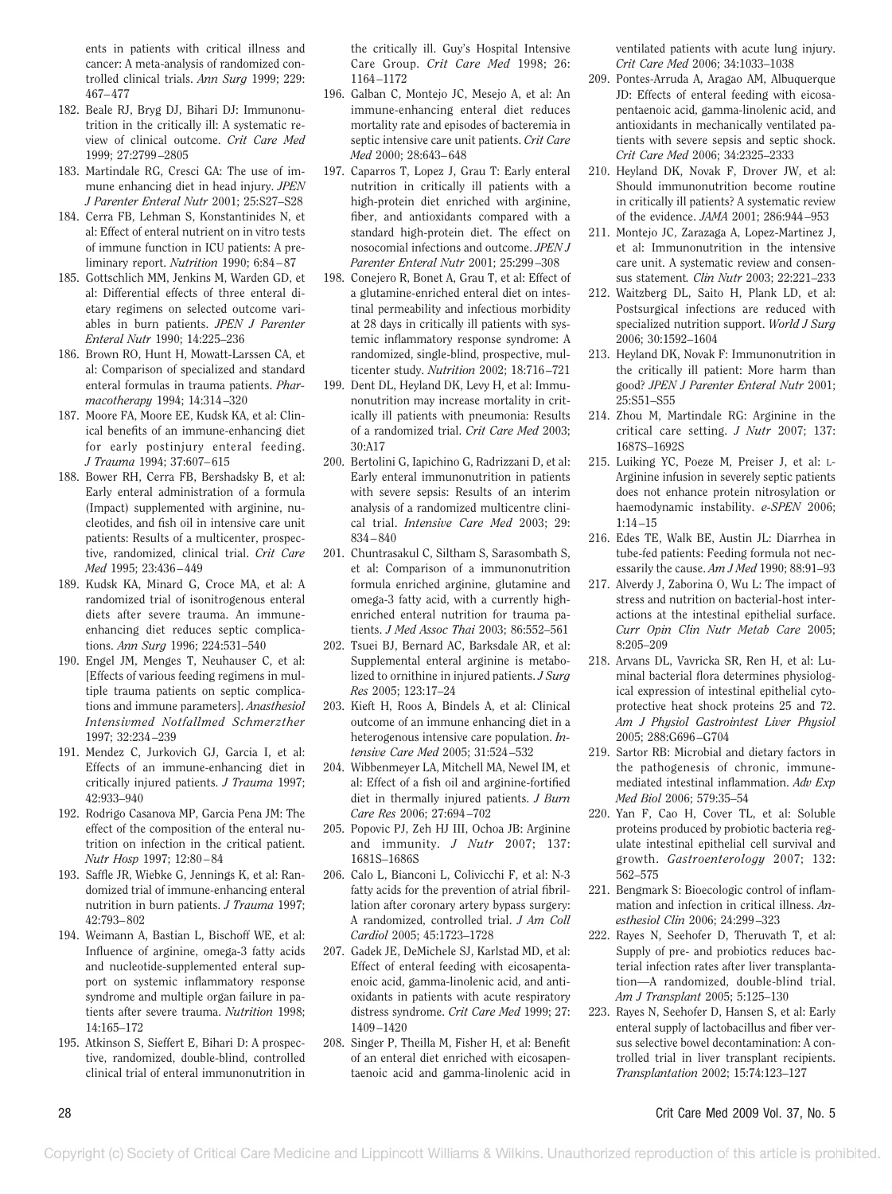ents in patients with critical illness and cancer: A meta-analysis of randomized controlled clinical trials. *Ann Surg* 1999; 229: 467–477

182. Beale RJ, Bryg DJ, Bihari DJ: Immunonutrition in the critically ill: A systematic review of clinical outcome. *Crit Care Med* 1999; 27:2799–2805
183. Martindale RG, Cresci GA: The use of immune enhancing diet in head injury. *JPEN J Parenter Enteral Nutr* 2001; 25:S27–S28
184. Cerra FB, Lehman S, Konstantinides N, et al: Effect of enteral nutrient on in vitro tests of immune function in ICU patients: A preliminary report. *Nutrition* 1990; 6:84–87
185. Gottschlich MM, Jenkins M, Warden GD, et al: Differential effects of three enteral dietary regimens on selected outcome variables in burn patients. *JPEN J Parenter Enteral Nutr* 1990; 14:225–236
186. Brown RO, Hunt H, Mowatt-Larssen CA, et al: Comparison of specialized and standard enteral formulas in trauma patients. *Pharmacotherapy* 1994; 14:314–320
187. Moore FA, Moore EE, Kudsk KA, et al: Clinical benefits of an immune-enhancing diet for early postinjury enteral feeding. *J Trauma* 1994; 37:607–615
188. Bower RH, Cerra FB, Bershadsky B, et al: Early enteral administration of a formula (Impact) supplemented with arginine, nucleotides, and fish oil in intensive care unit patients: Results of a multicenter, prospective, randomized, clinical trial. *Crit Care Med* 1995; 23:436–449
189. Kudsk KA, Minard G, Croce MA, et al: A randomized trial of isonitrogenous enteral diets after severe trauma. An immune-enhancing diet reduces septic complications. *Ann Surg* 1996; 224:531–540
190. Engel JM, Menges T, Neuhauser C, et al: [Effects of various feeding regimens in multiple trauma patients on septic complications and immune parameters]. *Anasthesiol Intensivmed Notfallmed Schmerzther* 1997; 32:234–239
191. Mendez C, Jurkovich GJ, Garcia I, et al: Effects of an immune-enhancing diet in critically injured patients. *J Trauma* 1997; 42:933–940
192. Rodrigo Casanova MP, Garcia Pena JM: The effect of the composition of the enteral nutrition on infection in the critical patient. *Nutr Hosp* 1997; 12:80–84
193. Saffle JR, Wiebke G, Jennings K, et al: Randomized trial of immune-enhancing enteral nutrition in burn patients. *J Trauma* 1997; 42:793–802
194. Weimann A, Bastian L, Bischoff WE, et al: Influence of arginine, omega-3 fatty acids and nucleotide-supplemented enteral support on systemic inflammatory response syndrome and multiple organ failure in patients after severe trauma. *Nutrition* 1998; 14:165–172
195. Atkinson S, Sieffert E, Bihari D: A prospective, randomized, double-blind, controlled clinical trial of enteral immunonutrition in the critically ill. Guy's Hospital Intensive Care Group. *Crit Care Med* 1998; 26: 1164–1172
196. Galban C, Montejo JC, Mesejo A, et al: An immune-enhancing enteral diet reduces mortality rate and episodes of bacteremia in septic intensive care unit patients. *Crit Care Med* 2000; 28:643–648
197. Caparros T, Lopez J, Grau T: Early enteral nutrition in critically ill patients with a high-protein diet enriched with arginine, fiber, and antioxidants compared with a standard high-protein diet. The effect on nosocomial infections and outcome. *JPEN J Parenter Enteral Nutr* 2001; 25:299–308
198. Conejero R, Bonet A, Grau T, et al: Effect of a glutamine-enriched enteral diet on intestinal permeability and infectious morbidity at 28 days in critically ill patients with systemic inflammatory response syndrome: A randomized, single-blind, prospective, multicenter study. *Nutrition* 2002; 18:716–721
199. Dent DL, Heyland DK, Levy H, et al: Immunonutrition may increase mortality in critically ill patients with pneumonia: Results of a randomized trial. *Crit Care Med* 2003; 30:A17
200. Bertolini G, Iapichino G, Radrizzani D, et al: Early enteral immunonutrition in patients with severe sepsis: Results of an interim analysis of a randomized multicentre clinical trial. *Intensive Care Med* 2003; 29: 834–840
201. Chuntrasakul C, Siltham S, Sarasombath S, et al: Comparison of a immunonutrition formula enriched arginine, glutamine and omega-3 fatty acid, with a currently high-enriched enteral nutrition for trauma patients. *J Med Assoc Thai* 2003; 86:552–561
202. Tsuei BJ, Bernard AC, Barksdale AR, et al: Supplemental enteral arginine is metabolized to ornithine in injured patients. *J Surg Res* 2005; 123:17–24
203. Kieft H, Roos A, Bindels A, et al: Clinical outcome of an immune enhancing diet in a heterogenous intensive care population. *Intensive Care Med* 2005; 31:524–532
204. Wibbenmeyer LA, Mitchell MA, Newel IM, et al: Effect of a fish oil and arginine-fortified diet in thermally injured patients. *J Burn Care Res* 2006; 27:694–702
205. Popovic PJ, Zeh HJ III, Ochoa JB: Arginine and immunity. *J Nutr* 2007; 137: 1681S–1686S
206. Calo L, Bianconi L, Colivicchi F, et al: N-3 fatty acids for the prevention of atrial fibrillation after coronary artery bypass surgery: A randomized, controlled trial. *J Am Coll Cardiol* 2005; 45:1723–1728
207. Gadek JE, DeMichele SJ, Karlstad MD, et al: Effect of enteral feeding with eicosapentaenoic acid, gamma-linolenic acid, and antioxidants in patients with acute respiratory distress syndrome. *Crit Care Med* 1999; 27: 1409–1420
208. Singer P, Theilla M, Fisher H, et al: Benefit of an enteral diet enriched with eicosapentaenoic acid and gamma-linolenic acid in ventilated patients with acute lung injury. *Crit Care Med* 2006; 34:1033–1038
209. Pontes-Arruda A, Aragao AM, Albuquerque JD: Effects of enteral feeding with eicosapentaenoic acid, gamma-linolenic acid, and antioxidants in mechanically ventilated patients with severe sepsis and septic shock. *Crit Care Med* 2006; 34:2325–2333
210. Heyland DK, Novak F, Drover JW, et al: Should immunonutrition become routine in critically ill patients? A systematic review of the evidence. *JAMA* 2001; 286:944–953
211. Montejo JC, Zarazaga A, Lopez-Martinez J, et al: Immunonutrition in the intensive care unit. A systematic review and consensus statement. *Clin Nutr* 2003; 22:221–233
212. Waitzberg DL, Saito H, Plank LD, et al: Postsurgical infections are reduced with specialized nutrition support. *World J Surg* 2006; 30:1592–1604
213. Heyland DK, Novak F: Immunonutrition in the critically ill patient: More harm than good? *JPEN J Parenter Enteral Nutr* 2001; 25:S51–S55
214. Zhou M, Martindale RG: Arginine in the critical care setting. *J Nutr* 2007; 137: 1687S–1692S
215. Luiking YC, Poeze M, Preiser J, et al: L-Arginine infusion in severely septic patients does not enhance protein nitrosylation or haemodynamic instability. *e-SPEN* 2006; 1:14–15
216. Edes TE, Walk BE, Austin JL: Diarrhea in tube-fed patients: Feeding formula not necessarily the cause. *Am J Med* 1990; 88:91–93
217. Alverdy J, Zaborina O, Wu L: The impact of stress and nutrition on bacterial-host interactions at the intestinal epithelial surface. *Curr Opin Clin Nutr Metab Care* 2005; 8:205–209
218. Arvans DL, Vavricka SR, Ren H, et al: Luminal bacterial flora determines physiological expression of intestinal epithelial cytoprotective heat shock proteins 25 and 72. *Am J Physiol Gastrointest Liver Physiol* 2005; 288:G696–G704
219. Sartor RB: Microbial and dietary factors in the pathogenesis of chronic, immune-mediated intestinal inflammation. *Adv Exp Med Biol* 2006; 579:35–54
220. Yan F, Cao H, Cover TL, et al: Soluble proteins produced by probiotic bacteria regulate intestinal epithelial cell survival and growth. *Gastroenterology* 2007; 132: 562–575
221. Bengmark S: Bioecologic control of inflammation and infection in critical illness. *Anesthesiol Clin* 2006; 24:299–323
222. Rayes N, Seehofer D, Theruvath T, et al: Supply of pre- and probiotics reduces bacterial infection rates after liver transplantation—A randomized, double-blind trial. *Am J Transplant* 2005; 5:125–130
223. Rayes N, Seehofer D, Hansen S, et al: Early enteral supply of lactobacillus and fiber versus selective bowel decontamination: A controlled trial in liver transplant recipients. *Transplantation* 2002; 15:74:123–127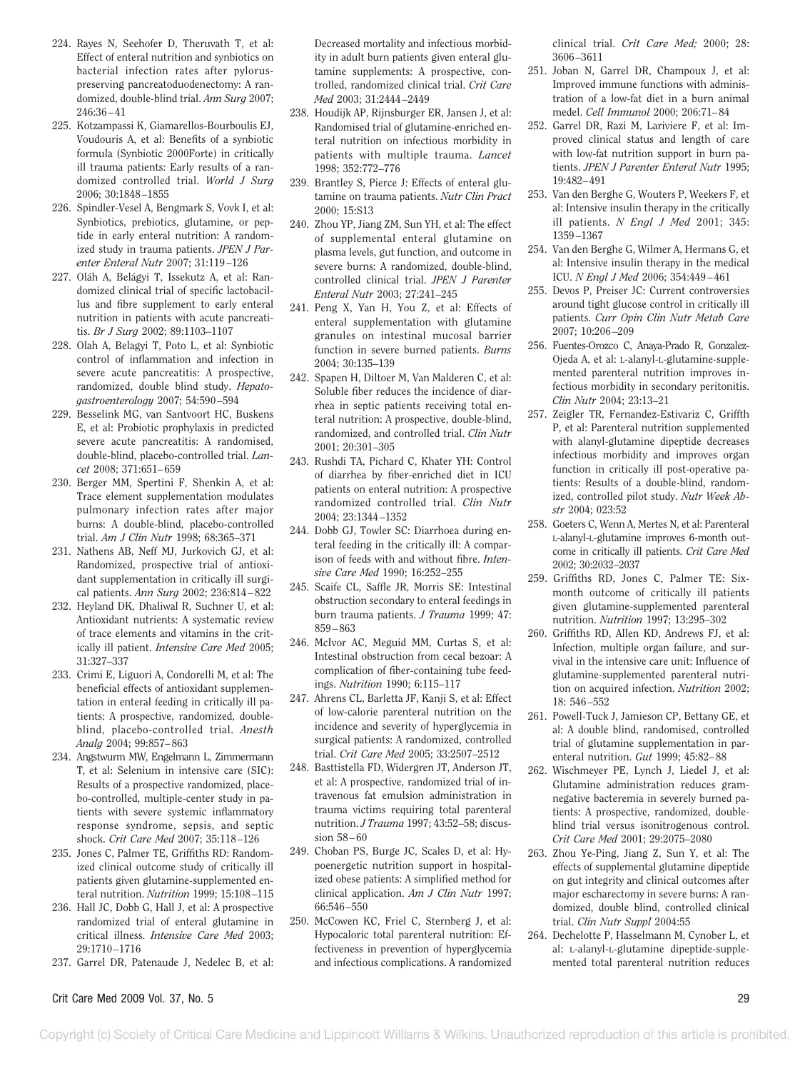224. Rayes N, Seehofer D, Theruvath T, et al: Effect of enteral nutrition and synbiotics on bacterial infection rates after pylorus-preserving pancreatoduodenectomy: A randomized, double-blind trial. *Ann Surg* 2007; 246:36–41

225. Kotzampassi K, Giamarellos-Bourboulis EJ, Voudouris A, et al: Benefits of a synbiotic formula (Synbiotic 2000Forte) in critically ill trauma patients: Early results of a randomized controlled trial. *World J Surg* 2006; 30:1848–1855

226. Spindler-Vesel A, Bengmark S, Vovk I, et al: Synbiotics, prebiotics, glutamine, or peptide in early enteral nutrition: A randomized study in trauma patients. *JPEN J Parenter Enteral Nutr* 2007; 31:119–126

227. Oláh A, Belágyi T, Issekutz A, et al: Randomized clinical trial of specific lactobacillus and fibre supplement to early enteral nutrition in patients with acute pancreatitis. *Br J Surg* 2002; 89:1103–1107

228. Olah A, Belagyi T, Poto L, et al: Synbiotic control of inflammation and infection in severe acute pancreatitis: A prospective, randomized, double blind study. *Hepatogastroenterology* 2007; 54:590–594

229. Besselink MG, van Santvoort HC, Buskens E, et al: Probiotic prophylaxis in predicted severe acute pancreatitis: A randomised, double-blind, placebo-controlled trial. *Lancet* 2008; 371:651–659

230. Berger MM, Spertini F, Shenkin A, et al: Trace element supplementation modulates pulmonary infection rates after major burns: A double-blind, placebo-controlled trial. *Am J Clin Nutr* 1998; 68:365–371

231. Nathens AB, Neff MJ, Jurkovich GJ, et al: Randomized, prospective trial of antioxidant supplementation in critically ill surgical patients. *Ann Surg* 2002; 236:814–822

232. Heyland DK, Dhaliwal R, Suchner U, et al: Antioxidant nutrients: A systematic review of trace elements and vitamins in the critically ill patient. *Intensive Care Med* 2005; 31:327–337

233. Crimi E, Liguori A, Condorelli M, et al: The beneficial effects of antioxidant supplementation in enteral feeding in critically ill patients: A prospective, randomized, double-blind, placebo-controlled trial. *Anesth Analg* 2004; 99:857–863

234. Angstwurm MW, Engelmann L, Zimmermann T, et al: Selenium in intensive care (SIC): Results of a prospective randomized, placebo-controlled, multiple-center study in patients with severe systemic inflammatory response syndrome, sepsis, and septic shock. *Crit Care Med* 2007; 35:118–126

235. Jones C, Palmer TE, Griffiths RD: Randomized clinical outcome study of critically ill patients given glutamine-supplemented enteral nutrition. *Nutrition* 1999; 15:108–115

236. Hall JC, Dobb G, Hall J, et al: A prospective randomized trial of enteral glutamine in critical illness. *Intensive Care Med* 2003; 29:1710–1716

237. Garrel DR, Patenaude J, Nedelec B, et al: Decreased mortality and infectious morbidity in adult burn patients given enteral glutamine supplements: A prospective, controlled, randomized clinical trial. *Crit Care Med* 2003; 31:2444–2449

238. Houdijk AP, Rijnsburger ER, Jansen J, et al: Randomised trial of glutamine-enriched enteral nutrition on infectious morbidity in patients with multiple trauma. *Lancet* 1998; 352:772–776

239. Brantley S, Pierce J: Effects of enteral glutamine on trauma patients. *Nutr Clin Pract* 2000; 15:S13

240. Zhou YP, Jiang ZM, Sun YH, et al: The effect of supplemental enteral glutamine on plasma levels, gut function, and outcome in severe burns: A randomized, double-blind, controlled clinical trial. *JPEN J Parenter Enteral Nutr* 2003; 27:241–245

241. Peng X, Yan H, You Z, et al: Effects of enteral supplementation with glutamine granules on intestinal mucosal barrier function in severe burned patients. *Burns* 2004; 30:135–139

242. Spapen H, Diltoer M, Van Malderen C, et al: Soluble fiber reduces the incidence of diarrhea in septic patients receiving total enteral nutrition: A prospective, double-blind, randomized, and controlled trial. *Clin Nutr* 2001; 20:301–305

243. Rushdi TA, Pichard C, Khater YH: Control of diarrhea by fiber-enriched diet in ICU patients on enteral nutrition: A prospective randomized controlled trial. *Clin Nutr* 2004; 23:1344–1352

244. Dobb GJ, Towler SC: Diarrhoea during enteral feeding in the critically ill: A comparison of feeds with and without fibre. *Intensive Care Med* 1990; 16:252–255

245. Scaife CL, Saffle JR, Morris SE: Intestinal obstruction secondary to enteral feedings in burn trauma patients. *J Trauma* 1999; 47: 859–863

246. McIvor AC, Meguid MM, Curtas S, et al: Intestinal obstruction from cecal bezoar: A complication of fiber-containing tube feedings. *Nutrition* 1990; 6:115–117

247. Ahrens CL, Barletta JF, Kanji S, et al: Effect of low-calorie parenteral nutrition on the incidence and severity of hyperglycemia in surgical patients: A randomized, controlled trial. *Crit Care Med* 2005; 33:2507–2512

248. Basttistella FD, Widergren JT, Anderson JT, et al: A prospective, randomized trial of intravenous fat emulsion administration in trauma victims requiring total parenteral nutrition. *J Trauma* 1997; 43:52–58; discussion 58–60

249. Choban PS, Burge JC, Scales D, et al: Hypoenergetic nutrition support in hospitalized obese patients: A simplified method for clinical application. *Am J Clin Nutr* 1997; 66:546–550

250. McCowen KC, Friel C, Sternberg J, et al: Hypocaloric total parenteral nutrition: Effectiveness in prevention of hyperglycemia and infectious complications. A randomized clinical trial. *Crit Care Med;* 2000; 28: 3606–3611

251. Joban N, Garrel DR, Champoux J, et al: Improved immune functions with administration of a low-fat diet in a burn animal medel. *Cell Immunol* 2000; 206:71–84

252. Garrel DR, Razi M, Lariviere F, et al: Improved clinical status and length of care with low-fat nutrition support in burn patients. *JPEN J Parenter Enteral Nutr* 1995; 19:482–491

253. Van den Berghe G, Wouters P, Weekers F, et al: Intensive insulin therapy in the critically ill patients. *N Engl J Med* 2001; 345: 1359–1367

254. Van den Berghe G, Wilmer A, Hermans G, et al: Intensive insulin therapy in the medical ICU. *N Engl J Med* 2006; 354:449–461

255. Devos P, Preiser JC: Current controversies around tight glucose control in critically ill patients. *Curr Opin Clin Nutr Metab Care* 2007; 10:206–209

256. Fuentes-Orozco C, Anaya-Prado R, Gonzalez-Ojeda A, et al: L-alanyl-L-glutamine-supplemented parenteral nutrition improves infectious morbidity in secondary peritonitis. *Clin Nutr* 2004; 23:13–21

257. Zeigler TR, Fernandez-Estivariz C, Griffth P, et al: Parenteral nutrition supplemented with alanyl-glutamine dipeptide decreases infectious morbidity and improves organ function in critically ill post-operative patients: Results of a double-blind, randomized, controlled pilot study. *Nutr Week Abstr* 2004; 023:52

258. Goeters C, Wenn A, Mertes N, et al: Parenteral L-alanyl-L-glutamine improves 6-month outcome in critically ill patients. *Crit Care Med* 2002; 30:2032–2037

259. Griffiths RD, Jones C, Palmer TE: Six-month outcome of critically ill patients given glutamine-supplemented parenteral nutrition. *Nutrition* 1997; 13:295–302

260. Griffiths RD, Allen KD, Andrews FJ, et al: Infection, multiple organ failure, and survival in the intensive care unit: Influence of glutamine-supplemented parenteral nutrition on acquired infection. *Nutrition* 2002; 18: 546–552

261. Powell-Tuck J, Jamieson CP, Bettany GE, et al: A double blind, randomised, controlled trial of glutamine supplementation in parenteral nutrition. *Gut* 1999; 45:82–88

262. Wischmeyer PE, Lynch J, Liedel J, et al: Glutamine administration reduces gram-negative bacteremia in severely burned patients: A prospective, randomized, double-blind trial versus isonitrogenous control. *Crit Care Med* 2001; 29:2075–2080

263. Zhou Ye-Ping, Jiang Z, Sun Y, et al: The effects of supplemental glutamine dipeptide on gut integrity and clinical outcomes after major escharectomy in severe burns: A randomized, double blind, controlled clinical trial. *Clin Nutr Suppl* 2004:55

264. Dechelotte P, Hasselmann M, Cynober L, et al: L-alanyl-L-glutamine dipeptide-supplemented total parenteral nutrition reduces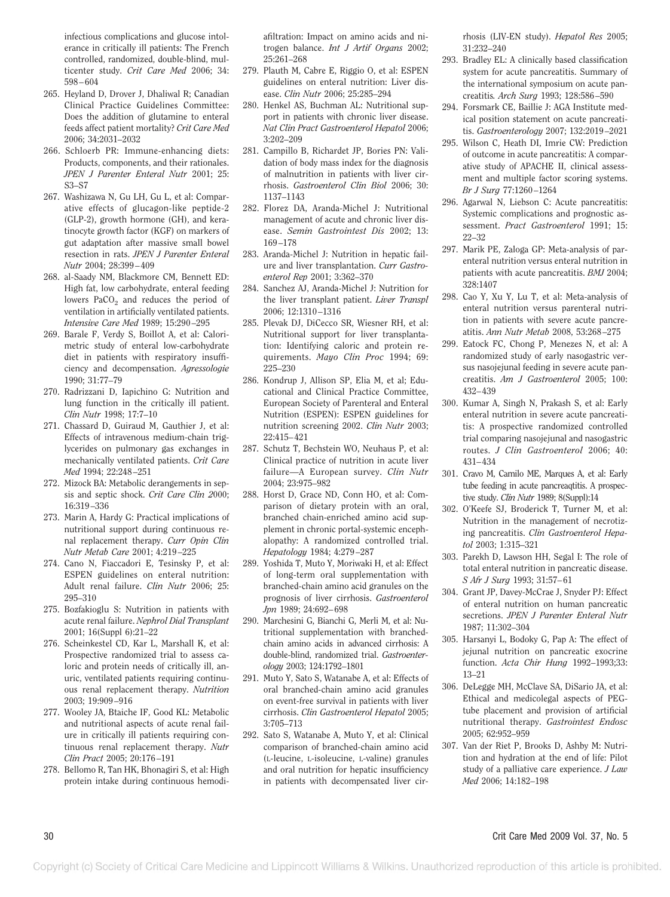infectious complications and glucose intolerance in critically ill patients: The French controlled, randomized, double-blind, multicenter study. *Crit Care Med* 2006; 34: 598–604

265. Heyland D, Drover J, Dhaliwal R; Canadian Clinical Practice Guidelines Committee: Does the addition of glutamine to enteral feeds affect patient mortality? *Crit Care Med* 2006; 34:2031–2032
266. Schloerb PR: Immune-enhancing diets: Products, components, and their rationales. *JPEN J Parenter Enteral Nutr* 2001; 25: S3–S7
267. Washizawa N, Gu LH, Gu L, et al: Comparative effects of glucagon-like peptide-2 (GLP-2), growth hormone (GH), and keratinocyte growth factor (KGF) on markers of gut adaptation after massive small bowel resection in rats. *JPEN J Parenter Enteral Nutr* 2004; 28:399–409
268. al-Saady NM, Blackmore CM, Bennett ED: High fat, low carbohydrate, enteral feeding lowers $PaCO_2$ and reduces the period of ventilation in artificially ventilated patients. *Intensive Care Med* 1989; 15:290–295
269. Barale F, Verdy S, Boillot A, et al: Calorimetric study of enteral low-carbohydrate diet in patients with respiratory insufficiency and decompensation. *Agressologie* 1990; 31:77–79
270. Radrizzani D, Iapichino G: Nutrition and lung function in the critically ill patient. *Clin Nutr* 1998; 17:7–10
271. Chassard D, Guiraud M, Gauthier J, et al: Effects of intravenous medium-chain triglycerides on pulmonary gas exchanges in mechanically ventilated patients. *Crit Care Med* 1994; 22:248–251
272. Mizock BA: Metabolic derangements in sepsis and septic shock. *Crit Care Clin 2*000; 16:319–336
273. Marin A, Hardy G: Practical implications of nutritional support during continuous renal replacement therapy. *Curr Opin Clin Nutr Metab Care* 2001; 4:219–225
274. Cano N, Fiaccadori E, Tesinsky P, et al: ESPEN guidelines on enteral nutrition: Adult renal failure. *Clin Nutr* 2006; 25: 295–310
275. Bozfakioglu S: Nutrition in patients with acute renal failure. *Nephrol Dial Transplant* 2001; 16(Suppl 6):21–22
276. Scheinkestel CD, Kar L, Marshall K, et al: Prospective randomized trial to assess caloric and protein needs of critically ill, anuric, ventilated patients requiring continuous renal replacement therapy. *Nutrition* 2003; 19:909–916
277. Wooley JA, Btaiche IF, Good KL: Metabolic and nutritional aspects of acute renal failure in critically ill patients requiring continuous renal replacement therapy. *Nutr Clin Pract* 2005; 20:176–191
278. Bellomo R, Tan HK, Bhonagiri S, et al: High protein intake during continuous hemodiafiltration: Impact on amino acids and nitrogen balance. *Int J Artif Organs* 2002; 25:261–268
279. Plauth M, Cabre E, Riggio O, et al: ESPEN guidelines on enteral nutrition: Liver disease. *Clin Nutr* 2006; 25:285–294
280. Henkel AS, Buchman AL: Nutritional support in patients with chronic liver disease. *Nat Clin Pract Gastroenterol Hepatol* 2006; 3:202–209
281. Campillo B, Richardet JP, Bories PN: Validation of body mass index for the diagnosis of malnutrition in patients with liver cirrhosis. *Gastroenterol Clin Biol* 2006; 30: 1137–1143
282. Florez DA, Aranda-Michel J: Nutritional management of acute and chronic liver disease. *Semin Gastrointest Dis* 2002; 13: 169–178
283. Aranda-Michel J: Nutrition in hepatic failure and liver transplantation. *Curr Gastroenterol Rep* 2001; 3:362–370
284. Sanchez AJ, Aranda-Michel J: Nutrition for the liver transplant patient. *Liver Transpl* 2006; 12:1310–1316
285. Plevak DJ, DiCecco SR, Wiesner RH, et al: Nutritional support for liver transplantation: Identifying caloric and protein requirements. *Mayo Clin Proc* 1994; 69: 225–230
286. Kondrup J, Allison SP, Elia M, et al; Educational and Clinical Practice Committee, European Society of Parenteral and Enteral Nutrition (ESPEN): ESPEN guidelines for nutrition screening 2002. *Clin Nutr* 2003; 22:415–421
287. Schutz T, Bechstein WO, Neuhaus P, et al: Clinical practice of nutrition in acute liver failure—A European survey. *Clin Nutr* 2004; 23:975–982
288. Horst D, Grace ND, Conn HO, et al: Comparison of dietary protein with an oral, branched chain-enriched amino acid supplement in chronic portal-systemic encephalopathy: A randomized controlled trial. *Hepatology* 1984; 4:279–287
289. Yoshida T, Muto Y, Moriwaki H, et al: Effect of long-term oral supplementation with branched-chain amino acid granules on the prognosis of liver cirrhosis. *Gastroenterol Jpn* 1989; 24:692–698
290. Marchesini G, Bianchi G, Merli M, et al: Nutritional supplementation with branched-chain amino acids in advanced cirrhosis: A double-blind, randomized trial. *Gastroenterology* 2003; 124:1792–1801
291. Muto Y, Sato S, Watanabe A, et al: Effects of oral branched-chain amino acid granules on event-free survival in patients with liver cirrhosis. *Clin Gastroenterol Hepatol* 2005; 3:705–713
292. Sato S, Watanabe A, Muto Y, et al: Clinical comparison of branched-chain amino acid (L-leucine, L-isoleucine, L-valine) granules and oral nutrition for hepatic insufficiency in patients with decompensated liver cirrhosis (LIV-EN study). *Hepatol Res* 2005; 31:232–240
293. Bradley EL: A clinically based classification system for acute pancreatitis. Summary of the international symposium on acute pancreatitis. *Arch Surg* 1993; 128:586–590
294. Forsmark CE, Baillie J: AGA Institute medical position statement on acute pancreatitis. *Gastroenterology* 2007; 132:2019–2021
295. Wilson C, Heath DI, Imrie CW: Prediction of outcome in acute pancreatitis: A comparative study of APACHE II, clinical assessment and multiple factor scoring systems. *Br J Surg* 77:1260–1264
296. Agarwal N, Liebson C: Acute pancreatitis: Systemic complications and prognostic assessment. *Pract Gastroenterol* 1991; 15: 22–32
297. Marik PE, Zaloga GP: Meta-analysis of parenteral nutrition versus enteral nutrition in patients with acute pancreatitis. *BMJ* 2004; 328:1407
298. Cao Y, Xu Y, Lu T, et al: Meta-analysis of enteral nutrition versus parenteral nutrition in patients with severe acute pancreatitis. *Ann Nutr Metab* 2008, 53:268–275
299. Eatock FC, Chong P, Menezes N, et al: A randomized study of early nasogastric versus nasojejunal feeding in severe acute pancreatitis. *Am J Gastroenterol* 2005; 100: 432–439
300. Kumar A, Singh N, Prakash S, et al: Early enteral nutrition in severe acute pancreatitis: A prospective randomized controlled trial comparing nasojejunal and nasogastric routes. *J Clin Gastroenterol* 2006; 40: 431–434
301. Cravo M, Camilo ME, Marques A, et al: Early tube feeding in acute pancreaqtitis. A prospective study. *Clin Nutr* 1989; 8(Suppl):14
302. O'Keefe SJ, Broderick T, Turner M, et al: Nutrition in the management of necrotizing pancreatitis. *Clin Gastroenterol Hepatol* 2003; 1:315–321
303. Parekh D, Lawson HH, Segal I: The role of total enteral nutrition in pancreatic disease. *S Afr J Surg* 1993; 31:57–61
304. Grant JP, Davey-McCrae J, Snyder PJ: Effect of enteral nutrition on human pancreatic secretions. *JPEN J Parenter Enteral Nutr* 1987; 11:302–304
305. Harsanyi L, Bodoky G, Pap A: The effect of jejunal nutrition on pancreatic exocrine function. *Acta Chir Hung* 1992–1993;33: 13–21
306. DeLegge MH, McClave SA, DiSario JA, et al: Ethical and medicolegal aspects of PEG-tube placement and provision of artificial nutritional therapy. *Gastrointest Endosc* 2005; 62:952–959
307. Van der Riet P, Brooks D, Ashby M: Nutrition and hydration at the end of life: Pilot study of a palliative care experience. *J Law Med* 2006; 14:182–198